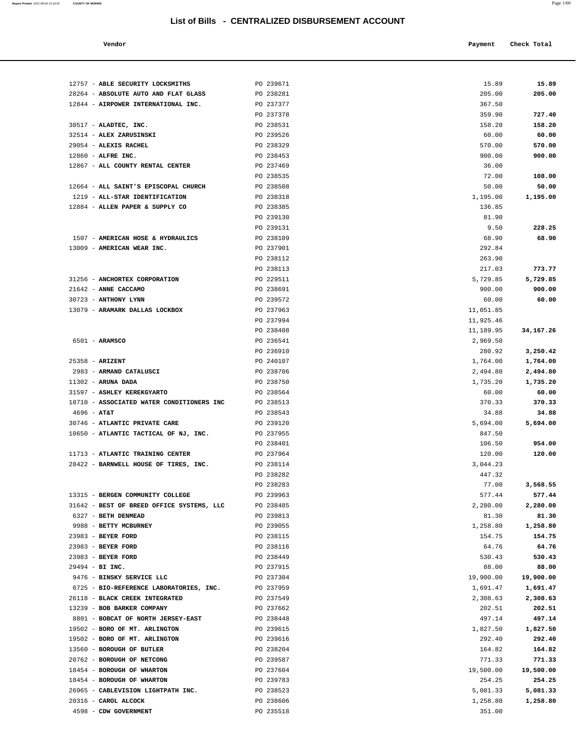# List of Bills - CENTRALIZED DISBURSEMENT ACCOUNT

| Vendor | | Payment | Check Total |
|---|---|---|---|
| 12757 - **ABLE SECURITY LOCKSMITHS** | PO 239671 | 15.89 | **15.89** |
| 28264 - **ABSOLUTE AUTO AND FLAT GLASS** | PO 238281 | 205.00 | **205.00** |
| 12844 - **AIRPOWER INTERNATIONAL INC.** | PO 237377 | 367.50 | |
| | PO 237378 | 359.90 | **727.40** |
| 30517 - **ALADTEC, INC.** | PO 238531 | 158.20 | **158.20** |
| 32514 - **ALEX ZARUSINSKI** | PO 239526 | 60.00 | **60.00** |
| 29054 - **ALEXIS RACHEL** | PO 238329 | 570.00 | **570.00** |
| 12860 - **ALFRE INC.** | PO 238453 | 900.00 | **900.00** |
| 12867 - **ALL COUNTY RENTAL CENTER** | PO 237469 | 36.00 | |
| | PO 238535 | 72.00 | **108.00** |
| 12664 - **ALL SAINT'S EPISCOPAL CHURCH** | PO 238508 | 50.00 | **50.00** |
| 1219 - **ALL-STAR IDENTIFICATION** | PO 238318 | 1,195.00 | **1,195.00** |
| 12884 - **ALLEN PAPER & SUPPLY CO** | PO 238385 | 136.85 | |
| | PO 239130 | 81.90 | |
| | PO 239131 | 9.50 | **228.25** |
| 1507 - **AMERICAN HOSE & HYDRAULICS** | PO 238109 | 68.90 | **68.90** |
| 13009 - **AMERICAN WEAR INC.** | PO 237901 | 292.84 | |
| | PO 238112 | 263.90 | |
| | PO 238113 | 217.03 | **773.77** |
| 31256 - **ANCHORTEX CORPORATION** | PO 229511 | 5,729.85 | **5,729.85** |
| 21642 - **ANNE CACCAMO** | PO 238691 | 900.00 | **900.00** |
| 30723 - **ANTHONY LYNN** | PO 239572 | 60.00 | **60.00** |
| 13079 - **ARAMARK DALLAS LOCKBOX** | PO 237963 | 11,051.85 | |
| | PO 237994 | 11,925.46 | |
| | PO 238408 | 11,189.95 | **34,167.26** |
| 6501 - **ARAMSCO** | PO 236541 | 2,969.50 | |
| | PO 236910 | 280.92 | **3,250.42** |
| 25358 - **ARIZENT** | PO 240107 | 1,764.00 | **1,764.00** |
| 2983 - **ARMAND CATALUSCI** | PO 238706 | 2,494.80 | **2,494.80** |
| 11302 - **ARUNA DADA** | PO 238750 | 1,735.20 | **1,735.20** |
| 31597 - **ASHLEY KEREKGYARTO** | PO 238564 | 60.00 | **60.00** |
| 18710 - **ASSOCIATED WATER CONDITIONERS INC** | PO 238513 | 370.33 | **370.33** |
| 4696 - **AT&T** | PO 238543 | 34.88 | **34.88** |
| 30746 - **ATLANTIC PRIVATE CARE** | PO 239120 | 5,694.00 | **5,694.00** |
| 10650 - **ATLANTIC TACTICAL OF NJ, INC.** | PO 237955 | 847.50 | |
| | PO 238401 | 106.50 | **954.00** |
| 11713 - **ATLANTIC TRAINING CENTER** | PO 237964 | 120.00 | **120.00** |
| 28422 - **BARNWELL HOUSE OF TIRES, INC.** | PO 238114 | 3,044.23 | |
| | PO 238282 | 447.32 | |
| | PO 238283 | 77.00 | **3,568.55** |
| 13315 - **BERGEN COMMUNITY COLLEGE** | PO 239963 | 577.44 | **577.44** |
| 31642 - **BEST OF BREED OFFICE SYSTEMS, LLC** | PO 238485 | 2,280.00 | **2,280.00** |
| 6327 - **BETH DENMEAD** | PO 239813 | 81.30 | **81.30** |
| 9988 - **BETTY MCBURNEY** | PO 239055 | 1,258.80 | **1,258.80** |
| 23983 - **BEYER FORD** | PO 238115 | 154.75 | **154.75** |
| 23983 - **BEYER FORD** | PO 238116 | 64.76 | **64.76** |
| 23983 - **BEYER FORD** | PO 238449 | 530.43 | **530.43** |
| 29494 - **BI INC.** | PO 237915 | 88.00 | **88.00** |
| 9476 - **BINSKY SERVICE LLC** | PO 237304 | 19,900.00 | **19,900.00** |
| 6725 - **BIO-REFERENCE LABORATORIES, INC.** | PO 237959 | 1,691.47 | **1,691.47** |
| 26118 - **BLACK CREEK INTEGRATED** | PO 237549 | 2,308.63 | **2,308.63** |
| 13239 - **BOB BARKER COMPANY** | PO 237662 | 202.51 | **202.51** |
| 8801 - **BOBCAT OF NORTH JERSEY-EAST** | PO 238448 | 497.14 | **497.14** |
| 19502 - **BORO OF MT. ARLINGTON** | PO 239615 | 1,827.50 | **1,827.50** |
| 19502 - **BORO OF MT. ARLINGTON** | PO 239616 | 292.40 | **292.40** |
| 13560 - **BOROUGH OF BUTLER** | PO 238204 | 164.82 | **164.82** |
| 20762 - **BOROUGH OF NETCONG** | PO 239587 | 771.33 | **771.33** |
| 18454 - **BOROUGH OF WHARTON** | PO 237604 | 19,500.00 | **19,500.00** |
| 18454 - **BOROUGH OF WHARTON** | PO 239783 | 254.25 | **254.25** |
| 26965 - **CABLEVISION LIGHTPATH INC.** | PO 238523 | 5,081.33 | **5,081.33** |
| 20316 - **CAROL ALCOCK** | PO 238606 | 1,258.80 | **1,258.80** |
| 4598 - **CDW GOVERNMENT** | PO 235518 | 351.00 | |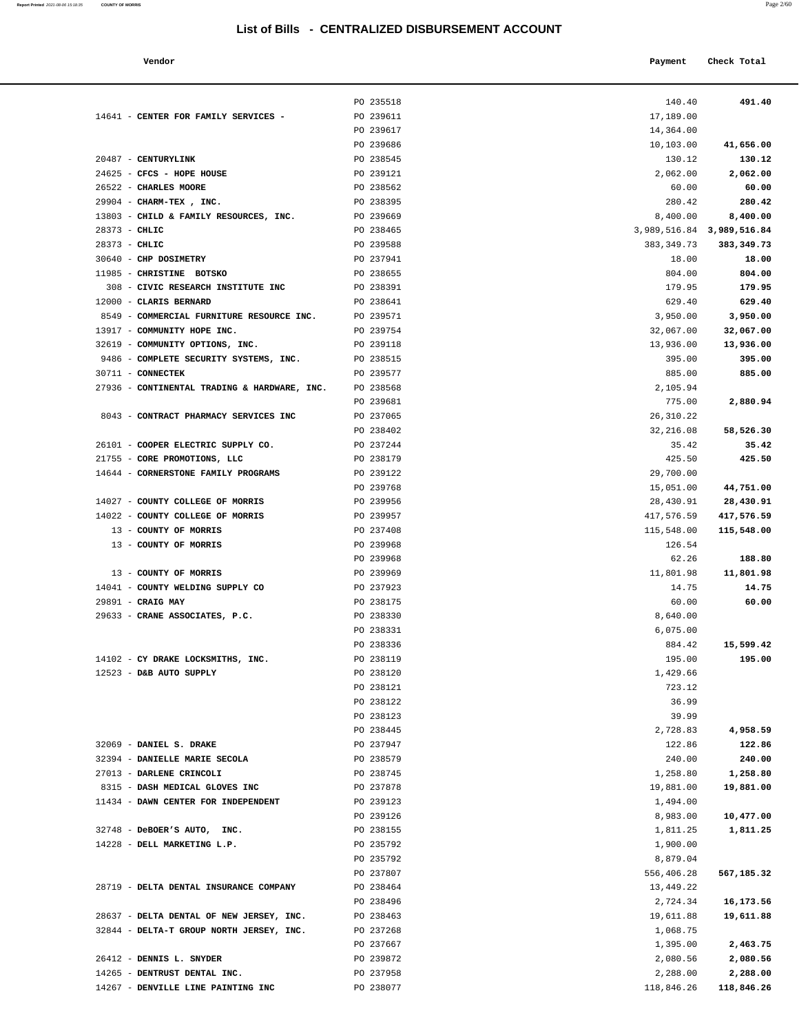# List of Bills - CENTRALIZED DISBURSEMENT ACCOUNT

| Vendor | | Payment | Check Total |
|---|---|---|---|
| | PO 235518 | 140.40 | **491.40** |
| 14641 - **CENTER FOR FAMILY SERVICES -** | PO 239611 | 17,189.00 | |
| | PO 239617 | 14,364.00 | |
| | PO 239686 | 10,103.00 | **41,656.00** |
| 20487 - **CENTURYLINK** | PO 238545 | 130.12 | **130.12** |
| 24625 - **CFCS - HOPE HOUSE** | PO 239121 | 2,062.00 | **2,062.00** |
| 26522 - **CHARLES MOORE** | PO 238562 | 60.00 | **60.00** |
| 29904 - **CHARM-TEX , INC.** | PO 238395 | 280.42 | **280.42** |
| 13803 - **CHILD & FAMILY RESOURCES, INC.** | PO 239669 | 8,400.00 | **8,400.00** |
| 28373 - **CHLIC** | PO 238465 | 3,989,516.84 | **3,989,516.84** |
| 28373 - **CHLIC** | PO 239588 | 383,349.73 | **383,349.73** |
| 30640 - **CHP DOSIMETRY** | PO 237941 | 18.00 | **18.00** |
| 11985 - **CHRISTINE BOTSKO** | PO 238655 | 804.00 | **804.00** |
| 308 - **CIVIC RESEARCH INSTITUTE INC** | PO 238391 | 179.95 | **179.95** |
| 12000 - **CLARIS BERNARD** | PO 238641 | 629.40 | **629.40** |
| 8549 - **COMMERCIAL FURNITURE RESOURCE INC.** | PO 239571 | 3,950.00 | **3,950.00** |
| 13917 - **COMMUNITY HOPE INC.** | PO 239754 | 32,067.00 | **32,067.00** |
| 32619 - **COMMUNITY OPTIONS, INC.** | PO 239118 | 13,936.00 | **13,936.00** |
| 9486 - **COMPLETE SECURITY SYSTEMS, INC.** | PO 238515 | 395.00 | **395.00** |
| 30711 - **CONNECTEK** | PO 239577 | 885.00 | **885.00** |
| 27936 - **CONTINENTAL TRADING & HARDWARE, INC.** | PO 238568 | 2,105.94 | |
| | PO 239681 | 775.00 | **2,880.94** |
| 8043 - **CONTRACT PHARMACY SERVICES INC** | PO 237065 | 26,310.22 | |
| | PO 238402 | 32,216.08 | **58,526.30** |
| 26101 - **COOPER ELECTRIC SUPPLY CO.** | PO 237244 | 35.42 | **35.42** |
| 21755 - **CORE PROMOTIONS, LLC** | PO 238179 | 425.50 | **425.50** |
| 14644 - **CORNERSTONE FAMILY PROGRAMS** | PO 239122 | 29,700.00 | |
| | PO 239768 | 15,051.00 | **44,751.00** |
| 14027 - **COUNTY COLLEGE OF MORRIS** | PO 239956 | 28,430.91 | **28,430.91** |
| 14022 - **COUNTY COLLEGE OF MORRIS** | PO 239957 | 417,576.59 | **417,576.59** |
| 13 - **COUNTY OF MORRIS** | PO 237408 | 115,548.00 | **115,548.00** |
| 13 - **COUNTY OF MORRIS** | PO 239968 | 126.54 | |
| | PO 239968 | 62.26 | **188.80** |
| 13 - **COUNTY OF MORRIS** | PO 239969 | 11,801.98 | **11,801.98** |
| 14041 - **COUNTY WELDING SUPPLY CO** | PO 237923 | 14.75 | **14.75** |
| 29891 - **CRAIG MAY** | PO 238175 | 60.00 | **60.00** |
| 29633 - **CRANE ASSOCIATES, P.C.** | PO 238330 | 8,640.00 | |
| | PO 238331 | 6,075.00 | |
| | PO 238336 | 884.42 | **15,599.42** |
| 14102 - **CY DRAKE LOCKSMITHS, INC.** | PO 238119 | 195.00 | **195.00** |
| 12523 - **D&B AUTO SUPPLY** | PO 238120 | 1,429.66 | |
| | PO 238121 | 723.12 | |
| | PO 238122 | 36.99 | |
| | PO 238123 | 39.99 | |
| | PO 238445 | 2,728.83 | **4,958.59** |
| 32069 - **DANIEL S. DRAKE** | PO 237947 | 122.86 | **122.86** |
| 32394 - **DANIELLE MARIE SECOLA** | PO 238579 | 240.00 | **240.00** |
| 27013 - **DARLENE CRINCOLI** | PO 238745 | 1,258.80 | **1,258.80** |
| 8315 - **DASH MEDICAL GLOVES INC** | PO 237878 | 19,881.00 | **19,881.00** |
| 11434 - **DAWN CENTER FOR INDEPENDENT** | PO 239123 | 1,494.00 | |
| | PO 239126 | 8,983.00 | **10,477.00** |
| 32748 - **DeBOER'S AUTO, INC.** | PO 238155 | 1,811.25 | **1,811.25** |
| 14228 - **DELL MARKETING L.P.** | PO 235792 | 1,900.00 | |
| | PO 235792 | 8,879.04 | |
| | PO 237807 | 556,406.28 | **567,185.32** |
| 28719 - **DELTA DENTAL INSURANCE COMPANY** | PO 238464 | 13,449.22 | |
| | PO 238496 | 2,724.34 | **16,173.56** |
| 28637 - **DELTA DENTAL OF NEW JERSEY, INC.** | PO 238463 | 19,611.88 | **19,611.88** |
| 32844 - **DELTA-T GROUP NORTH JERSEY, INC.** | PO 237268 | 1,068.75 | |
| | PO 237667 | 1,395.00 | **2,463.75** |
| 26412 - **DENNIS L. SNYDER** | PO 239872 | 2,080.56 | **2,080.56** |
| 14265 - **DENTRUST DENTAL INC.** | PO 237958 | 2,288.00 | **2,288.00** |
| 14267 - **DENVILLE LINE PAINTING INC** | PO 238077 | 118,846.26 | **118,846.26** |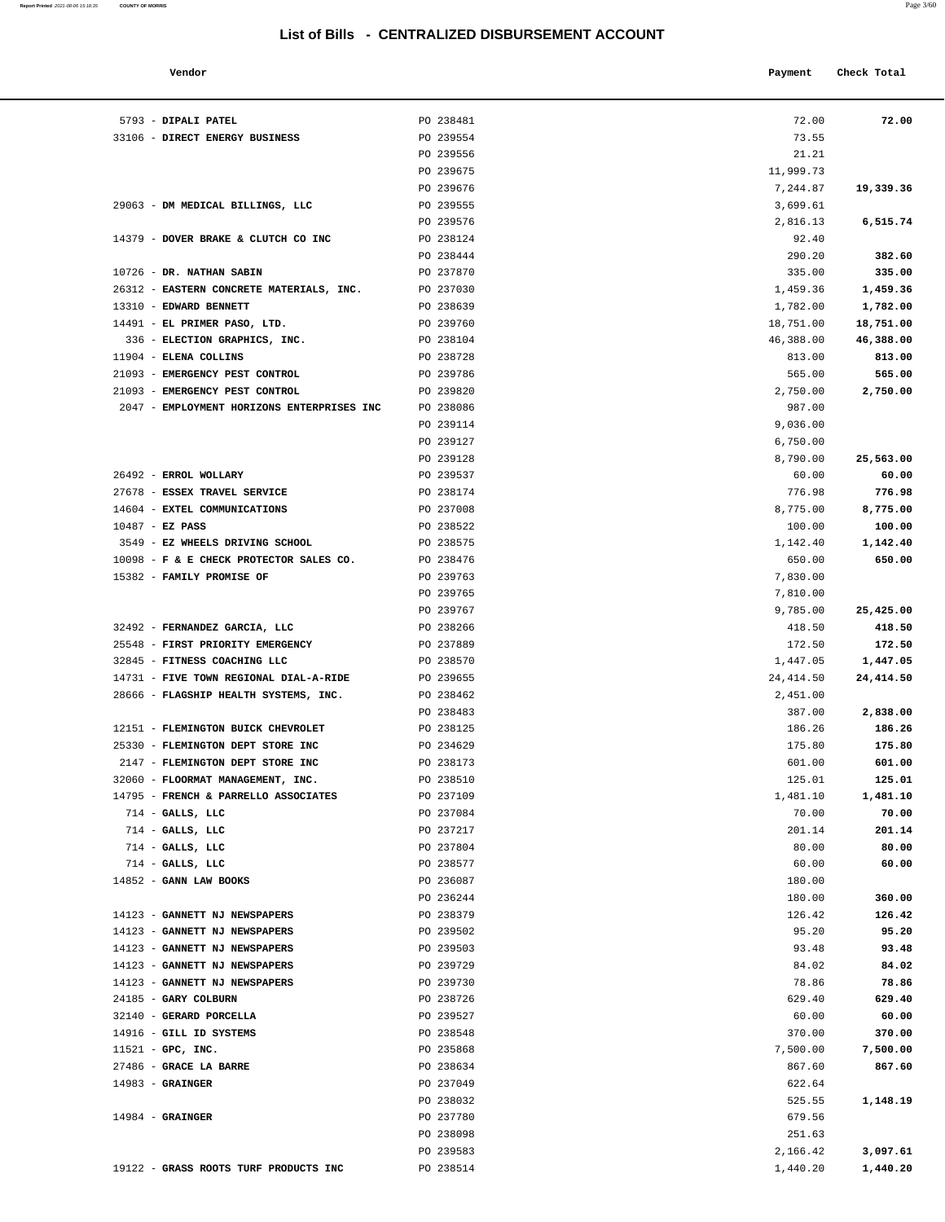# List of Bills - CENTRALIZED DISBURSEMENT ACCOUNT

| Vendor | | Payment | Check Total |
|---|---|---|---|
| 5793 - **DIPALI PATEL** | PO 238481 | 72.00 | **72.00** |
| 33106 - **DIRECT ENERGY BUSINESS** | PO 239554 | 73.55 | |
| | PO 239556 | 21.21 | |
| | PO 239675 | 11,999.73 | |
| | PO 239676 | 7,244.87 | **19,339.36** |
| 29063 - **DM MEDICAL BILLINGS, LLC** | PO 239555 | 3,699.61 | |
| | PO 239576 | 2,816.13 | **6,515.74** |
| 14379 - **DOVER BRAKE & CLUTCH CO INC** | PO 238124 | 92.40 | |
| | PO 238444 | 290.20 | **382.60** |
| 10726 - **DR. NATHAN SABIN** | PO 237870 | 335.00 | **335.00** |
| 26312 - **EASTERN CONCRETE MATERIALS, INC.** | PO 237030 | 1,459.36 | **1,459.36** |
| 13310 - **EDWARD BENNETT** | PO 238639 | 1,782.00 | **1,782.00** |
| 14491 - **EL PRIMER PASO, LTD.** | PO 239760 | 18,751.00 | **18,751.00** |
| 336 - **ELECTION GRAPHICS, INC.** | PO 238104 | 46,388.00 | **46,388.00** |
| 11904 - **ELENA COLLINS** | PO 238728 | 813.00 | **813.00** |
| 21093 - **EMERGENCY PEST CONTROL** | PO 239786 | 565.00 | **565.00** |
| 21093 - **EMERGENCY PEST CONTROL** | PO 239820 | 2,750.00 | **2,750.00** |
| 2047 - **EMPLOYMENT HORIZONS ENTERPRISES INC** | PO 238086 | 987.00 | |
| | PO 239114 | 9,036.00 | |
| | PO 239127 | 6,750.00 | |
| | PO 239128 | 8,790.00 | **25,563.00** |
| 26492 - **ERROL WOLLARY** | PO 239537 | 60.00 | **60.00** |
| 27678 - **ESSEX TRAVEL SERVICE** | PO 238174 | 776.98 | **776.98** |
| 14604 - **EXTEL COMMUNICATIONS** | PO 237008 | 8,775.00 | **8,775.00** |
| 10487 - **EZ PASS** | PO 238522 | 100.00 | **100.00** |
| 3549 - **EZ WHEELS DRIVING SCHOOL** | PO 238575 | 1,142.40 | **1,142.40** |
| 10098 - **F & E CHECK PROTECTOR SALES CO.** | PO 238476 | 650.00 | **650.00** |
| 15382 - **FAMILY PROMISE OF** | PO 239763 | 7,830.00 | |
| | PO 239765 | 7,810.00 | |
| | PO 239767 | 9,785.00 | **25,425.00** |
| 32492 - **FERNANDEZ GARCIA, LLC** | PO 238266 | 418.50 | **418.50** |
| 25548 - **FIRST PRIORITY EMERGENCY** | PO 237889 | 172.50 | **172.50** |
| 32845 - **FITNESS COACHING LLC** | PO 238570 | 1,447.05 | **1,447.05** |
| 14731 - **FIVE TOWN REGIONAL DIAL-A-RIDE** | PO 239655 | 24,414.50 | **24,414.50** |
| 28666 - **FLAGSHIP HEALTH SYSTEMS, INC.** | PO 238462 | 2,451.00 | |
| | PO 238483 | 387.00 | **2,838.00** |
| 12151 - **FLEMINGTON BUICK CHEVROLET** | PO 238125 | 186.26 | **186.26** |
| 25330 - **FLEMINGTON DEPT STORE INC** | PO 234629 | 175.80 | **175.80** |
| 2147 - **FLEMINGTON DEPT STORE INC** | PO 238173 | 601.00 | **601.00** |
| 32060 - **FLOORMAT MANAGEMENT, INC.** | PO 238510 | 125.01 | **125.01** |
| 14795 - **FRENCH & PARRELLO ASSOCIATES** | PO 237109 | 1,481.10 | **1,481.10** |
| 714 - **GALLS, LLC** | PO 237084 | 70.00 | **70.00** |
| 714 - **GALLS, LLC** | PO 237217 | 201.14 | **201.14** |
| 714 - **GALLS, LLC** | PO 237804 | 80.00 | **80.00** |
| 714 - **GALLS, LLC** | PO 238577 | 60.00 | **60.00** |
| 14852 - **GANN LAW BOOKS** | PO 236087 | 180.00 | |
| | PO 236244 | 180.00 | **360.00** |
| 14123 - **GANNETT NJ NEWSPAPERS** | PO 238379 | 126.42 | **126.42** |
| 14123 - **GANNETT NJ NEWSPAPERS** | PO 239502 | 95.20 | **95.20** |
| 14123 - **GANNETT NJ NEWSPAPERS** | PO 239503 | 93.48 | **93.48** |
| 14123 - **GANNETT NJ NEWSPAPERS** | PO 239729 | 84.02 | **84.02** |
| 14123 - **GANNETT NJ NEWSPAPERS** | PO 239730 | 78.86 | **78.86** |
| 24185 - **GARY COLBURN** | PO 238726 | 629.40 | **629.40** |
| 32140 - **GERARD PORCELLA** | PO 239527 | 60.00 | **60.00** |
| 14916 - **GILL ID SYSTEMS** | PO 238548 | 370.00 | **370.00** |
| 11521 - **GPC, INC.** | PO 235868 | 7,500.00 | **7,500.00** |
| 27486 - **GRACE LA BARRE** | PO 238634 | 867.60 | **867.60** |
| 14983 - **GRAINGER** | PO 237049 | 622.64 | |
| | PO 238032 | 525.55 | **1,148.19** |
| 14984 - **GRAINGER** | PO 237780 | 679.56 | |
| | PO 238098 | 251.63 | |
| | PO 239583 | 2,166.42 | **3,097.61** |
| 19122 - **GRASS ROOTS TURF PRODUCTS INC** | PO 238514 | 1,440.20 | **1,440.20** |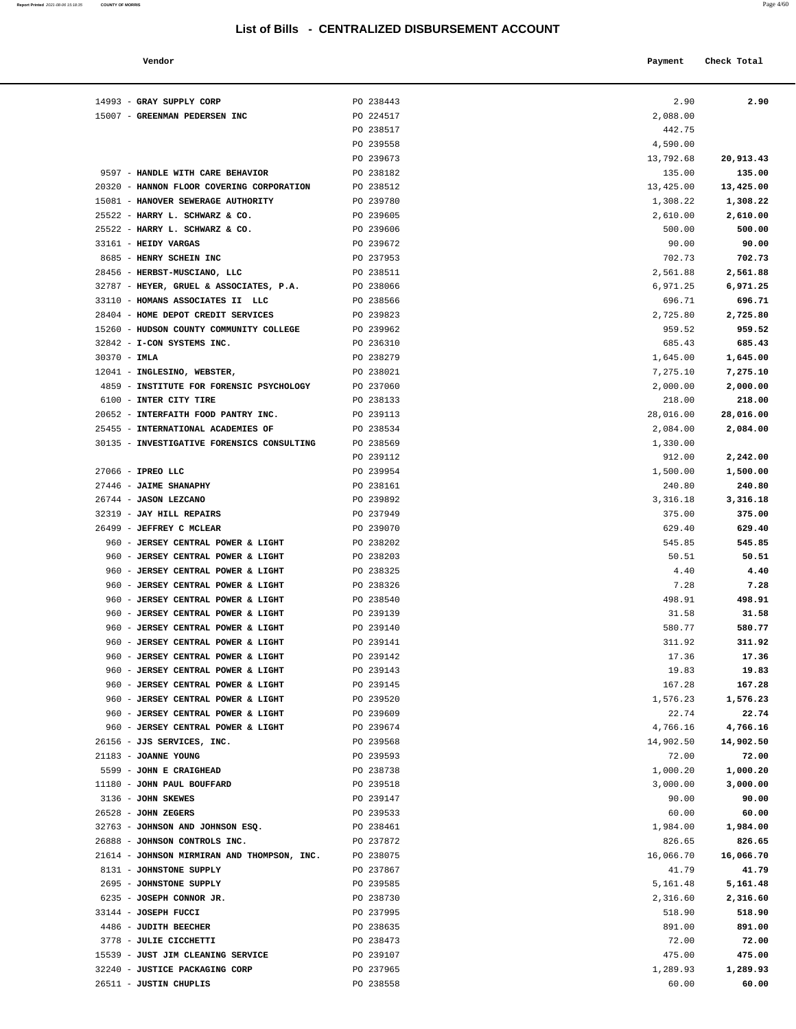# List of Bills - CENTRALIZED DISBURSEMENT ACCOUNT

| Vendor | | Payment | Check Total |
|---|---|---|---|
| 14993 - **GRAY SUPPLY CORP** | PO 238443 | 2.90 | **2.90** |
| 15007 - **GREENMAN PEDERSEN INC** | PO 224517 | 2,088.00 | |
| | PO 238517 | 442.75 | |
| | PO 239558 | 4,590.00 | |
| | PO 239673 | 13,792.68 | **20,913.43** |
| 9597 - **HANDLE WITH CARE BEHAVIOR** | PO 238182 | 135.00 | **135.00** |
| 20320 - **HANNON FLOOR COVERING CORPORATION** | PO 238512 | 13,425.00 | **13,425.00** |
| 15081 - **HANOVER SEWERAGE AUTHORITY** | PO 239780 | 1,308.22 | **1,308.22** |
| 25522 - **HARRY L. SCHWARZ & CO.** | PO 239605 | 2,610.00 | **2,610.00** |
| 25522 - **HARRY L. SCHWARZ & CO.** | PO 239606 | 500.00 | **500.00** |
| 33161 - **HEIDY VARGAS** | PO 239672 | 90.00 | **90.00** |
| 8685 - **HENRY SCHEIN INC** | PO 237953 | 702.73 | **702.73** |
| 28456 - **HERBST-MUSCIANO, LLC** | PO 238511 | 2,561.88 | **2,561.88** |
| 32787 - **HEYER, GRUEL & ASSOCIATES, P.A.** | PO 238066 | 6,971.25 | **6,971.25** |
| 33110 - **HOMANS ASSOCIATES II LLC** | PO 238566 | 696.71 | **696.71** |
| 28404 - **HOME DEPOT CREDIT SERVICES** | PO 239823 | 2,725.80 | **2,725.80** |
| 15260 - **HUDSON COUNTY COMMUNITY COLLEGE** | PO 239962 | 959.52 | **959.52** |
| 32842 - **I-CON SYSTEMS INC.** | PO 236310 | 685.43 | **685.43** |
| 30370 - **IMLA** | PO 238279 | 1,645.00 | **1,645.00** |
| 12041 - **INGLESINO, WEBSTER,** | PO 238021 | 7,275.10 | **7,275.10** |
| 4859 - **INSTITUTE FOR FORENSIC PSYCHOLOGY** | PO 237060 | 2,000.00 | **2,000.00** |
| 6100 - **INTER CITY TIRE** | PO 238133 | 218.00 | **218.00** |
| 20652 - **INTERFAITH FOOD PANTRY INC.** | PO 239113 | 28,016.00 | **28,016.00** |
| 25455 - **INTERNATIONAL ACADEMIES OF** | PO 238534 | 2,084.00 | **2,084.00** |
| 30135 - **INVESTIGATIVE FORENSICS CONSULTING** | PO 238569 | 1,330.00 | |
| | PO 239112 | 912.00 | **2,242.00** |
| 27066 - **IPREO LLC** | PO 239954 | 1,500.00 | **1,500.00** |
| 27446 - **JAIME SHANAPHY** | PO 238161 | 240.80 | **240.80** |
| 26744 - **JASON LEZCANO** | PO 239892 | 3,316.18 | **3,316.18** |
| 32319 - **JAY HILL REPAIRS** | PO 237949 | 375.00 | **375.00** |
| 26499 - **JEFFREY C MCLEAR** | PO 239070 | 629.40 | **629.40** |
| 960 - **JERSEY CENTRAL POWER & LIGHT** | PO 238202 | 545.85 | **545.85** |
| 960 - **JERSEY CENTRAL POWER & LIGHT** | PO 238203 | 50.51 | **50.51** |
| 960 - **JERSEY CENTRAL POWER & LIGHT** | PO 238325 | 4.40 | **4.40** |
| 960 - **JERSEY CENTRAL POWER & LIGHT** | PO 238326 | 7.28 | **7.28** |
| 960 - **JERSEY CENTRAL POWER & LIGHT** | PO 238540 | 498.91 | **498.91** |
| 960 - **JERSEY CENTRAL POWER & LIGHT** | PO 239139 | 31.58 | **31.58** |
| 960 - **JERSEY CENTRAL POWER & LIGHT** | PO 239140 | 580.77 | **580.77** |
| 960 - **JERSEY CENTRAL POWER & LIGHT** | PO 239141 | 311.92 | **311.92** |
| 960 - **JERSEY CENTRAL POWER & LIGHT** | PO 239142 | 17.36 | **17.36** |
| 960 - **JERSEY CENTRAL POWER & LIGHT** | PO 239143 | 19.83 | **19.83** |
| 960 - **JERSEY CENTRAL POWER & LIGHT** | PO 239145 | 167.28 | **167.28** |
| 960 - **JERSEY CENTRAL POWER & LIGHT** | PO 239520 | 1,576.23 | **1,576.23** |
| 960 - **JERSEY CENTRAL POWER & LIGHT** | PO 239609 | 22.74 | **22.74** |
| 960 - **JERSEY CENTRAL POWER & LIGHT** | PO 239674 | 4,766.16 | **4,766.16** |
| 26156 - **JJS SERVICES, INC.** | PO 239568 | 14,902.50 | **14,902.50** |
| 21183 - **JOANNE YOUNG** | PO 239593 | 72.00 | **72.00** |
| 5599 - **JOHN E CRAIGHEAD** | PO 238738 | 1,000.20 | **1,000.20** |
| 11180 - **JOHN PAUL BOUFFARD** | PO 239518 | 3,000.00 | **3,000.00** |
| 3136 - **JOHN SKEWES** | PO 239147 | 90.00 | **90.00** |
| 26528 - **JOHN ZEGERS** | PO 239533 | 60.00 | **60.00** |
| 32763 - **JOHNSON AND JOHNSON ESQ.** | PO 238461 | 1,984.00 | **1,984.00** |
| 26888 - **JOHNSON CONTROLS INC.** | PO 237872 | 826.65 | **826.65** |
| 21614 - **JOHNSON MIRMIRAN AND THOMPSON, INC.** | PO 238075 | 16,066.70 | **16,066.70** |
| 8131 - **JOHNSTONE SUPPLY** | PO 237867 | 41.79 | **41.79** |
| 2695 - **JOHNSTONE SUPPLY** | PO 239585 | 5,161.48 | **5,161.48** |
| 6235 - **JOSEPH CONNOR JR.** | PO 238730 | 2,316.60 | **2,316.60** |
| 33144 - **JOSEPH FUCCI** | PO 237995 | 518.90 | **518.90** |
| 4486 - **JUDITH BEECHER** | PO 238635 | 891.00 | **891.00** |
| 3778 - **JULIE CICCHETTI** | PO 238473 | 72.00 | **72.00** |
| 15539 - **JUST JIM CLEANING SERVICE** | PO 239107 | 475.00 | **475.00** |
| 32240 - **JUSTICE PACKAGING CORP** | PO 237965 | 1,289.93 | **1,289.93** |
| 26511 - **JUSTIN CHUPLIS** | PO 238558 | 60.00 | **60.00** |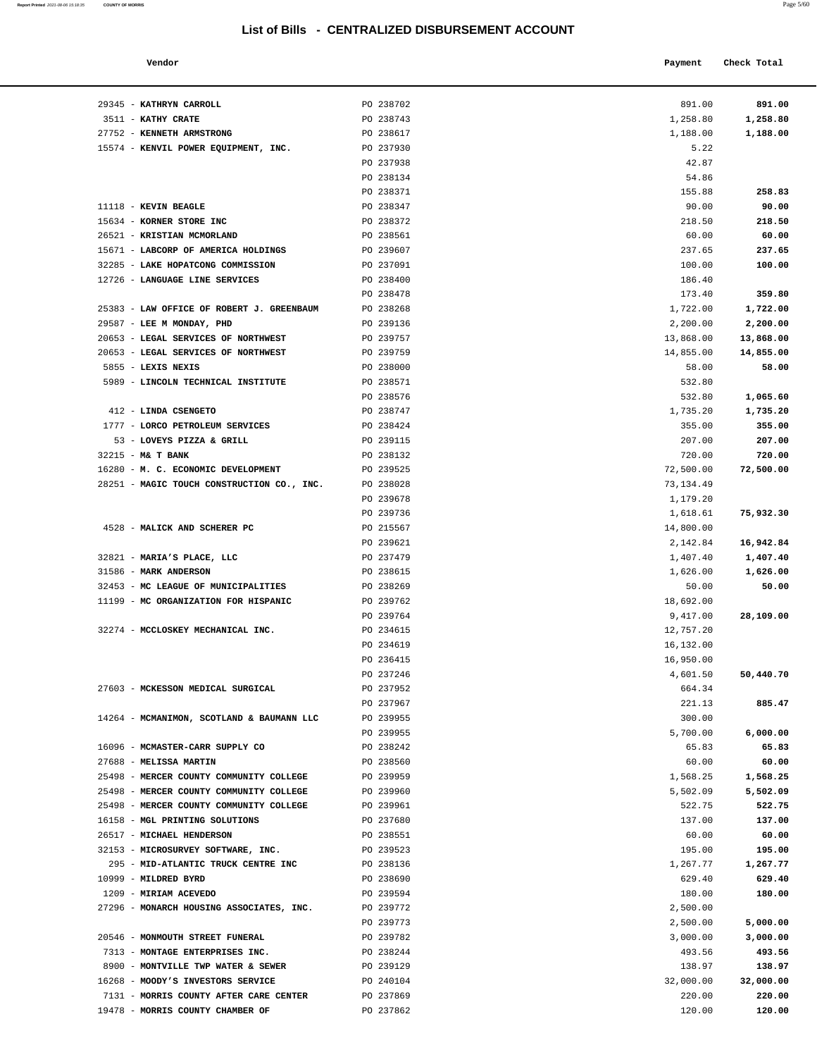## List of Bills - CENTRALIZED DISBURSEMENT ACCOUNT

| Vendor | | Payment | Check Total |
|---|---|---|---|
| 29345 - **KATHRYN CARROLL** | PO 238702 | 891.00 | **891.00** |
| 3511 - **KATHY CRATE** | PO 238743 | 1,258.80 | **1,258.80** |
| 27752 - **KENNETH ARMSTRONG** | PO 238617 | 1,188.00 | **1,188.00** |
| 15574 - **KENVIL POWER EQUIPMENT, INC.** | PO 237930 | 5.22 | |
| | PO 237938 | 42.87 | |
| | PO 238134 | 54.86 | |
| | PO 238371 | 155.88 | **258.83** |
| 11118 - **KEVIN BEAGLE** | PO 238347 | 90.00 | **90.00** |
| 15634 - **KORNER STORE INC** | PO 238372 | 218.50 | **218.50** |
| 26521 - **KRISTIAN MCMORLAND** | PO 238561 | 60.00 | **60.00** |
| 15671 - **LABCORP OF AMERICA HOLDINGS** | PO 239607 | 237.65 | **237.65** |
| 32285 - **LAKE HOPATCONG COMMISSION** | PO 237091 | 100.00 | **100.00** |
| 12726 - **LANGUAGE LINE SERVICES** | PO 238400 | 186.40 | |
| | PO 238478 | 173.40 | **359.80** |
| 25383 - **LAW OFFICE OF ROBERT J. GREENBAUM** | PO 238268 | 1,722.00 | **1,722.00** |
| 29587 - **LEE M MONDAY, PHD** | PO 239136 | 2,200.00 | **2,200.00** |
| 20653 - **LEGAL SERVICES OF NORTHWEST** | PO 239757 | 13,868.00 | **13,868.00** |
| 20653 - **LEGAL SERVICES OF NORTHWEST** | PO 239759 | 14,855.00 | **14,855.00** |
| 5855 - **LEXIS NEXIS** | PO 238000 | 58.00 | **58.00** |
| 5989 - **LINCOLN TECHNICAL INSTITUTE** | PO 238571 | 532.80 | |
| | PO 238576 | 532.80 | **1,065.60** |
| 412 - **LINDA CSENGETO** | PO 238747 | 1,735.20 | **1,735.20** |
| 1777 - **LORCO PETROLEUM SERVICES** | PO 238424 | 355.00 | **355.00** |
| 53 - **LOVEYS PIZZA & GRILL** | PO 239115 | 207.00 | **207.00** |
| 32215 - **M& T BANK** | PO 238132 | 720.00 | **720.00** |
| 16280 - **M. C. ECONOMIC DEVELOPMENT** | PO 239525 | 72,500.00 | **72,500.00** |
| 28251 - **MAGIC TOUCH CONSTRUCTION CO., INC.** | PO 238028 | 73,134.49 | |
| | PO 239678 | 1,179.20 | |
| | PO 239736 | 1,618.61 | **75,932.30** |
| 4528 - **MALICK AND SCHERER PC** | PO 215567 | 14,800.00 | |
| | PO 239621 | 2,142.84 | **16,942.84** |
| 32821 - **MARIA'S PLACE, LLC** | PO 237479 | 1,407.40 | **1,407.40** |
| 31586 - **MARK ANDERSON** | PO 238615 | 1,626.00 | **1,626.00** |
| 32453 - **MC LEAGUE OF MUNICIPALITIES** | PO 238269 | 50.00 | **50.00** |
| 11199 - **MC ORGANIZATION FOR HISPANIC** | PO 239762 | 18,692.00 | |
| | PO 239764 | 9,417.00 | **28,109.00** |
| 32274 - **MCCLOSKEY MECHANICAL INC.** | PO 234615 | 12,757.20 | |
| | PO 234619 | 16,132.00 | |
| | PO 236415 | 16,950.00 | |
| | PO 237246 | 4,601.50 | **50,440.70** |
| 27603 - **MCKESSON MEDICAL SURGICAL** | PO 237952 | 664.34 | |
| | PO 237967 | 221.13 | **885.47** |
| 14264 - **MCMANIMON, SCOTLAND & BAUMANN LLC** | PO 239955 | 300.00 | |
| | PO 239955 | 5,700.00 | **6,000.00** |
| 16096 - **MCMASTER-CARR SUPPLY CO** | PO 238242 | 65.83 | **65.83** |
| 27688 - **MELISSA MARTIN** | PO 238560 | 60.00 | **60.00** |
| 25498 - **MERCER COUNTY COMMUNITY COLLEGE** | PO 239959 | 1,568.25 | **1,568.25** |
| 25498 - **MERCER COUNTY COMMUNITY COLLEGE** | PO 239960 | 5,502.09 | **5,502.09** |
| 25498 - **MERCER COUNTY COMMUNITY COLLEGE** | PO 239961 | 522.75 | **522.75** |
| 16158 - **MGL PRINTING SOLUTIONS** | PO 237680 | 137.00 | **137.00** |
| 26517 - **MICHAEL HENDERSON** | PO 238551 | 60.00 | **60.00** |
| 32153 - **MICROSURVEY SOFTWARE, INC.** | PO 239523 | 195.00 | **195.00** |
| 295 - **MID-ATLANTIC TRUCK CENTRE INC** | PO 238136 | 1,267.77 | **1,267.77** |
| 10999 - **MILDRED BYRD** | PO 238690 | 629.40 | **629.40** |
| 1209 - **MIRIAM ACEVEDO** | PO 239594 | 180.00 | **180.00** |
| 27296 - **MONARCH HOUSING ASSOCIATES, INC.** | PO 239772 | 2,500.00 | |
| | PO 239773 | 2,500.00 | **5,000.00** |
| 20546 - **MONMOUTH STREET FUNERAL** | PO 239782 | 3,000.00 | **3,000.00** |
| 7313 - **MONTAGE ENTERPRISES INC.** | PO 238244 | 493.56 | **493.56** |
| 8900 - **MONTVILLE TWP WATER & SEWER** | PO 239129 | 138.97 | **138.97** |
| 16268 - **MOODY'S INVESTORS SERVICE** | PO 240104 | 32,000.00 | **32,000.00** |
| 7131 - **MORRIS COUNTY AFTER CARE CENTER** | PO 237869 | 220.00 | **220.00** |
| 19478 - **MORRIS COUNTY CHAMBER OF** | PO 237862 | 120.00 | **120.00** |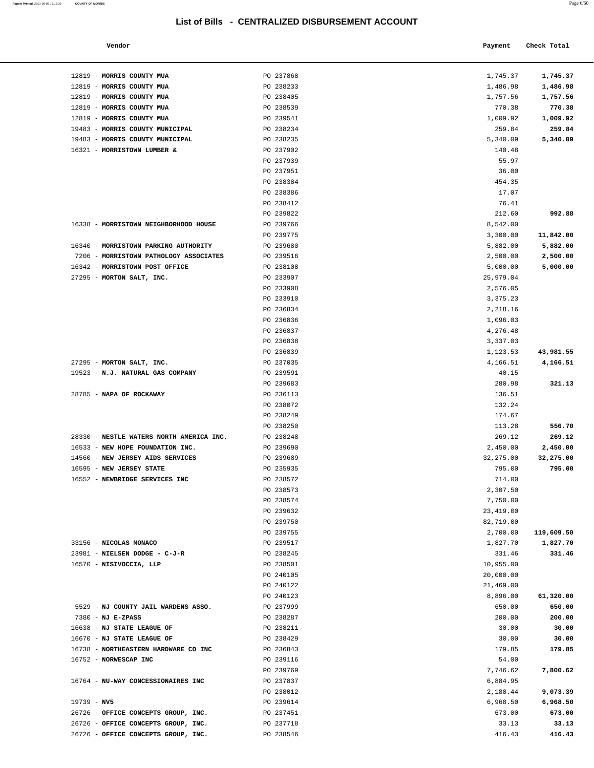# List of Bills - CENTRALIZED DISBURSEMENT ACCOUNT

| Vendor | | Payment | Check Total |
|---|---|---|---|
| 12819 - **MORRIS COUNTY MUA** | PO 237868 | 1,745.37 | **1,745.37** |
| 12819 - **MORRIS COUNTY MUA** | PO 238233 | 1,486.98 | **1,486.98** |
| 12819 - **MORRIS COUNTY MUA** | PO 238405 | 1,757.56 | **1,757.56** |
| 12819 - **MORRIS COUNTY MUA** | PO 238539 | 770.38 | **770.38** |
| 12819 - **MORRIS COUNTY MUA** | PO 239541 | 1,009.92 | **1,009.92** |
| 19483 - **MORRIS COUNTY MUNICIPAL** | PO 238234 | 259.84 | **259.84** |
| 19483 - **MORRIS COUNTY MUNICIPAL** | PO 238235 | 5,340.09 | **5,340.09** |
| 16321 - **MORRISTOWN LUMBER &** | PO 237902 | 140.48 | |
| | PO 237939 | 55.97 | |
| | PO 237951 | 36.00 | |
| | PO 238384 | 454.35 | |
| | PO 238386 | 17.07 | |
| | PO 238412 | 76.41 | |
| | PO 239822 | 212.60 | **992.88** |
| 16338 - **MORRISTOWN NEIGHBORHOOD HOUSE** | PO 239766 | 8,542.00 | |
| | PO 239775 | 3,300.00 | **11,842.00** |
| 16340 - **MORRISTOWN PARKING AUTHORITY** | PO 239680 | 5,882.00 | **5,882.00** |
| 7206 - **MORRISTOWN PATHOLOGY ASSOCIATES** | PO 239516 | 2,500.00 | **2,500.00** |
| 16342 - **MORRISTOWN POST OFFICE** | PO 238108 | 5,000.00 | **5,000.00** |
| 27295 - **MORTON SALT, INC.** | PO 233907 | 25,979.04 | |
| | PO 233908 | 2,576.05 | |
| | PO 233910 | 3,375.23 | |
| | PO 236834 | 2,218.16 | |
| | PO 236836 | 1,096.03 | |
| | PO 236837 | 4,276.48 | |
| | PO 236838 | 3,337.03 | |
| | PO 236839 | 1,123.53 | **43,981.55** |
| 27295 - **MORTON SALT, INC.** | PO 237035 | 4,166.51 | **4,166.51** |
| 19523 - **N.J. NATURAL GAS COMPANY** | PO 239591 | 40.15 | |
| | PO 239683 | 280.98 | **321.13** |
| 28785 - **NAPA OF ROCKAWAY** | PO 236113 | 136.51 | |
| | PO 238072 | 132.24 | |
| | PO 238249 | 174.67 | |
| | PO 238250 | 113.28 | **556.70** |
| 28330 - **NESTLE WATERS NORTH AMERICA INC.** | PO 238248 | 269.12 | **269.12** |
| 16533 - **NEW HOPE FOUNDATION INC.** | PO 239690 | 2,450.00 | **2,450.00** |
| 14560 - **NEW JERSEY AIDS SERVICES** | PO 239689 | 32,275.00 | **32,275.00** |
| 16595 - **NEW JERSEY STATE** | PO 235935 | 795.00 | **795.00** |
| 16552 - **NEWBRIDGE SERVICES INC** | PO 238572 | 714.00 | |
| | PO 238573 | 2,307.50 | |
| | PO 238574 | 7,750.00 | |
| | PO 239632 | 23,419.00 | |
| | PO 239750 | 82,719.00 | |
| | PO 239755 | 2,700.00 | **119,609.50** |
| 33156 - **NICOLAS MONACO** | PO 239517 | 1,827.70 | **1,827.70** |
| 23981 - **NIELSEN DODGE - C-J-R** | PO 238245 | 331.46 | **331.46** |
| 16570 - **NISIVOCCIA, LLP** | PO 238501 | 10,955.00 | |
| | PO 240105 | 20,000.00 | |
| | PO 240122 | 21,469.00 | |
| | PO 240123 | 8,896.00 | **61,320.00** |
| 5529 - **NJ COUNTY JAIL WARDENS ASSO.** | PO 237999 | 650.00 | **650.00** |
| 7380 - **NJ E-ZPASS** | PO 238287 | 200.00 | **200.00** |
| 16638 - **NJ STATE LEAGUE OF** | PO 238211 | 30.00 | **30.00** |
| 16670 - **NJ STATE LEAGUE OF** | PO 238429 | 30.00 | **30.00** |
| 16738 - **NORTHEASTERN HARDWARE CO INC** | PO 236843 | 179.85 | **179.85** |
| 16752 - **NORWESCAP INC** | PO 239116 | 54.00 | |
| | PO 239769 | 7,746.62 | **7,800.62** |
| 16764 - **NU-WAY CONCESSIONAIRES INC** | PO 237837 | 6,884.95 | |
| | PO 238012 | 2,188.44 | **9,073.39** |
| 19739 - **NV5** | PO 239614 | 6,968.50 | **6,968.50** |
| 26726 - **OFFICE CONCEPTS GROUP, INC.** | PO 237451 | 673.00 | **673.00** |
| 26726 - **OFFICE CONCEPTS GROUP, INC.** | PO 237718 | 33.13 | **33.13** |
| 26726 - **OFFICE CONCEPTS GROUP, INC.** | PO 238546 | 416.43 | **416.43** |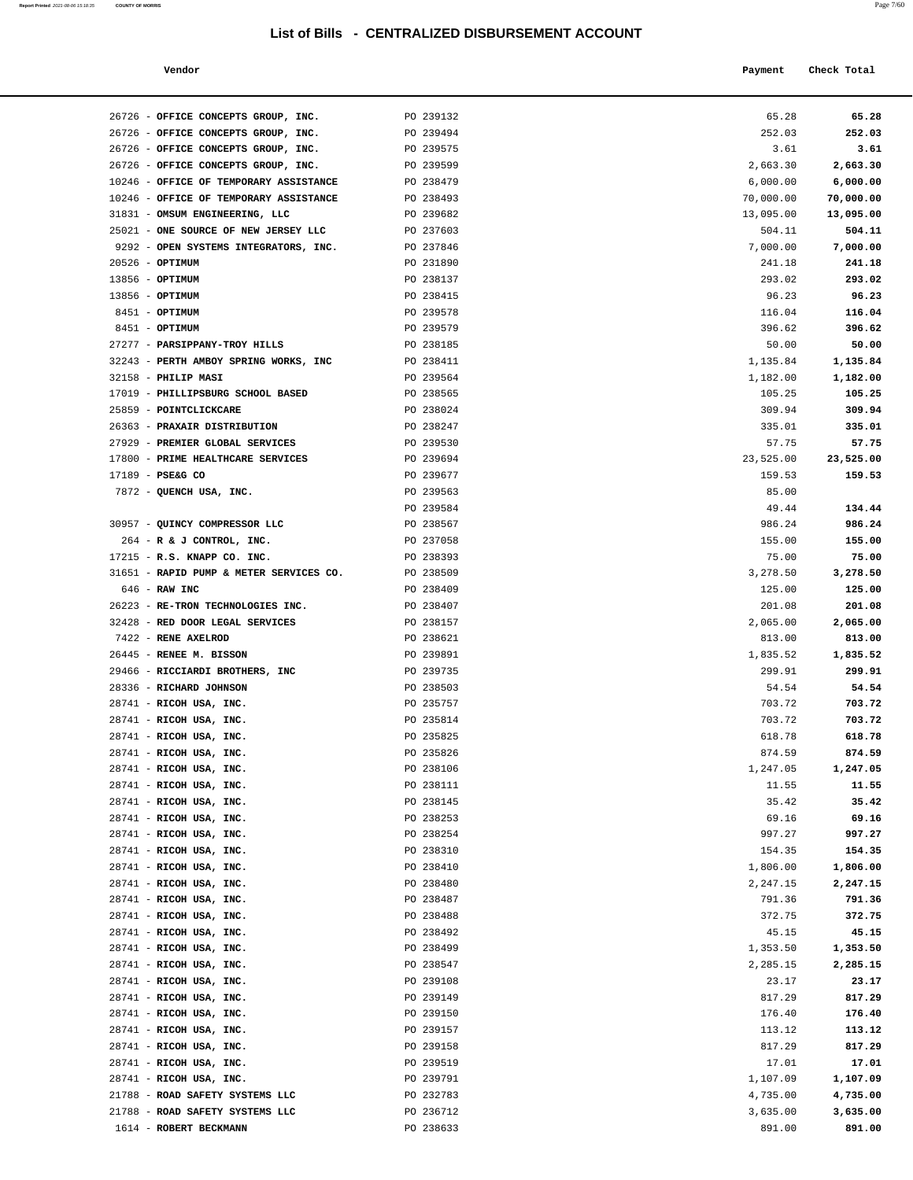# List of Bills - CENTRALIZED DISBURSEMENT ACCOUNT

| Vendor | | Payment | Check Total |
|---|---|---|---|
| 26726 - **OFFICE CONCEPTS GROUP, INC.** | PO 239132 | 65.28 | **65.28** |
| 26726 - **OFFICE CONCEPTS GROUP, INC.** | PO 239494 | 252.03 | **252.03** |
| 26726 - **OFFICE CONCEPTS GROUP, INC.** | PO 239575 | 3.61 | **3.61** |
| 26726 - **OFFICE CONCEPTS GROUP, INC.** | PO 239599 | 2,663.30 | **2,663.30** |
| 10246 - **OFFICE OF TEMPORARY ASSISTANCE** | PO 238479 | 6,000.00 | **6,000.00** |
| 10246 - **OFFICE OF TEMPORARY ASSISTANCE** | PO 238493 | 70,000.00 | **70,000.00** |
| 31831 - **OMSUM ENGINEERING, LLC** | PO 239682 | 13,095.00 | **13,095.00** |
| 25021 - **ONE SOURCE OF NEW JERSEY LLC** | PO 237603 | 504.11 | **504.11** |
| 9292 - **OPEN SYSTEMS INTEGRATORS, INC.** | PO 237846 | 7,000.00 | **7,000.00** |
| 20526 - **OPTIMUM** | PO 231890 | 241.18 | **241.18** |
| 13856 - **OPTIMUM** | PO 238137 | 293.02 | **293.02** |
| 13856 - **OPTIMUM** | PO 238415 | 96.23 | **96.23** |
| 8451 - **OPTIMUM** | PO 239578 | 116.04 | **116.04** |
| 8451 - **OPTIMUM** | PO 239579 | 396.62 | **396.62** |
| 27277 - **PARSIPPANY-TROY HILLS** | PO 238185 | 50.00 | **50.00** |
| 32243 - **PERTH AMBOY SPRING WORKS, INC** | PO 238411 | 1,135.84 | **1,135.84** |
| 32158 - **PHILIP MASI** | PO 239564 | 1,182.00 | **1,182.00** |
| 17019 - **PHILLIPSBURG SCHOOL BASED** | PO 238565 | 105.25 | **105.25** |
| 25859 - **POINTCLICKCARE** | PO 238024 | 309.94 | **309.94** |
| 26363 - **PRAXAIR DISTRIBUTION** | PO 238247 | 335.01 | **335.01** |
| 27929 - **PREMIER GLOBAL SERVICES** | PO 239530 | 57.75 | **57.75** |
| 17800 - **PRIME HEALTHCARE SERVICES** | PO 239694 | 23,525.00 | **23,525.00** |
| 17189 - **PSE&G CO** | PO 239677 | 159.53 | **159.53** |
| 7872 - **QUENCH USA, INC.** | PO 239563 | 85.00 | |
| | PO 239584 | 49.44 | **134.44** |
| 30957 - **QUINCY COMPRESSOR LLC** | PO 238567 | 986.24 | **986.24** |
| 264 - **R & J CONTROL, INC.** | PO 237058 | 155.00 | **155.00** |
| 17215 - **R.S. KNAPP CO. INC.** | PO 238393 | 75.00 | **75.00** |
| 31651 - **RAPID PUMP & METER SERVICES CO.** | PO 238509 | 3,278.50 | **3,278.50** |
| 646 - **RAW INC** | PO 238409 | 125.00 | **125.00** |
| 26223 - **RE-TRON TECHNOLOGIES INC.** | PO 238407 | 201.08 | **201.08** |
| 32428 - **RED DOOR LEGAL SERVICES** | PO 238157 | 2,065.00 | **2,065.00** |
| 7422 - **RENE AXELROD** | PO 238621 | 813.00 | **813.00** |
| 26445 - **RENEE M. BISSON** | PO 239891 | 1,835.52 | **1,835.52** |
| 29466 - **RICCIARDI BROTHERS, INC** | PO 239735 | 299.91 | **299.91** |
| 28336 - **RICHARD JOHNSON** | PO 238503 | 54.54 | **54.54** |
| 28741 - **RICOH USA, INC.** | PO 235757 | 703.72 | **703.72** |
| 28741 - **RICOH USA, INC.** | PO 235814 | 703.72 | **703.72** |
| 28741 - **RICOH USA, INC.** | PO 235825 | 618.78 | **618.78** |
| 28741 - **RICOH USA, INC.** | PO 235826 | 874.59 | **874.59** |
| 28741 - **RICOH USA, INC.** | PO 238106 | 1,247.05 | **1,247.05** |
| 28741 - **RICOH USA, INC.** | PO 238111 | 11.55 | **11.55** |
| 28741 - **RICOH USA, INC.** | PO 238145 | 35.42 | **35.42** |
| 28741 - **RICOH USA, INC.** | PO 238253 | 69.16 | **69.16** |
| 28741 - **RICOH USA, INC.** | PO 238254 | 997.27 | **997.27** |
| 28741 - **RICOH USA, INC.** | PO 238310 | 154.35 | **154.35** |
| 28741 - **RICOH USA, INC.** | PO 238410 | 1,806.00 | **1,806.00** |
| 28741 - **RICOH USA, INC.** | PO 238480 | 2,247.15 | **2,247.15** |
| 28741 - **RICOH USA, INC.** | PO 238487 | 791.36 | **791.36** |
| 28741 - **RICOH USA, INC.** | PO 238488 | 372.75 | **372.75** |
| 28741 - **RICOH USA, INC.** | PO 238492 | 45.15 | **45.15** |
| 28741 - **RICOH USA, INC.** | PO 238499 | 1,353.50 | **1,353.50** |
| 28741 - **RICOH USA, INC.** | PO 238547 | 2,285.15 | **2,285.15** |
| 28741 - **RICOH USA, INC.** | PO 239108 | 23.17 | **23.17** |
| 28741 - **RICOH USA, INC.** | PO 239149 | 817.29 | **817.29** |
| 28741 - **RICOH USA, INC.** | PO 239150 | 176.40 | **176.40** |
| 28741 - **RICOH USA, INC.** | PO 239157 | 113.12 | **113.12** |
| 28741 - **RICOH USA, INC.** | PO 239158 | 817.29 | **817.29** |
| 28741 - **RICOH USA, INC.** | PO 239519 | 17.01 | **17.01** |
| 28741 - **RICOH USA, INC.** | PO 239791 | 1,107.09 | **1,107.09** |
| 21788 - **ROAD SAFETY SYSTEMS LLC** | PO 232783 | 4,735.00 | **4,735.00** |
| 21788 - **ROAD SAFETY SYSTEMS LLC** | PO 236712 | 3,635.00 | **3,635.00** |
| 1614 - **ROBERT BECKMANN** | PO 238633 | 891.00 | **891.00** |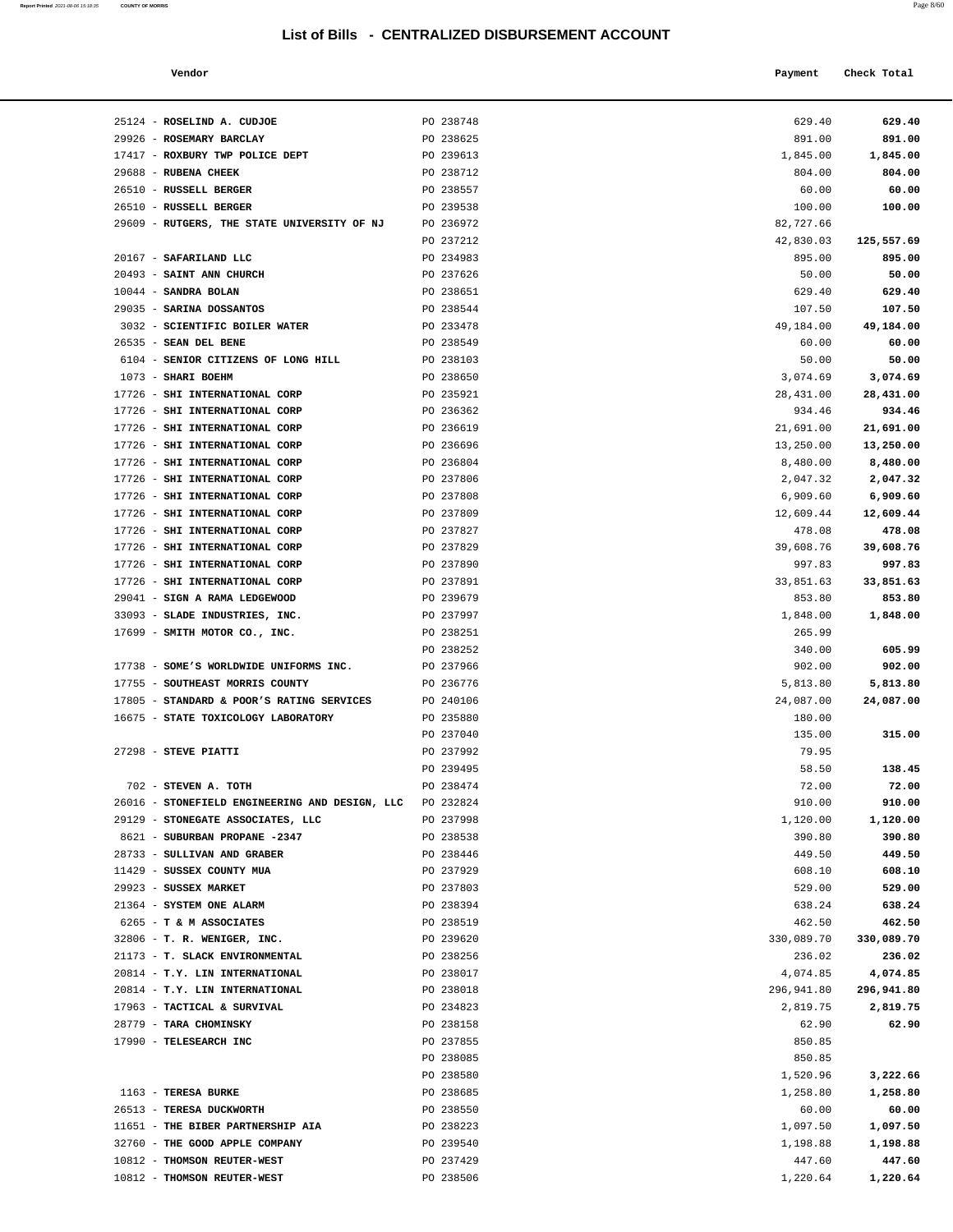# List of Bills - CENTRALIZED DISBURSEMENT ACCOUNT

| Vendor | | Payment | Check Total |
|---|---|---|---|
| 25124 - **ROSELIND A. CUDJOE** | PO 238748 | 629.40 | **629.40** |
| 29926 - **ROSEMARY BARCLAY** | PO 238625 | 891.00 | **891.00** |
| 17417 - **ROXBURY TWP POLICE DEPT** | PO 239613 | 1,845.00 | **1,845.00** |
| 29688 - **RUBENA CHEEK** | PO 238712 | 804.00 | **804.00** |
| 26510 - **RUSSELL BERGER** | PO 238557 | 60.00 | **60.00** |
| 26510 - **RUSSELL BERGER** | PO 239538 | 100.00 | **100.00** |
| 29609 - **RUTGERS, THE STATE UNIVERSITY OF NJ** | PO 236972 | 82,727.66 | |
| | PO 237212 | 42,830.03 | **125,557.69** |
| 20167 - **SAFARILAND LLC** | PO 234983 | 895.00 | **895.00** |
| 20493 - **SAINT ANN CHURCH** | PO 237626 | 50.00 | **50.00** |
| 10044 - **SANDRA BOLAN** | PO 238651 | 629.40 | **629.40** |
| 29035 - **SARINA DOSSANTOS** | PO 238544 | 107.50 | **107.50** |
| 3032 - **SCIENTIFIC BOILER WATER** | PO 233478 | 49,184.00 | **49,184.00** |
| 26535 - **SEAN DEL BENE** | PO 238549 | 60.00 | **60.00** |
| 6104 - **SENIOR CITIZENS OF LONG HILL** | PO 238103 | 50.00 | **50.00** |
| 1073 - **SHARI BOEHM** | PO 238650 | 3,074.69 | **3,074.69** |
| 17726 - **SHI INTERNATIONAL CORP** | PO 235921 | 28,431.00 | **28,431.00** |
| 17726 - **SHI INTERNATIONAL CORP** | PO 236362 | 934.46 | **934.46** |
| 17726 - **SHI INTERNATIONAL CORP** | PO 236619 | 21,691.00 | **21,691.00** |
| 17726 - **SHI INTERNATIONAL CORP** | PO 236696 | 13,250.00 | **13,250.00** |
| 17726 - **SHI INTERNATIONAL CORP** | PO 236804 | 8,480.00 | **8,480.00** |
| 17726 - **SHI INTERNATIONAL CORP** | PO 237806 | 2,047.32 | **2,047.32** |
| 17726 - **SHI INTERNATIONAL CORP** | PO 237808 | 6,909.60 | **6,909.60** |
| 17726 - **SHI INTERNATIONAL CORP** | PO 237809 | 12,609.44 | **12,609.44** |
| 17726 - **SHI INTERNATIONAL CORP** | PO 237827 | 478.08 | **478.08** |
| 17726 - **SHI INTERNATIONAL CORP** | PO 237829 | 39,608.76 | **39,608.76** |
| 17726 - **SHI INTERNATIONAL CORP** | PO 237890 | 997.83 | **997.83** |
| 17726 - **SHI INTERNATIONAL CORP** | PO 237891 | 33,851.63 | **33,851.63** |
| 29041 - **SIGN A RAMA LEDGEWOOD** | PO 239679 | 853.80 | **853.80** |
| 33093 - **SLADE INDUSTRIES, INC.** | PO 237997 | 1,848.00 | **1,848.00** |
| 17699 - **SMITH MOTOR CO., INC.** | PO 238251 | 265.99 | |
| | PO 238252 | 340.00 | **605.99** |
| 17738 - **SOME'S WORLDWIDE UNIFORMS INC.** | PO 237966 | 902.00 | **902.00** |
| 17755 - **SOUTHEAST MORRIS COUNTY** | PO 236776 | 5,813.80 | **5,813.80** |
| 17805 - **STANDARD & POOR'S RATING SERVICES** | PO 240106 | 24,087.00 | **24,087.00** |
| 16675 - **STATE TOXICOLOGY LABORATORY** | PO 235880 | 180.00 | |
| | PO 237040 | 135.00 | **315.00** |
| 27298 - **STEVE PIATTI** | PO 237992 | 79.95 | |
| | PO 239495 | 58.50 | **138.45** |
| 702 - **STEVEN A. TOTH** | PO 238474 | 72.00 | **72.00** |
| 26016 - **STONEFIELD ENGINEERING AND DESIGN, LLC** | PO 232824 | 910.00 | **910.00** |
| 29129 - **STONEGATE ASSOCIATES, LLC** | PO 237998 | 1,120.00 | **1,120.00** |
| 8621 - **SUBURBAN PROPANE -2347** | PO 238538 | 390.80 | **390.80** |
| 28733 - **SULLIVAN AND GRABER** | PO 238446 | 449.50 | **449.50** |
| 11429 - **SUSSEX COUNTY MUA** | PO 237929 | 608.10 | **608.10** |
| 29923 - **SUSSEX MARKET** | PO 237803 | 529.00 | **529.00** |
| 21364 - **SYSTEM ONE ALARM** | PO 238394 | 638.24 | **638.24** |
| 6265 - **T & M ASSOCIATES** | PO 238519 | 462.50 | **462.50** |
| 32806 - **T. R. WENIGER, INC.** | PO 239620 | 330,089.70 | **330,089.70** |
| 21173 - **T. SLACK ENVIRONMENTAL** | PO 238256 | 236.02 | **236.02** |
| 20814 - **T.Y. LIN INTERNATIONAL** | PO 238017 | 4,074.85 | **4,074.85** |
| 20814 - **T.Y. LIN INTERNATIONAL** | PO 238018 | 296,941.80 | **296,941.80** |
| 17963 - **TACTICAL & SURVIVAL** | PO 234823 | 2,819.75 | **2,819.75** |
| 28779 - **TARA CHOMINSKY** | PO 238158 | 62.90 | **62.90** |
| 17990 - **TELESEARCH INC** | PO 237855 | 850.85 | |
| | PO 238085 | 850.85 | |
| | PO 238580 | 1,520.96 | **3,222.66** |
| 1163 - **TERESA BURKE** | PO 238685 | 1,258.80 | **1,258.80** |
| 26513 - **TERESA DUCKWORTH** | PO 238550 | 60.00 | **60.00** |
| 11651 - **THE BIBER PARTNERSHIP AIA** | PO 238223 | 1,097.50 | **1,097.50** |
| 32760 - **THE GOOD APPLE COMPANY** | PO 239540 | 1,198.88 | **1,198.88** |
| 10812 - **THOMSON REUTER-WEST** | PO 237429 | 447.60 | **447.60** |
| 10812 - **THOMSON REUTER-WEST** | PO 238506 | 1,220.64 | **1,220.64** |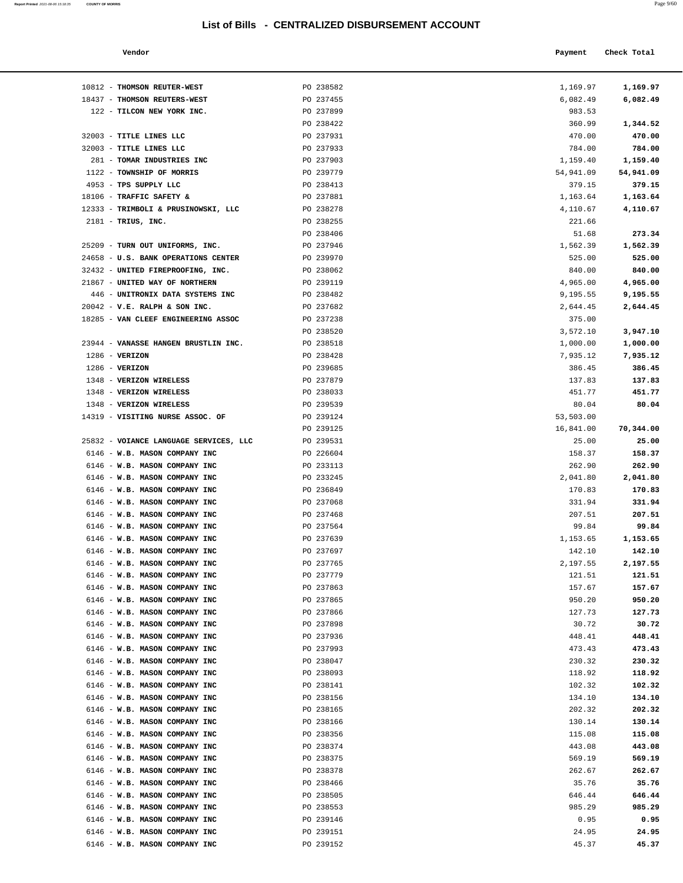# List of Bills - CENTRALIZED DISBURSEMENT ACCOUNT

| Vendor | | Payment | Check Total |
|---|---|---|---|
| 10812 - **THOMSON REUTER-WEST** | PO 238582 | 1,169.97 | **1,169.97** |
| 18437 - **THOMSON REUTERS-WEST** | PO 237455 | 6,082.49 | **6,082.49** |
| 122 - **TILCON NEW YORK INC.** | PO 237899 | 983.53 | |
| | PO 238422 | 360.99 | **1,344.52** |
| 32003 - **TITLE LINES LLC** | PO 237931 | 470.00 | **470.00** |
| 32003 - **TITLE LINES LLC** | PO 237933 | 784.00 | **784.00** |
| 281 - **TOMAR INDUSTRIES INC** | PO 237903 | 1,159.40 | **1,159.40** |
| 1122 - **TOWNSHIP OF MORRIS** | PO 239779 | 54,941.09 | **54,941.09** |
| 4953 - **TPS SUPPLY LLC** | PO 238413 | 379.15 | **379.15** |
| 18106 - **TRAFFIC SAFETY &** | PO 237881 | 1,163.64 | **1,163.64** |
| 12333 - **TRIMBOLI & PRUSINOWSKI, LLC** | PO 238278 | 4,110.67 | **4,110.67** |
| 2181 - **TRIUS, INC.** | PO 238255 | 221.66 | |
| | PO 238406 | 51.68 | **273.34** |
| 25209 - **TURN OUT UNIFORMS, INC.** | PO 237946 | 1,562.39 | **1,562.39** |
| 24658 - **U.S. BANK OPERATIONS CENTER** | PO 239970 | 525.00 | **525.00** |
| 32432 - **UNITED FIREPROOFING, INC.** | PO 238062 | 840.00 | **840.00** |
| 21867 - **UNITED WAY OF NORTHERN** | PO 239119 | 4,965.00 | **4,965.00** |
| 446 - **UNITRONIX DATA SYSTEMS INC** | PO 238482 | 9,195.55 | **9,195.55** |
| 20042 - **V.E. RALPH & SON INC.** | PO 237682 | 2,644.45 | **2,644.45** |
| 18285 - **VAN CLEEF ENGINEERING ASSOC** | PO 237238 | 375.00 | |
| | PO 238520 | 3,572.10 | **3,947.10** |
| 23944 - **VANASSE HANGEN BRUSTLIN INC.** | PO 238518 | 1,000.00 | **1,000.00** |
| 1286 - **VERIZON** | PO 238428 | 7,935.12 | **7,935.12** |
| 1286 - **VERIZON** | PO 239685 | 386.45 | **386.45** |
| 1348 - **VERIZON WIRELESS** | PO 237879 | 137.83 | **137.83** |
| 1348 - **VERIZON WIRELESS** | PO 238033 | 451.77 | **451.77** |
| 1348 - **VERIZON WIRELESS** | PO 239539 | 80.04 | **80.04** |
| 14319 - **VISITING NURSE ASSOC. OF** | PO 239124 | 53,503.00 | |
| | PO 239125 | 16,841.00 | **70,344.00** |
| 25832 - **VOIANCE LANGUAGE SERVICES, LLC** | PO 239531 | 25.00 | **25.00** |
| 6146 - **W.B. MASON COMPANY INC** | PO 226604 | 158.37 | **158.37** |
| 6146 - **W.B. MASON COMPANY INC** | PO 233113 | 262.90 | **262.90** |
| 6146 - **W.B. MASON COMPANY INC** | PO 233245 | 2,041.80 | **2,041.80** |
| 6146 - **W.B. MASON COMPANY INC** | PO 236849 | 170.83 | **170.83** |
| 6146 - **W.B. MASON COMPANY INC** | PO 237068 | 331.94 | **331.94** |
| 6146 - **W.B. MASON COMPANY INC** | PO 237468 | 207.51 | **207.51** |
| 6146 - **W.B. MASON COMPANY INC** | PO 237564 | 99.84 | **99.84** |
| 6146 - **W.B. MASON COMPANY INC** | PO 237639 | 1,153.65 | **1,153.65** |
| 6146 - **W.B. MASON COMPANY INC** | PO 237697 | 142.10 | **142.10** |
| 6146 - **W.B. MASON COMPANY INC** | PO 237765 | 2,197.55 | **2,197.55** |
| 6146 - **W.B. MASON COMPANY INC** | PO 237779 | 121.51 | **121.51** |
| 6146 - **W.B. MASON COMPANY INC** | PO 237863 | 157.67 | **157.67** |
| 6146 - **W.B. MASON COMPANY INC** | PO 237865 | 950.20 | **950.20** |
| 6146 - **W.B. MASON COMPANY INC** | PO 237866 | 127.73 | **127.73** |
| 6146 - **W.B. MASON COMPANY INC** | PO 237898 | 30.72 | **30.72** |
| 6146 - **W.B. MASON COMPANY INC** | PO 237936 | 448.41 | **448.41** |
| 6146 - **W.B. MASON COMPANY INC** | PO 237993 | 473.43 | **473.43** |
| 6146 - **W.B. MASON COMPANY INC** | PO 238047 | 230.32 | **230.32** |
| 6146 - **W.B. MASON COMPANY INC** | PO 238093 | 118.92 | **118.92** |
| 6146 - **W.B. MASON COMPANY INC** | PO 238141 | 102.32 | **102.32** |
| 6146 - **W.B. MASON COMPANY INC** | PO 238156 | 134.10 | **134.10** |
| 6146 - **W.B. MASON COMPANY INC** | PO 238165 | 202.32 | **202.32** |
| 6146 - **W.B. MASON COMPANY INC** | PO 238166 | 130.14 | **130.14** |
| 6146 - **W.B. MASON COMPANY INC** | PO 238356 | 115.08 | **115.08** |
| 6146 - **W.B. MASON COMPANY INC** | PO 238374 | 443.08 | **443.08** |
| 6146 - **W.B. MASON COMPANY INC** | PO 238375 | 569.19 | **569.19** |
| 6146 - **W.B. MASON COMPANY INC** | PO 238378 | 262.67 | **262.67** |
| 6146 - **W.B. MASON COMPANY INC** | PO 238466 | 35.76 | **35.76** |
| 6146 - **W.B. MASON COMPANY INC** | PO 238505 | 646.44 | **646.44** |
| 6146 - **W.B. MASON COMPANY INC** | PO 238553 | 985.29 | **985.29** |
| 6146 - **W.B. MASON COMPANY INC** | PO 239146 | 0.95 | **0.95** |
| 6146 - **W.B. MASON COMPANY INC** | PO 239151 | 24.95 | **24.95** |
| 6146 - **W.B. MASON COMPANY INC** | PO 239152 | 45.37 | **45.37** |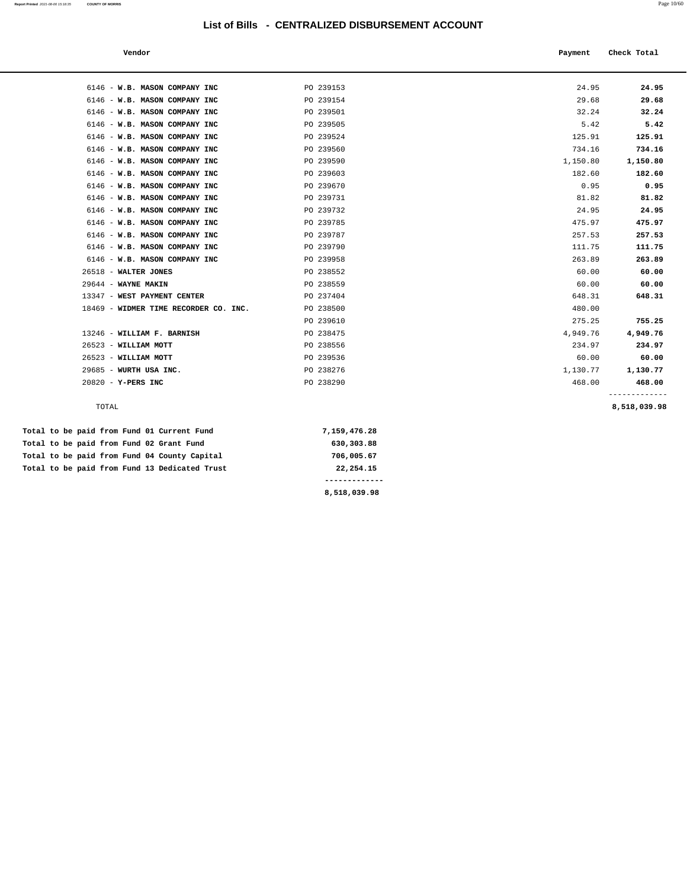# List of Bills - CENTRALIZED DISBURSEMENT ACCOUNT

| Vendor | | Payment | Check Total |
|---|---|---|---|
| 6146 - **W.B. MASON COMPANY INC** | PO 239153 | 24.95 | **24.95** |
| 6146 - **W.B. MASON COMPANY INC** | PO 239154 | 29.68 | **29.68** |
| 6146 - **W.B. MASON COMPANY INC** | PO 239501 | 32.24 | **32.24** |
| 6146 - **W.B. MASON COMPANY INC** | PO 239505 | 5.42 | **5.42** |
| 6146 - **W.B. MASON COMPANY INC** | PO 239524 | 125.91 | **125.91** |
| 6146 - **W.B. MASON COMPANY INC** | PO 239560 | 734.16 | **734.16** |
| 6146 - **W.B. MASON COMPANY INC** | PO 239590 | 1,150.80 | **1,150.80** |
| 6146 - **W.B. MASON COMPANY INC** | PO 239603 | 182.60 | **182.60** |
| 6146 - **W.B. MASON COMPANY INC** | PO 239670 | 0.95 | **0.95** |
| 6146 - **W.B. MASON COMPANY INC** | PO 239731 | 81.82 | **81.82** |
| 6146 - **W.B. MASON COMPANY INC** | PO 239732 | 24.95 | **24.95** |
| 6146 - **W.B. MASON COMPANY INC** | PO 239785 | 475.97 | **475.97** |
| 6146 - **W.B. MASON COMPANY INC** | PO 239787 | 257.53 | **257.53** |
| 6146 - **W.B. MASON COMPANY INC** | PO 239790 | 111.75 | **111.75** |
| 6146 - **W.B. MASON COMPANY INC** | PO 239958 | 263.89 | **263.89** |
| 26518 - **WALTER JONES** | PO 238552 | 60.00 | **60.00** |
| 29644 - **WAYNE MAKIN** | PO 238559 | 60.00 | **60.00** |
| 13347 - **WEST PAYMENT CENTER** | PO 237404 | 648.31 | **648.31** |
| 18469 - **WIDMER TIME RECORDER CO. INC.** | PO 238500 | 480.00 | |
| | PO 239610 | 275.25 | **755.25** |
| 13246 - **WILLIAM F. BARNISH** | PO 238475 | 4,949.76 | **4,949.76** |
| 26523 - **WILLIAM MOTT** | PO 238556 | 234.97 | **234.97** |
| 26523 - **WILLIAM MOTT** | PO 239536 | 60.00 | **60.00** |
| 29685 - **WURTH USA INC.** | PO 238276 | 1,130.77 | **1,130.77** |
| 20820 - **Y-PERS INC** | PO 238290 | 468.00 | **468.00** |
| TOTAL | | | **8,518,039.98** |

| | |
|---|---|
| **Total to be paid from Fund 01 Current Fund** | **7,159,476.28** |
| **Total to be paid from Fund 02 Grant Fund** | **630,303.88** |
| **Total to be paid from Fund 04 County Capital** | **706,005.67** |
| **Total to be paid from Fund 13 Dedicated Trust** | **22,254.15** |
| | **8,518,039.98** |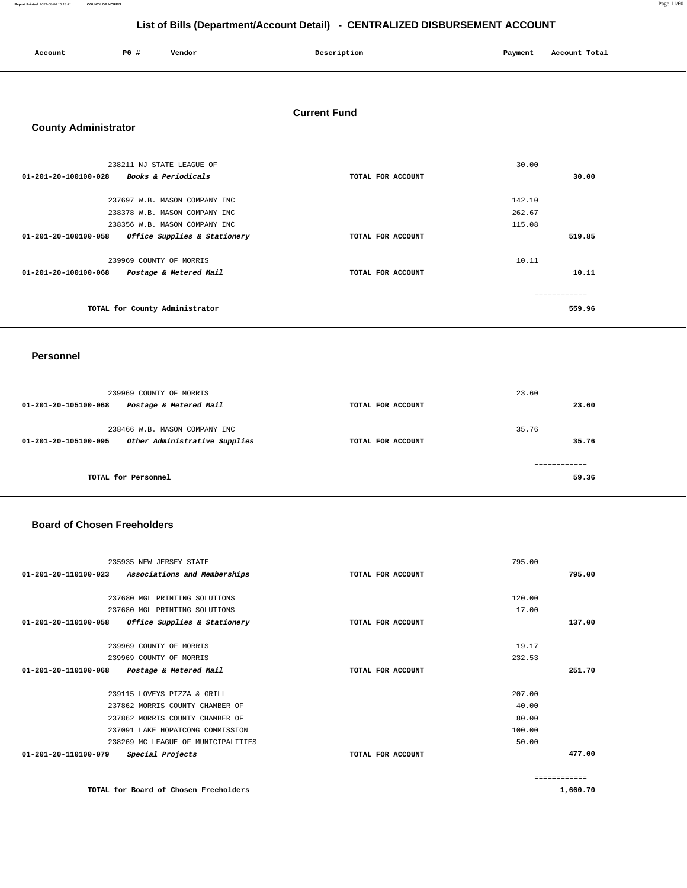## List of Bills (Department/Account Detail) - CENTRALIZED DISBURSEMENT ACCOUNT

| Account | PO # | Vendor | Description | Payment | Account Total |
|---|---|---|---|---|---|

### Current Fund

### County Administrator

| Account | PO # | Vendor | Description | Payment | Account Total |
|---|---|---|---|---|---|
| | 238211 | NJ STATE LEAGUE OF | | 30.00 | |
| 01-201-20-100100-028 | | *Books & Periodicals* | TOTAL FOR ACCOUNT | | 30.00 |
| | 237697 | W.B. MASON COMPANY INC | | 142.10 | |
| | 238378 | W.B. MASON COMPANY INC | | 262.67 | |
| | 238356 | W.B. MASON COMPANY INC | | 115.08 | |
| 01-201-20-100100-058 | | *Office Supplies & Stationery* | TOTAL FOR ACCOUNT | | 519.85 |
| | 239969 | COUNTY OF MORRIS | | 10.11 | |
| 01-201-20-100100-068 | | *Postage & Metered Mail* | TOTAL FOR ACCOUNT | | 10.11 |
| | | TOTAL for County Administrator | | | 559.96 |

### Personnel

| Account | PO # | Vendor | Description | Payment | Account Total |
|---|---|---|---|---|---|
| | 239969 | COUNTY OF MORRIS | | 23.60 | |
| 01-201-20-105100-068 | | *Postage & Metered Mail* | TOTAL FOR ACCOUNT | | 23.60 |
| | 238466 | W.B. MASON COMPANY INC | | 35.76 | |
| 01-201-20-105100-095 | | *Other Administrative Supplies* | TOTAL FOR ACCOUNT | | 35.76 |
| | | TOTAL for Personnel | | | 59.36 |

### Board of Chosen Freeholders

| Account | PO # | Vendor | Description | Payment | Account Total |
|---|---|---|---|---|---|
| | 235935 | NEW JERSEY STATE | | 795.00 | |
| 01-201-20-110100-023 | | *Associations and Memberships* | TOTAL FOR ACCOUNT | | 795.00 |
| | 237680 | MGL PRINTING SOLUTIONS | | 120.00 | |
| | 237680 | MGL PRINTING SOLUTIONS | | 17.00 | |
| 01-201-20-110100-058 | | *Office Supplies & Stationery* | TOTAL FOR ACCOUNT | | 137.00 |
| | 239969 | COUNTY OF MORRIS | | 19.17 | |
| | 239969 | COUNTY OF MORRIS | | 232.53 | |
| 01-201-20-110100-068 | | *Postage & Metered Mail* | TOTAL FOR ACCOUNT | | 251.70 |
| | 239115 | LOVEYS PIZZA & GRILL | | 207.00 | |
| | 237862 | MORRIS COUNTY CHAMBER OF | | 40.00 | |
| | 237862 | MORRIS COUNTY CHAMBER OF | | 80.00 | |
| | 237091 | LAKE HOPATCONG COMMISSION | | 100.00 | |
| | 238269 | MC LEAGUE OF MUNICIPALITIES | | 50.00 | |
| 01-201-20-110100-079 | | *Special Projects* | TOTAL FOR ACCOUNT | | 477.00 |
| | | TOTAL for Board of Chosen Freeholders | | | 1,660.70 |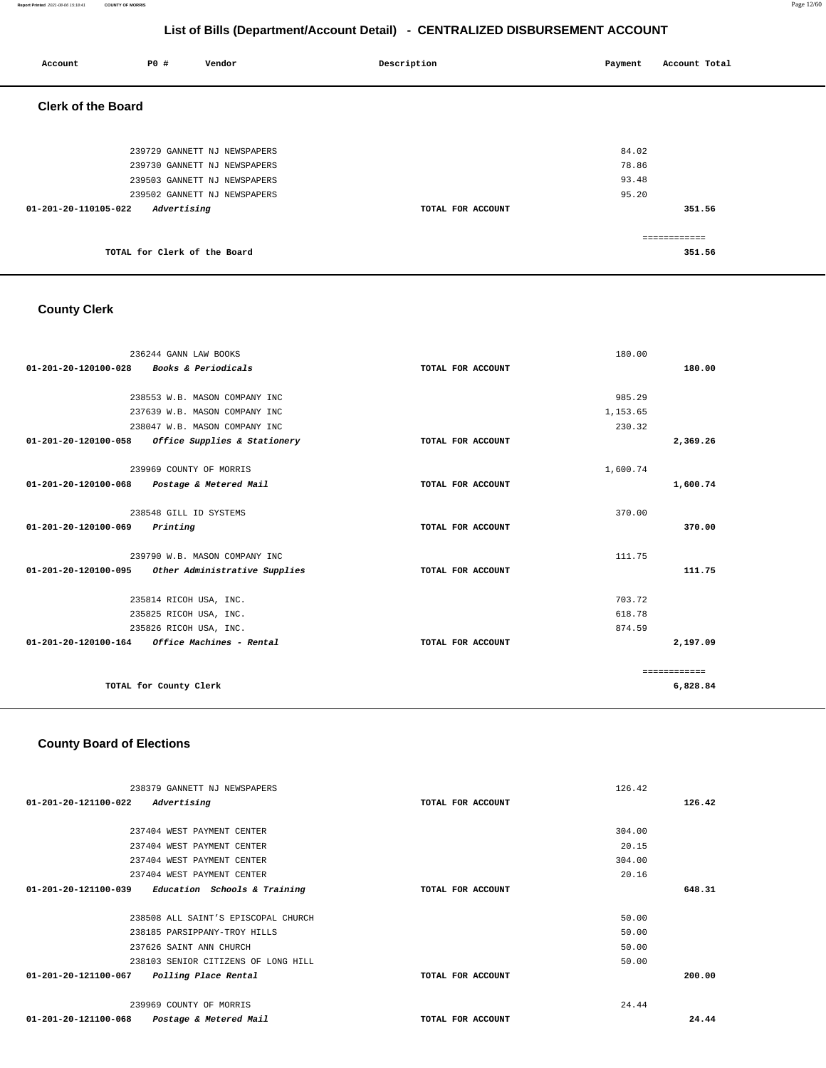# List of Bills (Department/Account Detail) - CENTRALIZED DISBURSEMENT ACCOUNT

| Account | PO # | Vendor | Description | Payment | Account Total |
|---|---|---|---|---|---|

## Clerk of the Board

| Account | PO # | Vendor | Description | Payment | Account Total |
|---|---|---|---|---|---|
| | 239729 | GANNETT NJ NEWSPAPERS | | 84.02 | |
| | 239730 | GANNETT NJ NEWSPAPERS | | 78.86 | |
| | 239503 | GANNETT NJ NEWSPAPERS | | 93.48 | |
| | 239502 | GANNETT NJ NEWSPAPERS | | 95.20 | |
| 01-201-20-110105-022 | | *Advertising* | TOTAL FOR ACCOUNT | | 351.56 |
| | | | | | ============ |
| | | TOTAL for Clerk of the Board | | | 351.56 |

## County Clerk

| Account | PO # | Vendor | Description | Payment | Account Total |
|---|---|---|---|---|---|
| | 236244 | GANN LAW BOOKS | | 180.00 | |
| 01-201-20-120100-028 | | *Books & Periodicals* | TOTAL FOR ACCOUNT | | 180.00 |
| | 238553 | W.B. MASON COMPANY INC | | 985.29 | |
| | 237639 | W.B. MASON COMPANY INC | | 1,153.65 | |
| | 238047 | W.B. MASON COMPANY INC | | 230.32 | |
| 01-201-20-120100-058 | | *Office Supplies & Stationery* | TOTAL FOR ACCOUNT | | 2,369.26 |
| | 239969 | COUNTY OF MORRIS | | 1,600.74 | |
| 01-201-20-120100-068 | | *Postage & Metered Mail* | TOTAL FOR ACCOUNT | | 1,600.74 |
| | 238548 | GILL ID SYSTEMS | | 370.00 | |
| 01-201-20-120100-069 | | *Printing* | TOTAL FOR ACCOUNT | | 370.00 |
| | 239790 | W.B. MASON COMPANY INC | | 111.75 | |
| 01-201-20-120100-095 | | *Other Administrative Supplies* | TOTAL FOR ACCOUNT | | 111.75 |
| | 235814 | RICOH USA, INC. | | 703.72 | |
| | 235825 | RICOH USA, INC. | | 618.78 | |
| | 235826 | RICOH USA, INC. | | 874.59 | |
| 01-201-20-120100-164 | | *Office Machines - Rental* | TOTAL FOR ACCOUNT | | 2,197.09 |
| | | | | | ============ |
| | | TOTAL for County Clerk | | | 6,828.84 |

## County Board of Elections

| Account | PO # | Vendor | Description | Payment | Account Total |
|---|---|---|---|---|---|
| | 238379 | GANNETT NJ NEWSPAPERS | | 126.42 | |
| 01-201-20-121100-022 | | *Advertising* | TOTAL FOR ACCOUNT | | 126.42 |
| | 237404 | WEST PAYMENT CENTER | | 304.00 | |
| | 237404 | WEST PAYMENT CENTER | | 20.15 | |
| | 237404 | WEST PAYMENT CENTER | | 304.00 | |
| | 237404 | WEST PAYMENT CENTER | | 20.16 | |
| 01-201-20-121100-039 | | *Education Schools & Training* | TOTAL FOR ACCOUNT | | 648.31 |
| | 238508 | ALL SAINT'S EPISCOPAL CHURCH | | 50.00 | |
| | 238185 | PARSIPPANY-TROY HILLS | | 50.00 | |
| | 237626 | SAINT ANN CHURCH | | 50.00 | |
| | 238103 | SENIOR CITIZENS OF LONG HILL | | 50.00 | |
| 01-201-20-121100-067 | | *Polling Place Rental* | TOTAL FOR ACCOUNT | | 200.00 |
| | 239969 | COUNTY OF MORRIS | | 24.44 | |
| 01-201-20-121100-068 | | *Postage & Metered Mail* | TOTAL FOR ACCOUNT | | 24.44 |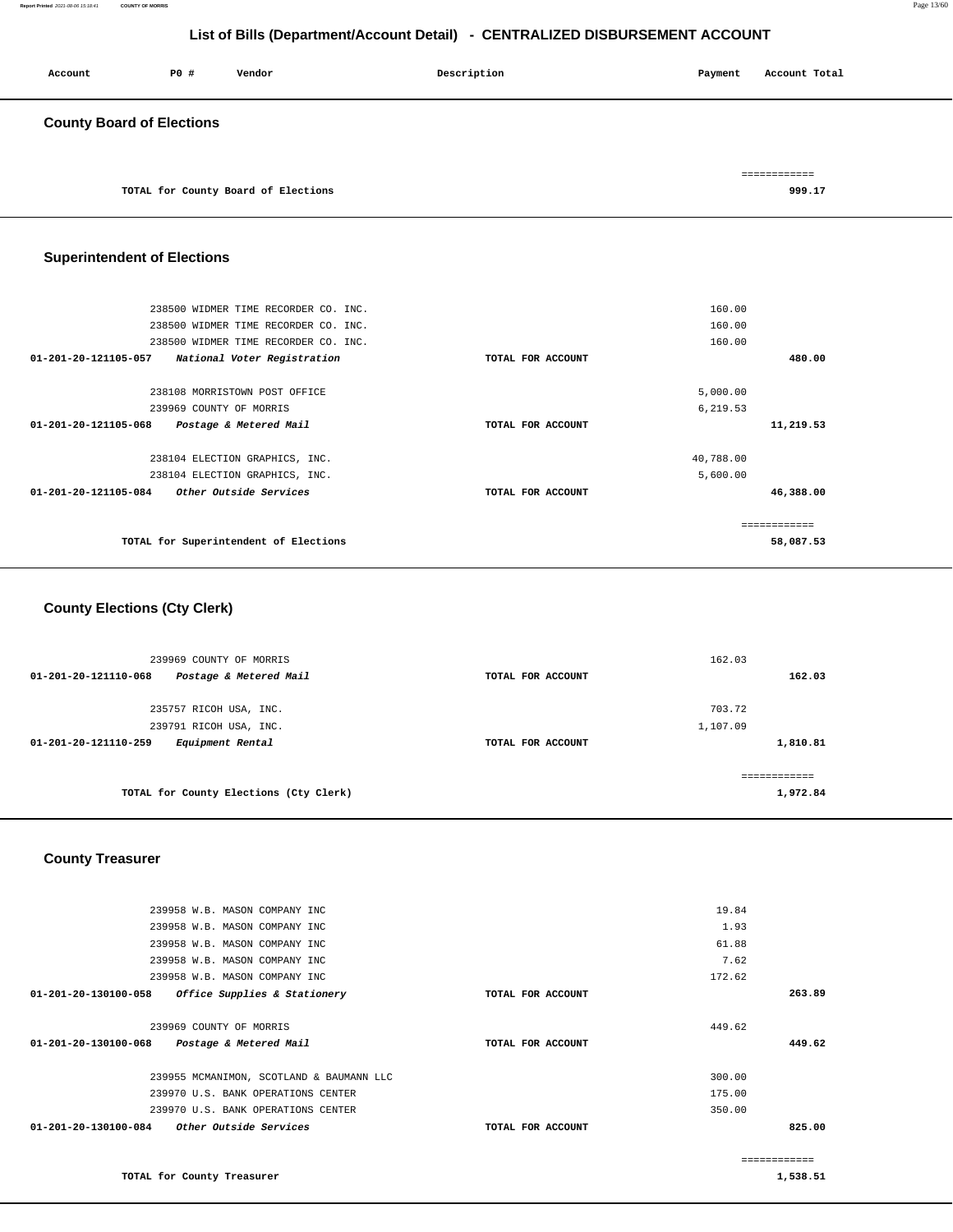# List of Bills (Department/Account Detail) - CENTRALIZED DISBURSEMENT ACCOUNT

| Account | PO # | Vendor | Description | Payment | Account Total |
|---|---|---|---|---|---|

## County Board of Elections

| | | | | | |
|---|---|---|---|---|---|
| | | TOTAL for County Board of Elections | | | 999.17 |

## Superintendent of Elections

| Account | PO # | Vendor | Description | Payment | Account Total |
|---|---|---|---|---|---|
| | 238500 | WIDMER TIME RECORDER CO. INC. | | 160.00 | |
| | 238500 | WIDMER TIME RECORDER CO. INC. | | 160.00 | |
| | 238500 | WIDMER TIME RECORDER CO. INC. | | 160.00 | |
| 01-201-20-121105-057 | | *National Voter Registration* | TOTAL FOR ACCOUNT | | 480.00 |
| | 238108 | MORRISTOWN POST OFFICE | | 5,000.00 | |
| | 239969 | COUNTY OF MORRIS | | 6,219.53 | |
| 01-201-20-121105-068 | | *Postage & Metered Mail* | TOTAL FOR ACCOUNT | | 11,219.53 |
| | 238104 | ELECTION GRAPHICS, INC. | | 40,788.00 | |
| | 238104 | ELECTION GRAPHICS, INC. | | 5,600.00 | |
| 01-201-20-121105-084 | | *Other Outside Services* | TOTAL FOR ACCOUNT | | 46,388.00 |
| | | TOTAL for Superintendent of Elections | | | 58,087.53 |

## County Elections (Cty Clerk)

| Account | PO # | Vendor | Description | Payment | Account Total |
|---|---|---|---|---|---|
| | 239969 | COUNTY OF MORRIS | | 162.03 | |
| 01-201-20-121110-068 | | *Postage & Metered Mail* | TOTAL FOR ACCOUNT | | 162.03 |
| | 235757 | RICOH USA, INC. | | 703.72 | |
| | 239791 | RICOH USA, INC. | | 1,107.09 | |
| 01-201-20-121110-259 | | *Equipment Rental* | TOTAL FOR ACCOUNT | | 1,810.81 |
| | | TOTAL for County Elections (Cty Clerk) | | | 1,972.84 |

## County Treasurer

| Account | PO # | Vendor | Description | Payment | Account Total |
|---|---|---|---|---|---|
| | 239958 | W.B. MASON COMPANY INC | | 19.84 | |
| | 239958 | W.B. MASON COMPANY INC | | 1.93 | |
| | 239958 | W.B. MASON COMPANY INC | | 61.88 | |
| | 239958 | W.B. MASON COMPANY INC | | 7.62 | |
| | 239958 | W.B. MASON COMPANY INC | | 172.62 | |
| 01-201-20-130100-058 | | *Office Supplies & Stationery* | TOTAL FOR ACCOUNT | | 263.89 |
| | 239969 | COUNTY OF MORRIS | | 449.62 | |
| 01-201-20-130100-068 | | *Postage & Metered Mail* | TOTAL FOR ACCOUNT | | 449.62 |
| | 239955 | MCMANIMON, SCOTLAND & BAUMANN LLC | | 300.00 | |
| | 239970 | U.S. BANK OPERATIONS CENTER | | 175.00 | |
| | 239970 | U.S. BANK OPERATIONS CENTER | | 350.00 | |
| 01-201-20-130100-084 | | *Other Outside Services* | TOTAL FOR ACCOUNT | | 825.00 |
| | | TOTAL for County Treasurer | | | 1,538.51 |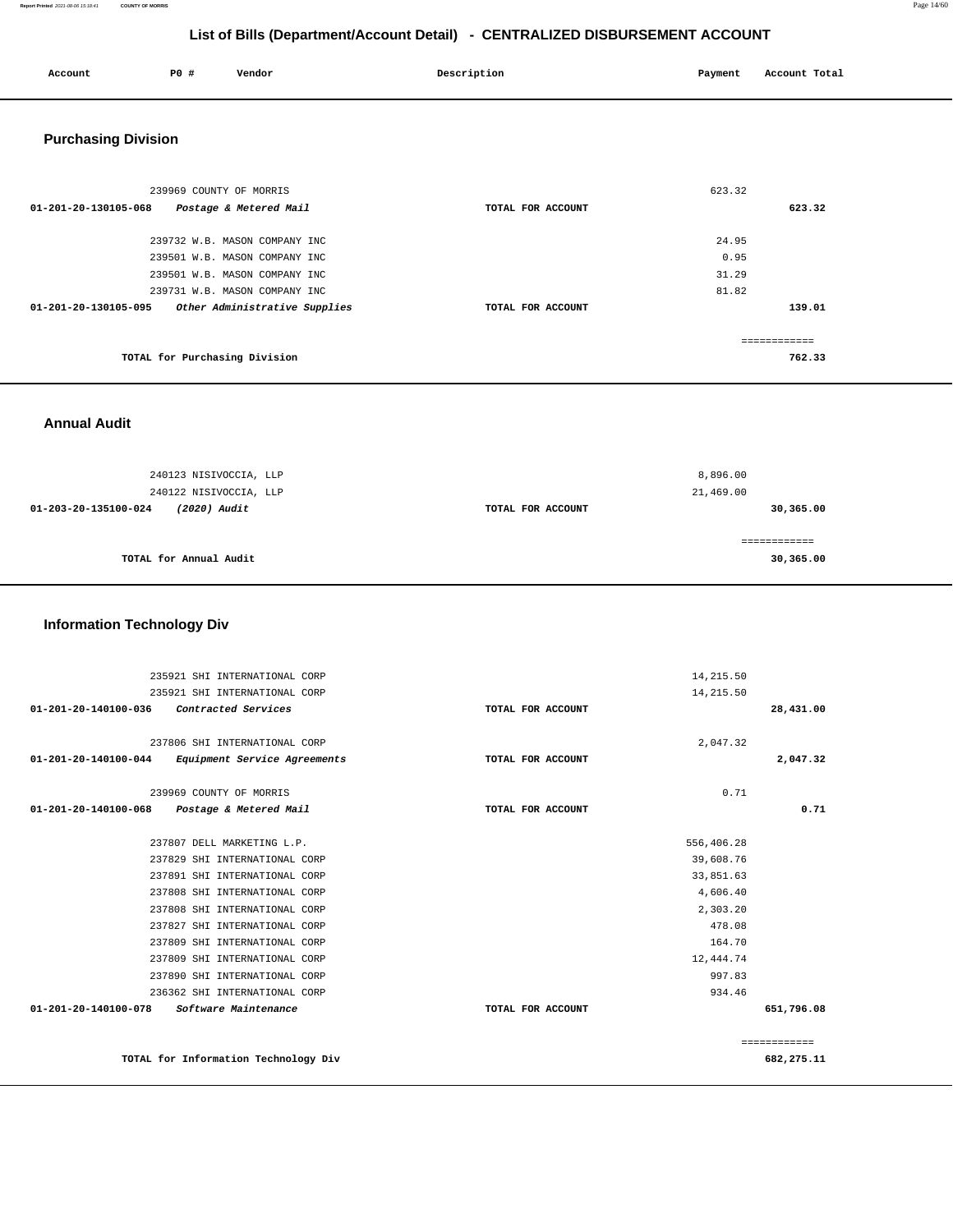# List of Bills (Department/Account Detail) - CENTRALIZED DISBURSEMENT ACCOUNT

| Account | PO # | Vendor | Description | Payment | Account Total |
|---|---|---|---|---|---|

## Purchasing Division

| Account | PO # | Vendor | Description | Payment | Account Total |
|---|---|---|---|---|---|
| | 239969 | COUNTY OF MORRIS | | 623.32 | |
| **01-201-20-130105-068** | | ***Postage & Metered Mail*** | **TOTAL FOR ACCOUNT** | | **623.32** |
| | 239732 | W.B. MASON COMPANY INC | | 24.95 | |
| | 239501 | W.B. MASON COMPANY INC | | 0.95 | |
| | 239501 | W.B. MASON COMPANY INC | | 31.29 | |
| | 239731 | W.B. MASON COMPANY INC | | 81.82 | |
| **01-201-20-130105-095** | | ***Other Administrative Supplies*** | **TOTAL FOR ACCOUNT** | | **139.01** |
| | | **TOTAL for Purchasing Division** | | | **762.33** |

## Annual Audit

| Account | PO # | Vendor | Description | Payment | Account Total |
|---|---|---|---|---|---|
| | 240123 | NISIVOCCIA, LLP | | 8,896.00 | |
| | 240122 | NISIVOCCIA, LLP | | 21,469.00 | |
| **01-203-20-135100-024** | | ***(2020) Audit*** | **TOTAL FOR ACCOUNT** | | **30,365.00** |
| | | **TOTAL for Annual Audit** | | | **30,365.00** |

## Information Technology Div

| Account | PO # | Vendor | Description | Payment | Account Total |
|---|---|---|---|---|---|
| | 235921 | SHI INTERNATIONAL CORP | | 14,215.50 | |
| | 235921 | SHI INTERNATIONAL CORP | | 14,215.50 | |
| **01-201-20-140100-036** | | ***Contracted Services*** | **TOTAL FOR ACCOUNT** | | **28,431.00** |
| | 237806 | SHI INTERNATIONAL CORP | | 2,047.32 | |
| **01-201-20-140100-044** | | ***Equipment Service Agreements*** | **TOTAL FOR ACCOUNT** | | **2,047.32** |
| | 239969 | COUNTY OF MORRIS | | 0.71 | |
| **01-201-20-140100-068** | | ***Postage & Metered Mail*** | **TOTAL FOR ACCOUNT** | | **0.71** |
| | 237807 | DELL MARKETING L.P. | | 556,406.28 | |
| | 237829 | SHI INTERNATIONAL CORP | | 39,608.76 | |
| | 237891 | SHI INTERNATIONAL CORP | | 33,851.63 | |
| | 237808 | SHI INTERNATIONAL CORP | | 4,606.40 | |
| | 237808 | SHI INTERNATIONAL CORP | | 2,303.20 | |
| | 237827 | SHI INTERNATIONAL CORP | | 478.08 | |
| | 237809 | SHI INTERNATIONAL CORP | | 164.70 | |
| | 237809 | SHI INTERNATIONAL CORP | | 12,444.74 | |
| | 237890 | SHI INTERNATIONAL CORP | | 997.83 | |
| | 236362 | SHI INTERNATIONAL CORP | | 934.46 | |
| **01-201-20-140100-078** | | ***Software Maintenance*** | **TOTAL FOR ACCOUNT** | | **651,796.08** |
| | | **TOTAL for Information Technology Div** | | | **682,275.11** |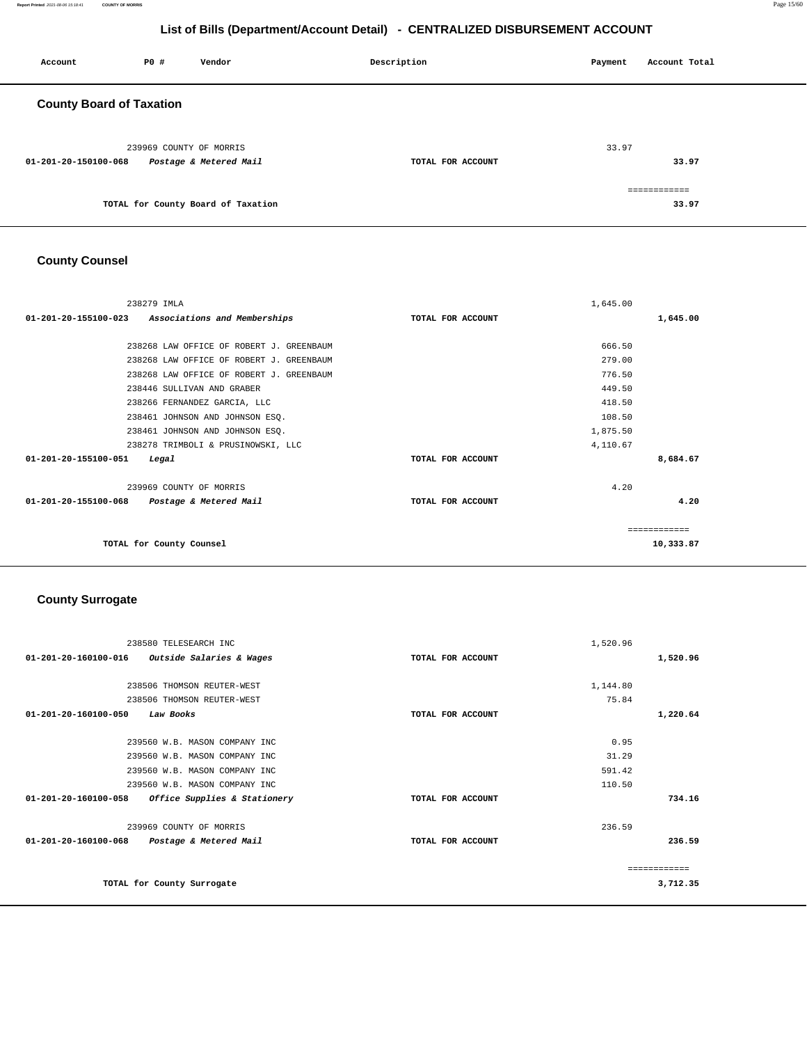# List of Bills (Department/Account Detail) - CENTRALIZED DISBURSEMENT ACCOUNT

| Account | PO # | Vendor | Description | Payment | Account Total |
|---|---|---|---|---|---|

## County Board of Taxation

| Account | PO # | Vendor | Description | Payment | Account Total |
|---|---|---|---|---|---|
| | 239969 | COUNTY OF MORRIS | | 33.97 | |
| **01-201-20-150100-068** | | ***Postage & Metered Mail*** | **TOTAL FOR ACCOUNT** | | **33.97** |
| | | | | | ============ |
| | | **TOTAL for County Board of Taxation** | | | **33.97** |

## County Counsel

| Account | PO # | Vendor | Description | Payment | Account Total |
|---|---|---|---|---|---|
| | 238279 | IMLA | | 1,645.00 | |
| **01-201-20-155100-023** | | ***Associations and Memberships*** | **TOTAL FOR ACCOUNT** | | **1,645.00** |
| | 238268 | LAW OFFICE OF ROBERT J. GREENBAUM | | 666.50 | |
| | 238268 | LAW OFFICE OF ROBERT J. GREENBAUM | | 279.00 | |
| | 238268 | LAW OFFICE OF ROBERT J. GREENBAUM | | 776.50 | |
| | 238446 | SULLIVAN AND GRABER | | 449.50 | |
| | 238266 | FERNANDEZ GARCIA, LLC | | 418.50 | |
| | 238461 | JOHNSON AND JOHNSON ESQ. | | 108.50 | |
| | 238461 | JOHNSON AND JOHNSON ESQ. | | 1,875.50 | |
| | 238278 | TRIMBOLI & PRUSINOWSKI, LLC | | 4,110.67 | |
| **01-201-20-155100-051** | | ***Legal*** | **TOTAL FOR ACCOUNT** | | **8,684.67** |
| | 239969 | COUNTY OF MORRIS | | 4.20 | |
| **01-201-20-155100-068** | | ***Postage & Metered Mail*** | **TOTAL FOR ACCOUNT** | | **4.20** |
| | | | | | ============ |
| | | **TOTAL for County Counsel** | | | **10,333.87** |

## County Surrogate

| Account | PO # | Vendor | Description | Payment | Account Total |
|---|---|---|---|---|---|
| | 238580 | TELESEARCH INC | | 1,520.96 | |
| **01-201-20-160100-016** | | ***Outside Salaries & Wages*** | **TOTAL FOR ACCOUNT** | | **1,520.96** |
| | 238506 | THOMSON REUTER-WEST | | 1,144.80 | |
| | 238506 | THOMSON REUTER-WEST | | 75.84 | |
| **01-201-20-160100-050** | | ***Law Books*** | **TOTAL FOR ACCOUNT** | | **1,220.64** |
| | 239560 | W.B. MASON COMPANY INC | | 0.95 | |
| | 239560 | W.B. MASON COMPANY INC | | 31.29 | |
| | 239560 | W.B. MASON COMPANY INC | | 591.42 | |
| | 239560 | W.B. MASON COMPANY INC | | 110.50 | |
| **01-201-20-160100-058** | | ***Office Supplies & Stationery*** | **TOTAL FOR ACCOUNT** | | **734.16** |
| | 239969 | COUNTY OF MORRIS | | 236.59 | |
| **01-201-20-160100-068** | | ***Postage & Metered Mail*** | **TOTAL FOR ACCOUNT** | | **236.59** |
| | | | | | ============ |
| | | **TOTAL for County Surrogate** | | | **3,712.35** |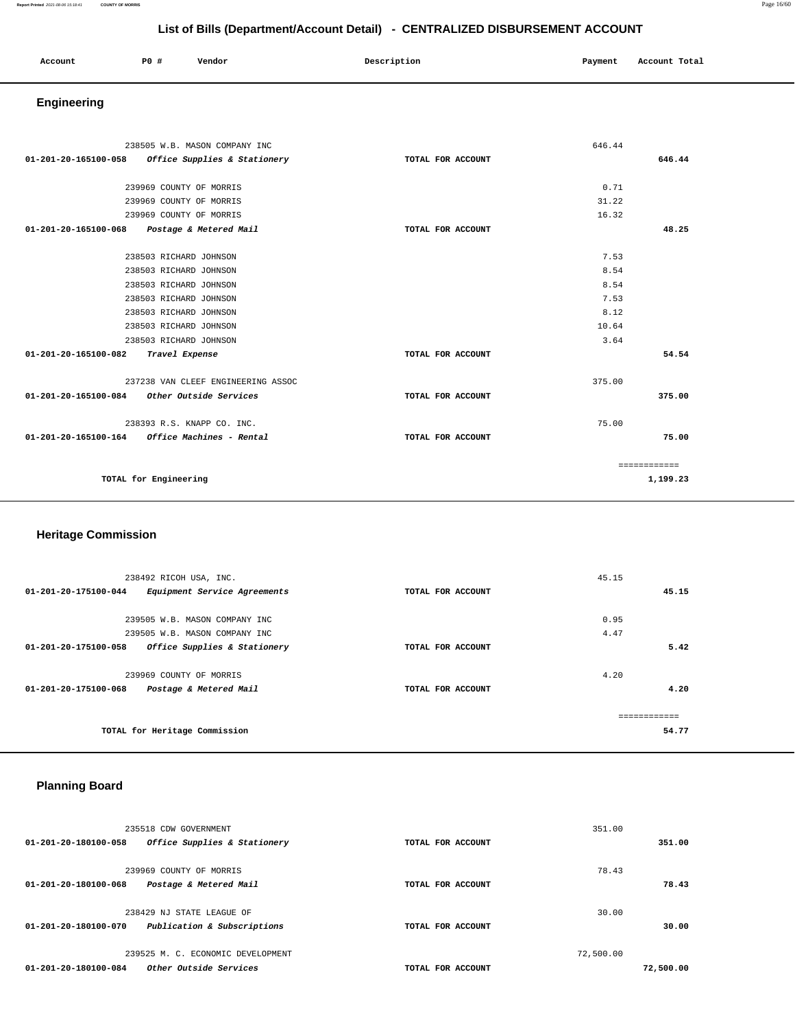# List of Bills (Department/Account Detail) - CENTRALIZED DISBURSEMENT ACCOUNT

| Account | PO # | Vendor | Description | Payment | Account Total |
|---|---|---|---|---|---|

## Engineering

| Account | PO # | Vendor | Description | Payment | Account Total |
|---|---|---|---|---|---|
| | 238505 | W.B. MASON COMPANY INC | | 646.44 | |
| 01-201-20-165100-058 | | *Office Supplies & Stationery* | TOTAL FOR ACCOUNT | | 646.44 |
| | 239969 | COUNTY OF MORRIS | | 0.71 | |
| | 239969 | COUNTY OF MORRIS | | 31.22 | |
| | 239969 | COUNTY OF MORRIS | | 16.32 | |
| 01-201-20-165100-068 | | *Postage & Metered Mail* | TOTAL FOR ACCOUNT | | 48.25 |
| | 238503 | RICHARD JOHNSON | | 7.53 | |
| | 238503 | RICHARD JOHNSON | | 8.54 | |
| | 238503 | RICHARD JOHNSON | | 8.54 | |
| | 238503 | RICHARD JOHNSON | | 7.53 | |
| | 238503 | RICHARD JOHNSON | | 8.12 | |
| | 238503 | RICHARD JOHNSON | | 10.64 | |
| | 238503 | RICHARD JOHNSON | | 3.64 | |
| 01-201-20-165100-082 | | *Travel Expense* | TOTAL FOR ACCOUNT | | 54.54 |
| | 237238 | VAN CLEEF ENGINEERING ASSOC | | 375.00 | |
| 01-201-20-165100-084 | | *Other Outside Services* | TOTAL FOR ACCOUNT | | 375.00 |
| | 238393 | R.S. KNAPP CO. INC. | | 75.00 | |
| 01-201-20-165100-164 | | *Office Machines - Rental* | TOTAL FOR ACCOUNT | | 75.00 |
| | | | | | ============ |
| | | TOTAL for Engineering | | | 1,199.23 |

## Heritage Commission

| Account | PO # | Vendor | Description | Payment | Account Total |
|---|---|---|---|---|---|
| | 238492 | RICOH USA, INC. | | 45.15 | |
| 01-201-20-175100-044 | | *Equipment Service Agreements* | TOTAL FOR ACCOUNT | | 45.15 |
| | 239505 | W.B. MASON COMPANY INC | | 0.95 | |
| | 239505 | W.B. MASON COMPANY INC | | 4.47 | |
| 01-201-20-175100-058 | | *Office Supplies & Stationery* | TOTAL FOR ACCOUNT | | 5.42 |
| | 239969 | COUNTY OF MORRIS | | 4.20 | |
| 01-201-20-175100-068 | | *Postage & Metered Mail* | TOTAL FOR ACCOUNT | | 4.20 |
| | | | | | ============ |
| | | TOTAL for Heritage Commission | | | 54.77 |

## Planning Board

| Account | PO # | Vendor | Description | Payment | Account Total |
|---|---|---|---|---|---|
| | 235518 | CDW GOVERNMENT | | 351.00 | |
| 01-201-20-180100-058 | | *Office Supplies & Stationery* | TOTAL FOR ACCOUNT | | 351.00 |
| | 239969 | COUNTY OF MORRIS | | 78.43 | |
| 01-201-20-180100-068 | | *Postage & Metered Mail* | TOTAL FOR ACCOUNT | | 78.43 |
| | 238429 | NJ STATE LEAGUE OF | | 30.00 | |
| 01-201-20-180100-070 | | *Publication & Subscriptions* | TOTAL FOR ACCOUNT | | 30.00 |
| | 239525 | M. C. ECONOMIC DEVELOPMENT | | 72,500.00 | |
| 01-201-20-180100-084 | | *Other Outside Services* | TOTAL FOR ACCOUNT | | 72,500.00 |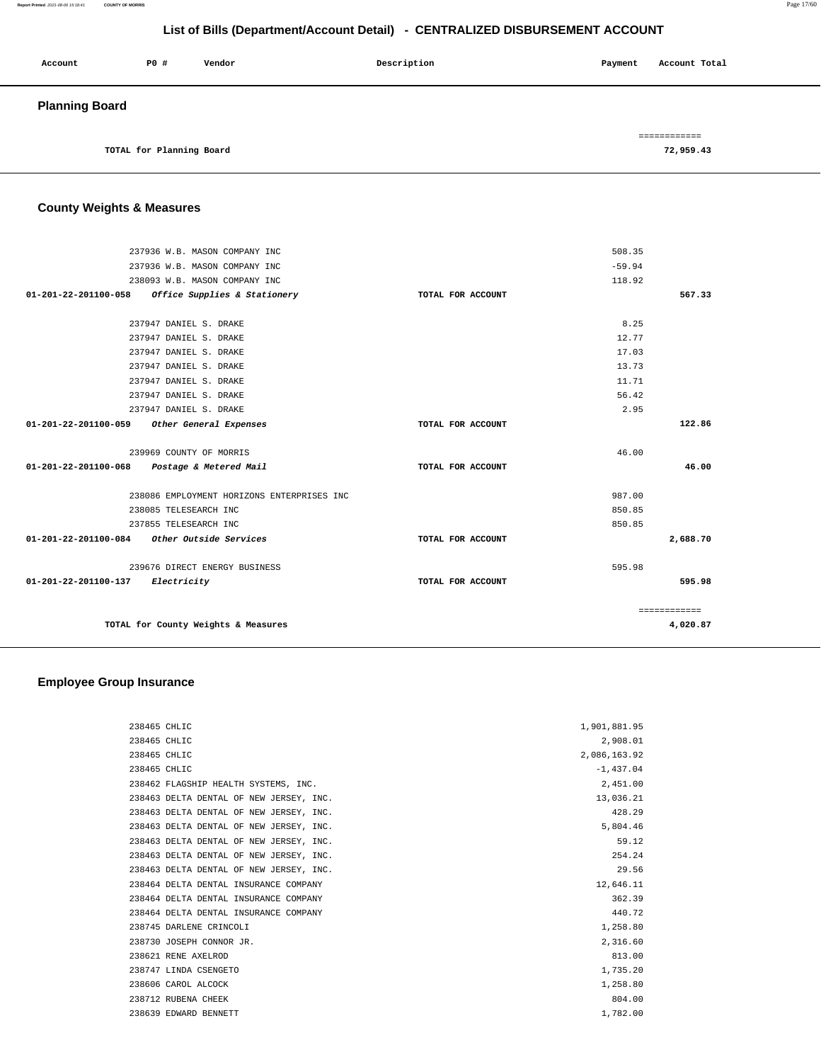# List of Bills (Department/Account Detail) - CENTRALIZED DISBURSEMENT ACCOUNT

| Account | PO # | Vendor | Description | Payment | Account Total |
|---|---|---|---|---|---|

## Planning Board

| | | | | | ============ |
|---|---|---|---|---|---|
| | TOTAL for Planning Board | | | | 72,959.43 |

## County Weights & Measures

| Account | PO # | Vendor | Description | Payment | Account Total |
|---|---|---|---|---|---|
| | 237936 | W.B. MASON COMPANY INC | | 508.35 | |
| | 237936 | W.B. MASON COMPANY INC | | -59.94 | |
| | 238093 | W.B. MASON COMPANY INC | | 118.92 | |
| 01-201-22-201100-058 | | *Office Supplies & Stationery* | TOTAL FOR ACCOUNT | | 567.33 |
| | 237947 | DANIEL S. DRAKE | | 8.25 | |
| | 237947 | DANIEL S. DRAKE | | 12.77 | |
| | 237947 | DANIEL S. DRAKE | | 17.03 | |
| | 237947 | DANIEL S. DRAKE | | 13.73 | |
| | 237947 | DANIEL S. DRAKE | | 11.71 | |
| | 237947 | DANIEL S. DRAKE | | 56.42 | |
| | 237947 | DANIEL S. DRAKE | | 2.95 | |
| 01-201-22-201100-059 | | *Other General Expenses* | TOTAL FOR ACCOUNT | | 122.86 |
| | 239969 | COUNTY OF MORRIS | | 46.00 | |
| 01-201-22-201100-068 | | *Postage & Metered Mail* | TOTAL FOR ACCOUNT | | 46.00 |
| | 238086 | EMPLOYMENT HORIZONS ENTERPRISES INC | | 987.00 | |
| | 238085 | TELESEARCH INC | | 850.85 | |
| | 237855 | TELESEARCH INC | | 850.85 | |
| 01-201-22-201100-084 | | *Other Outside Services* | TOTAL FOR ACCOUNT | | 2,688.70 |
| | 239676 | DIRECT ENERGY BUSINESS | | 595.98 | |
| 01-201-22-201100-137 | | *Electricity* | TOTAL FOR ACCOUNT | | 595.98 |
| | | | | | ============ |
| | TOTAL for County Weights & Measures | | | | 4,020.87 |

## Employee Group Insurance

| Account | PO # | Vendor | Description | Payment | Account Total |
|---|---|---|---|---|---|
| | 238465 | CHLIC | | 1,901,881.95 | |
| | 238465 | CHLIC | | 2,908.01 | |
| | 238465 | CHLIC | | 2,086,163.92 | |
| | 238465 | CHLIC | | -1,437.04 | |
| | 238462 | FLAGSHIP HEALTH SYSTEMS, INC. | | 2,451.00 | |
| | 238463 | DELTA DENTAL OF NEW JERSEY, INC. | | 13,036.21 | |
| | 238463 | DELTA DENTAL OF NEW JERSEY, INC. | | 428.29 | |
| | 238463 | DELTA DENTAL OF NEW JERSEY, INC. | | 5,804.46 | |
| | 238463 | DELTA DENTAL OF NEW JERSEY, INC. | | 59.12 | |
| | 238463 | DELTA DENTAL OF NEW JERSEY, INC. | | 254.24 | |
| | 238463 | DELTA DENTAL OF NEW JERSEY, INC. | | 29.56 | |
| | 238464 | DELTA DENTAL INSURANCE COMPANY | | 12,646.11 | |
| | 238464 | DELTA DENTAL INSURANCE COMPANY | | 362.39 | |
| | 238464 | DELTA DENTAL INSURANCE COMPANY | | 440.72 | |
| | 238745 | DARLENE CRINCOLI | | 1,258.80 | |
| | 238730 | JOSEPH CONNOR JR. | | 2,316.60 | |
| | 238621 | RENE AXELROD | | 813.00 | |
| | 238747 | LINDA CSENGETO | | 1,735.20 | |
| | 238606 | CAROL ALCOCK | | 1,258.80 | |
| | 238712 | RUBENA CHEEK | | 804.00 | |
| | 238639 | EDWARD BENNETT | | 1,782.00 | |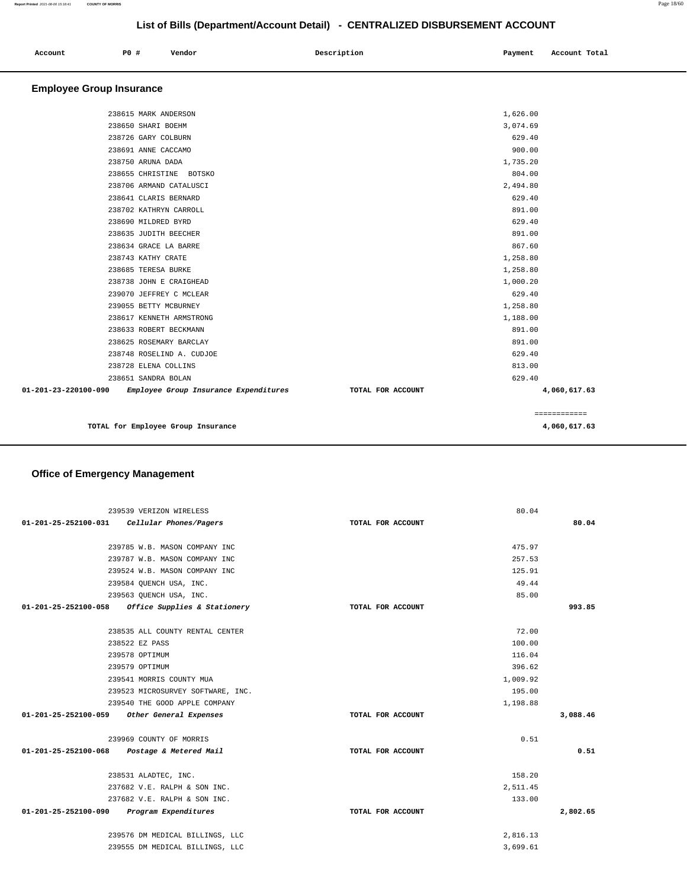## List of Bills (Department/Account Detail) - CENTRALIZED DISBURSEMENT ACCOUNT

| Account | PO # | Vendor | Description | Payment | Account Total |
|---|---|---|---|---|---|

### Employee Group Insurance

| Account | PO # | Vendor | Description | Payment | Account Total |
|---|---|---|---|---|---|
| | 238615 | MARK ANDERSON | | 1,626.00 | |
| | 238650 | SHARI BOEHM | | 3,074.69 | |
| | 238726 | GARY COLBURN | | 629.40 | |
| | 238691 | ANNE CACCAMO | | 900.00 | |
| | 238750 | ARUNA DADA | | 1,735.20 | |
| | 238655 | CHRISTINE BOTSKO | | 804.00 | |
| | 238706 | ARMAND CATALUSCI | | 2,494.80 | |
| | 238641 | CLARIS BERNARD | | 629.40 | |
| | 238702 | KATHRYN CARROLL | | 891.00 | |
| | 238690 | MILDRED BYRD | | 629.40 | |
| | 238635 | JUDITH BEECHER | | 891.00 | |
| | 238634 | GRACE LA BARRE | | 867.60 | |
| | 238743 | KATHY CRATE | | 1,258.80 | |
| | 238685 | TERESA BURKE | | 1,258.80 | |
| | 238738 | JOHN E CRAIGHEAD | | 1,000.20 | |
| | 239070 | JEFFREY C MCLEAR | | 629.40 | |
| | 239055 | BETTY MCBURNEY | | 1,258.80 | |
| | 238617 | KENNETH ARMSTRONG | | 1,188.00 | |
| | 238633 | ROBERT BECKMANN | | 891.00 | |
| | 238625 | ROSEMARY BARCLAY | | 891.00 | |
| | 238748 | ROSELIND A. CUDJOE | | 629.40 | |
| | 238728 | ELENA COLLINS | | 813.00 | |
| | 238651 | SANDRA BOLAN | | 629.40 | |
| 01-201-23-220100-090 | | *Employee Group Insurance Expenditures* | TOTAL FOR ACCOUNT | | 4,060,617.63 |

**TOTAL for Employee Group Insurance** 4,060,617.63

### Office of Emergency Management

| Account | PO # | Vendor | Description | Payment | Account Total |
|---|---|---|---|---|---|
| | 239539 | VERIZON WIRELESS | | 80.04 | |
| 01-201-25-252100-031 | | *Cellular Phones/Pagers* | TOTAL FOR ACCOUNT | | 80.04 |
| | 239785 | W.B. MASON COMPANY INC | | 475.97 | |
| | 239787 | W.B. MASON COMPANY INC | | 257.53 | |
| | 239524 | W.B. MASON COMPANY INC | | 125.91 | |
| | 239584 | QUENCH USA, INC. | | 49.44 | |
| | 239563 | QUENCH USA, INC. | | 85.00 | |
| 01-201-25-252100-058 | | *Office Supplies & Stationery* | TOTAL FOR ACCOUNT | | 993.85 |
| | 238535 | ALL COUNTY RENTAL CENTER | | 72.00 | |
| | 238522 | EZ PASS | | 100.00 | |
| | 239578 | OPTIMUM | | 116.04 | |
| | 239579 | OPTIMUM | | 396.62 | |
| | 239541 | MORRIS COUNTY MUA | | 1,009.92 | |
| | 239523 | MICROSURVEY SOFTWARE, INC. | | 195.00 | |
| | 239540 | THE GOOD APPLE COMPANY | | 1,198.88 | |
| 01-201-25-252100-059 | | *Other General Expenses* | TOTAL FOR ACCOUNT | | 3,088.46 |
| | 239969 | COUNTY OF MORRIS | | 0.51 | |
| 01-201-25-252100-068 | | *Postage & Metered Mail* | TOTAL FOR ACCOUNT | | 0.51 |
| | 238531 | ALADTEC, INC. | | 158.20 | |
| | 237682 | V.E. RALPH & SON INC. | | 2,511.45 | |
| | 237682 | V.E. RALPH & SON INC. | | 133.00 | |
| 01-201-25-252100-090 | | *Program Expenditures* | TOTAL FOR ACCOUNT | | 2,802.65 |
| | 239576 | DM MEDICAL BILLINGS, LLC | | 2,816.13 | |
| | 239555 | DM MEDICAL BILLINGS, LLC | | 3,699.61 | |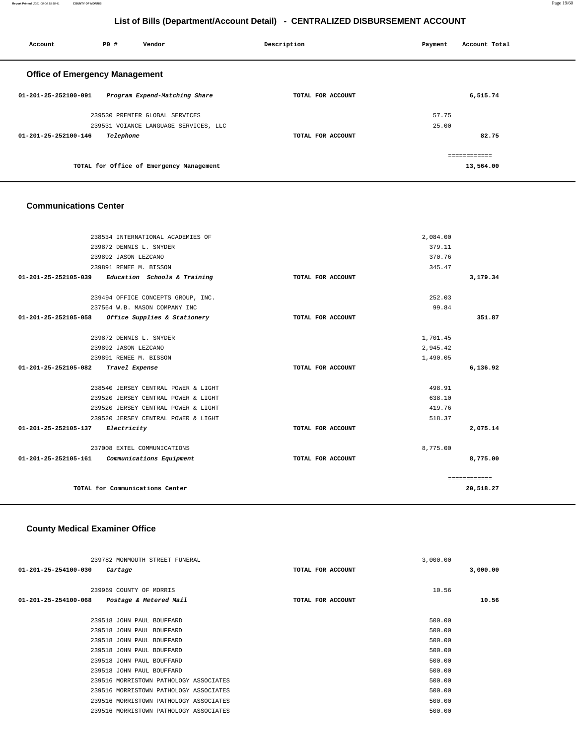## List of Bills (Department/Account Detail) - CENTRALIZED DISBURSEMENT ACCOUNT

| Account | PO # | Vendor | Description | Payment | Account Total |
|---|---|---|---|---|---|

### Office of Emergency Management

| Account | PO # | Vendor | Description | Payment | Account Total |
|---|---|---|---|---|---|
| 01-201-25-252100-091 | | *Program Expend-Matching Share* | TOTAL FOR ACCOUNT | | 6,515.74 |
| | 239530 | PREMIER GLOBAL SERVICES | | 57.75 | |
| | 239531 | VOIANCE LANGUAGE SERVICES, LLC | | 25.00 | |
| 01-201-25-252100-146 | | *Telephone* | TOTAL FOR ACCOUNT | | 82.75 |
| | | | | | ============ |
| | | TOTAL for Office of Emergency Management | | | 13,564.00 |

### Communications Center

| Account | PO # | Vendor | Description | Payment | Account Total |
|---|---|---|---|---|---|
| | 238534 | INTERNATIONAL ACADEMIES OF | | 2,084.00 | |
| | 239872 | DENNIS L. SNYDER | | 379.11 | |
| | 239892 | JASON LEZCANO | | 370.76 | |
| | 239891 | RENEE M. BISSON | | 345.47 | |
| 01-201-25-252105-039 | | *Education Schools & Training* | TOTAL FOR ACCOUNT | | 3,179.34 |
| | 239494 | OFFICE CONCEPTS GROUP, INC. | | 252.03 | |
| | 237564 | W.B. MASON COMPANY INC | | 99.84 | |
| 01-201-25-252105-058 | | *Office Supplies & Stationery* | TOTAL FOR ACCOUNT | | 351.87 |
| | 239872 | DENNIS L. SNYDER | | 1,701.45 | |
| | 239892 | JASON LEZCANO | | 2,945.42 | |
| | 239891 | RENEE M. BISSON | | 1,490.05 | |
| 01-201-25-252105-082 | | *Travel Expense* | TOTAL FOR ACCOUNT | | 6,136.92 |
| | 238540 | JERSEY CENTRAL POWER & LIGHT | | 498.91 | |
| | 239520 | JERSEY CENTRAL POWER & LIGHT | | 638.10 | |
| | 239520 | JERSEY CENTRAL POWER & LIGHT | | 419.76 | |
| | 239520 | JERSEY CENTRAL POWER & LIGHT | | 518.37 | |
| 01-201-25-252105-137 | | *Electricity* | TOTAL FOR ACCOUNT | | 2,075.14 |
| | 237008 | EXTEL COMMUNICATIONS | | 8,775.00 | |
| 01-201-25-252105-161 | | *Communications Equipment* | TOTAL FOR ACCOUNT | | 8,775.00 |
| | | | | | ============ |
| | | TOTAL for Communications Center | | | 20,518.27 |

### County Medical Examiner Office

| Account | PO # | Vendor | Description | Payment | Account Total |
|---|---|---|---|---|---|
| | 239782 | MONMOUTH STREET FUNERAL | | 3,000.00 | |
| 01-201-25-254100-030 | | *Cartage* | TOTAL FOR ACCOUNT | | 3,000.00 |
| | 239969 | COUNTY OF MORRIS | | 10.56 | |
| 01-201-25-254100-068 | | *Postage & Metered Mail* | TOTAL FOR ACCOUNT | | 10.56 |
| | 239518 | JOHN PAUL BOUFFARD | | 500.00 | |
| | 239518 | JOHN PAUL BOUFFARD | | 500.00 | |
| | 239518 | JOHN PAUL BOUFFARD | | 500.00 | |
| | 239518 | JOHN PAUL BOUFFARD | | 500.00 | |
| | 239518 | JOHN PAUL BOUFFARD | | 500.00 | |
| | 239518 | JOHN PAUL BOUFFARD | | 500.00 | |
| | 239516 | MORRISTOWN PATHOLOGY ASSOCIATES | | 500.00 | |
| | 239516 | MORRISTOWN PATHOLOGY ASSOCIATES | | 500.00 | |
| | 239516 | MORRISTOWN PATHOLOGY ASSOCIATES | | 500.00 | |
| | 239516 | MORRISTOWN PATHOLOGY ASSOCIATES | | 500.00 | |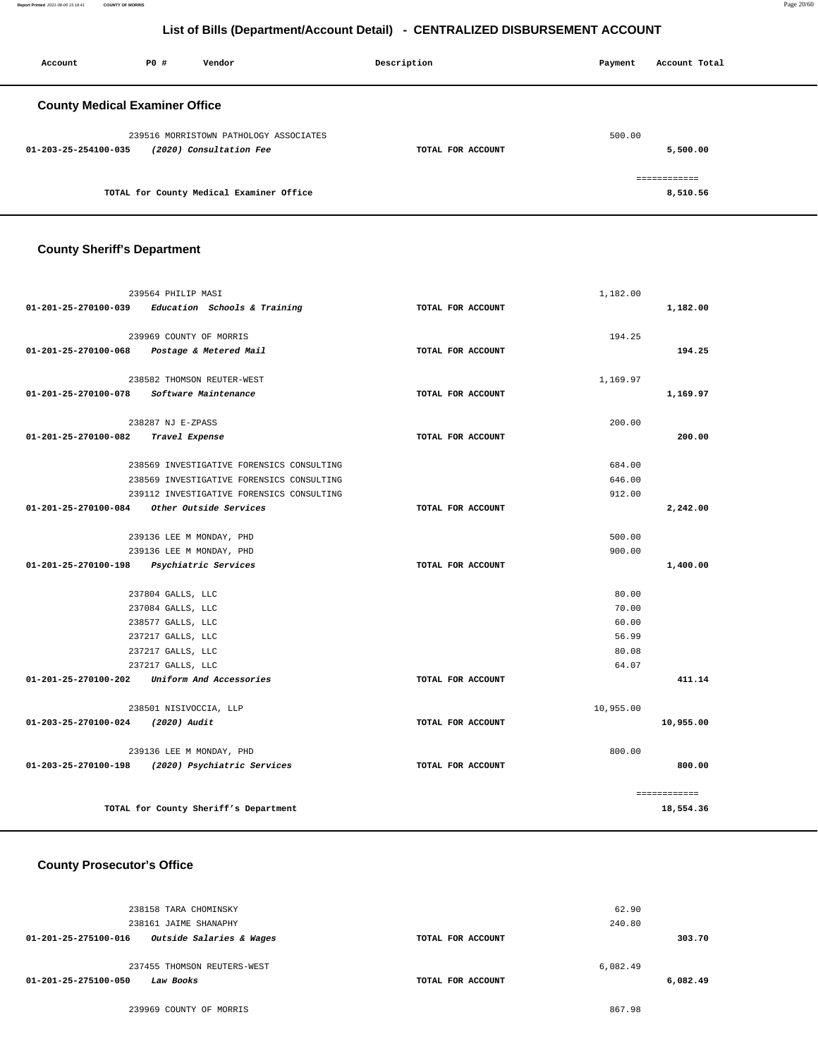## List of Bills (Department/Account Detail) - CENTRALIZED DISBURSEMENT ACCOUNT

| Account | PO # | Vendor | Description | Payment | Account Total |
|---|---|---|---|---|---|

### County Medical Examiner Office

| Account | PO # | Vendor | Description | Payment | Account Total |
|---|---|---|---|---|---|
| | 239516 | MORRISTOWN PATHOLOGY ASSOCIATES | | 500.00 | |
| 01-203-25-254100-035 | | *(2020) Consultation Fee* | TOTAL FOR ACCOUNT | | 5,500.00 |
| | | | | | ============ |
| | | TOTAL for County Medical Examiner Office | | | 8,510.56 |

### County Sheriff's Department

| Account | PO # | Vendor | Description | Payment | Account Total |
|---|---|---|---|---|---|
| | 239564 | PHILIP MASI | | 1,182.00 | |
| 01-201-25-270100-039 | | *Education Schools & Training* | TOTAL FOR ACCOUNT | | 1,182.00 |
| | 239969 | COUNTY OF MORRIS | | 194.25 | |
| 01-201-25-270100-068 | | *Postage & Metered Mail* | TOTAL FOR ACCOUNT | | 194.25 |
| | 238582 | THOMSON REUTER-WEST | | 1,169.97 | |
| 01-201-25-270100-078 | | *Software Maintenance* | TOTAL FOR ACCOUNT | | 1,169.97 |
| | 238287 | NJ E-ZPASS | | 200.00 | |
| 01-201-25-270100-082 | | *Travel Expense* | TOTAL FOR ACCOUNT | | 200.00 |
| | 238569 | INVESTIGATIVE FORENSICS CONSULTING | | 684.00 | |
| | 238569 | INVESTIGATIVE FORENSICS CONSULTING | | 646.00 | |
| | 239112 | INVESTIGATIVE FORENSICS CONSULTING | | 912.00 | |
| 01-201-25-270100-084 | | *Other Outside Services* | TOTAL FOR ACCOUNT | | 2,242.00 |
| | 239136 | LEE M MONDAY, PHD | | 500.00 | |
| | 239136 | LEE M MONDAY, PHD | | 900.00 | |
| 01-201-25-270100-198 | | *Psychiatric Services* | TOTAL FOR ACCOUNT | | 1,400.00 |
| | 237804 | GALLS, LLC | | 80.00 | |
| | 237084 | GALLS, LLC | | 70.00 | |
| | 238577 | GALLS, LLC | | 60.00 | |
| | 237217 | GALLS, LLC | | 56.99 | |
| | 237217 | GALLS, LLC | | 80.08 | |
| | 237217 | GALLS, LLC | | 64.07 | |
| 01-201-25-270100-202 | | *Uniform And Accessories* | TOTAL FOR ACCOUNT | | 411.14 |
| | 238501 | NISIVOCCIA, LLP | | 10,955.00 | |
| 01-203-25-270100-024 | | *(2020) Audit* | TOTAL FOR ACCOUNT | | 10,955.00 |
| | 239136 | LEE M MONDAY, PHD | | 800.00 | |
| 01-203-25-270100-198 | | *(2020) Psychiatric Services* | TOTAL FOR ACCOUNT | | 800.00 |
| | | | | | ============ |
| | | TOTAL for County Sheriff's Department | | | 18,554.36 |

### County Prosecutor's Office

| Account | PO # | Vendor | Description | Payment | Account Total |
|---|---|---|---|---|---|
| | 238158 | TARA CHOMINSKY | | 62.90 | |
| | 238161 | JAIME SHANAPHY | | 240.80 | |
| 01-201-25-275100-016 | | *Outside Salaries & Wages* | TOTAL FOR ACCOUNT | | 303.70 |
| | 237455 | THOMSON REUTERS-WEST | | 6,082.49 | |
| 01-201-25-275100-050 | | *Law Books* | TOTAL FOR ACCOUNT | | 6,082.49 |
| | 239969 | COUNTY OF MORRIS | | 867.98 | |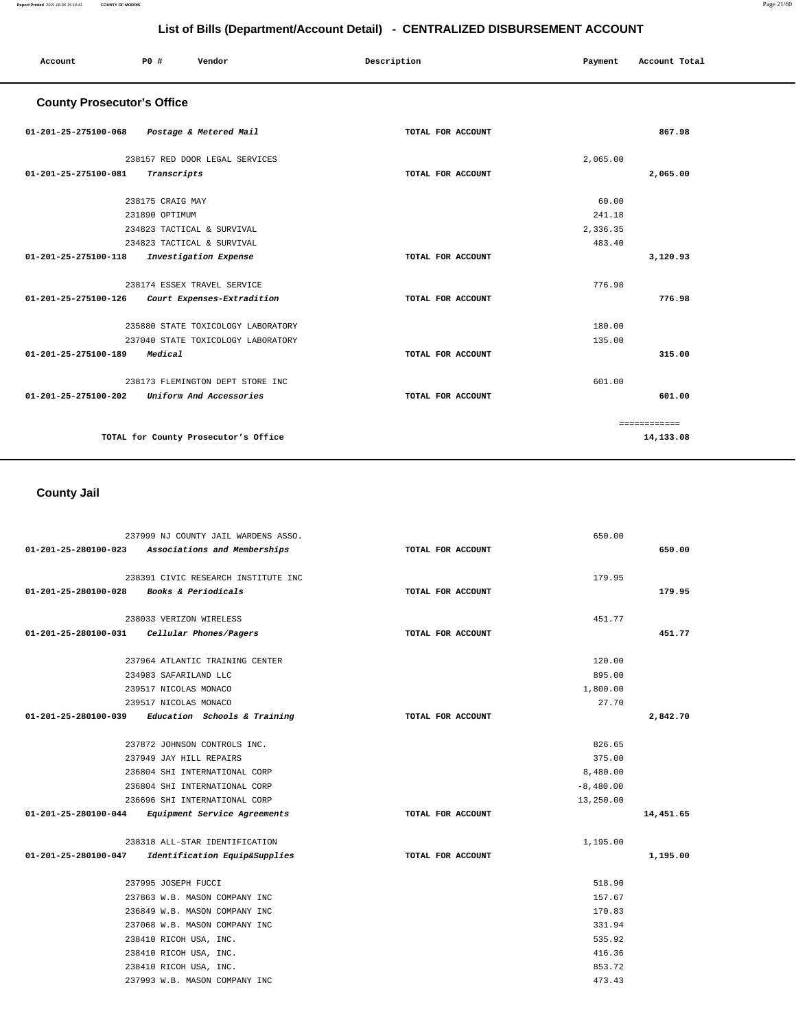# List of Bills (Department/Account Detail) - CENTRALIZED DISBURSEMENT ACCOUNT

| Account | PO # | Vendor | Description | Payment | Account Total |
|---|---|---|---|---|---|

## County Prosecutor's Office

| Account | PO # | Vendor | Description | Payment | Account Total |
|---|---|---|---|---|---|
| 01-201-25-275100-068 | | *Postage & Metered Mail* | TOTAL FOR ACCOUNT | | 867.98 |
| | 238157 | RED DOOR LEGAL SERVICES | | 2,065.00 | |
| 01-201-25-275100-081 | | *Transcripts* | TOTAL FOR ACCOUNT | | 2,065.00 |
| | 238175 | CRAIG MAY | | 60.00 | |
| | 231890 | OPTIMUM | | 241.18 | |
| | 234823 | TACTICAL & SURVIVAL | | 2,336.35 | |
| | 234823 | TACTICAL & SURVIVAL | | 483.40 | |
| 01-201-25-275100-118 | | *Investigation Expense* | TOTAL FOR ACCOUNT | | 3,120.93 |
| | 238174 | ESSEX TRAVEL SERVICE | | 776.98 | |
| 01-201-25-275100-126 | | *Court Expenses-Extradition* | TOTAL FOR ACCOUNT | | 776.98 |
| | 235880 | STATE TOXICOLOGY LABORATORY | | 180.00 | |
| | 237040 | STATE TOXICOLOGY LABORATORY | | 135.00 | |
| 01-201-25-275100-189 | | *Medical* | TOTAL FOR ACCOUNT | | 315.00 |
| | 238173 | FLEMINGTON DEPT STORE INC | | 601.00 | |
| 01-201-25-275100-202 | | *Uniform And Accessories* | TOTAL FOR ACCOUNT | | 601.00 |
| | | | | | ============ |
| | | TOTAL for County Prosecutor's Office | | | 14,133.08 |

## County Jail

| Account | PO # | Vendor | Description | Payment | Account Total |
|---|---|---|---|---|---|
| | 237999 | NJ COUNTY JAIL WARDENS ASSO. | | 650.00 | |
| 01-201-25-280100-023 | | *Associations and Memberships* | TOTAL FOR ACCOUNT | | 650.00 |
| | 238391 | CIVIC RESEARCH INSTITUTE INC | | 179.95 | |
| 01-201-25-280100-028 | | *Books & Periodicals* | TOTAL FOR ACCOUNT | | 179.95 |
| | 238033 | VERIZON WIRELESS | | 451.77 | |
| 01-201-25-280100-031 | | *Cellular Phones/Pagers* | TOTAL FOR ACCOUNT | | 451.77 |
| | 237964 | ATLANTIC TRAINING CENTER | | 120.00 | |
| | 234983 | SAFARILAND LLC | | 895.00 | |
| | 239517 | NICOLAS MONACO | | 1,800.00 | |
| | 239517 | NICOLAS MONACO | | 27.70 | |
| 01-201-25-280100-039 | | *Education Schools & Training* | TOTAL FOR ACCOUNT | | 2,842.70 |
| | 237872 | JOHNSON CONTROLS INC. | | 826.65 | |
| | 237949 | JAY HILL REPAIRS | | 375.00 | |
| | 236804 | SHI INTERNATIONAL CORP | | 8,480.00 | |
| | 236804 | SHI INTERNATIONAL CORP | | -8,480.00 | |
| | 236696 | SHI INTERNATIONAL CORP | | 13,250.00 | |
| 01-201-25-280100-044 | | *Equipment Service Agreements* | TOTAL FOR ACCOUNT | | 14,451.65 |
| | 238318 | ALL-STAR IDENTIFICATION | | 1,195.00 | |
| 01-201-25-280100-047 | | *Identification Equip&Supplies* | TOTAL FOR ACCOUNT | | 1,195.00 |
| | 237995 | JOSEPH FUCCI | | 518.90 | |
| | 237863 | W.B. MASON COMPANY INC | | 157.67 | |
| | 236849 | W.B. MASON COMPANY INC | | 170.83 | |
| | 237068 | W.B. MASON COMPANY INC | | 331.94 | |
| | 238410 | RICOH USA, INC. | | 535.92 | |
| | 238410 | RICOH USA, INC. | | 416.36 | |
| | 238410 | RICOH USA, INC. | | 853.72 | |
| | 237993 | W.B. MASON COMPANY INC | | 473.43 | |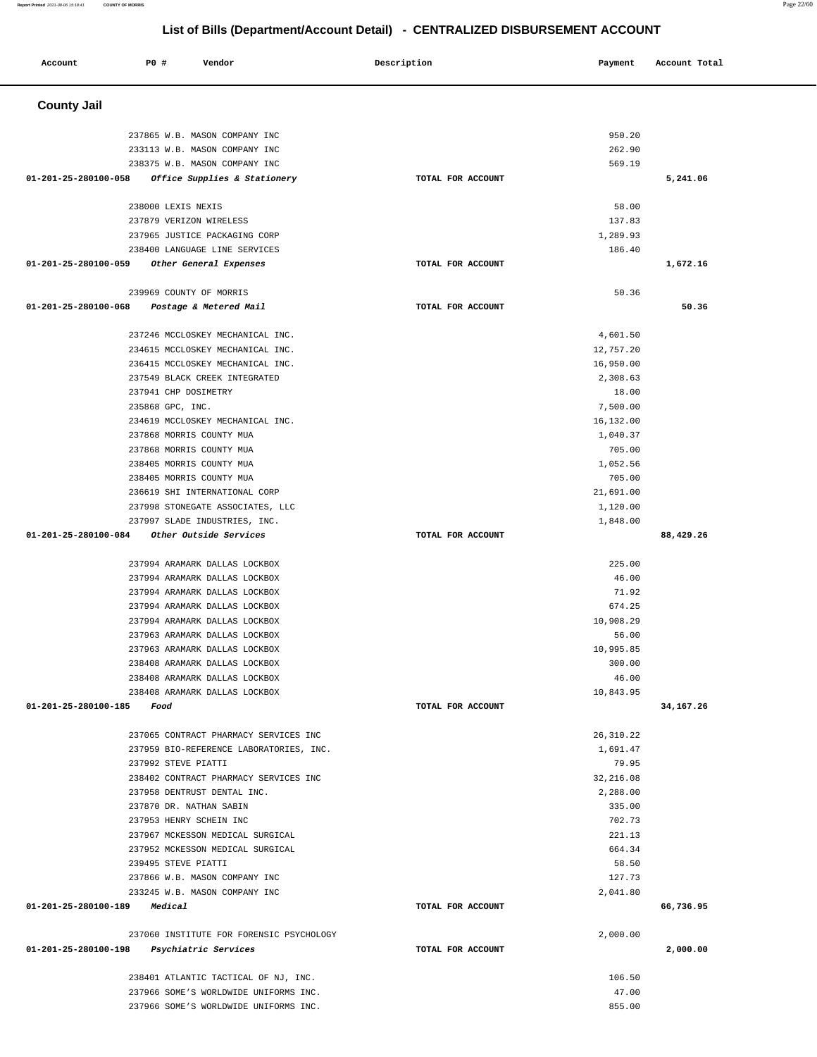# List of Bills (Department/Account Detail) - CENTRALIZED DISBURSEMENT ACCOUNT

| Account | PO # | Vendor | Description | Payment | Account Total |
|---|---|---|---|---|---|

## County Jail

| Account | PO # | Vendor | Description | Payment | Account Total |
|---|---|---|---|---|---|
| | 237865 | W.B. MASON COMPANY INC | | 950.20 | |
| | 233113 | W.B. MASON COMPANY INC | | 262.90 | |
| | 238375 | W.B. MASON COMPANY INC | | 569.19 | |
| 01-201-25-280100-058 | | *Office Supplies & Stationery* | TOTAL FOR ACCOUNT | | 5,241.06 |
| | 238000 | LEXIS NEXIS | | 58.00 | |
| | 237879 | VERIZON WIRELESS | | 137.83 | |
| | 237965 | JUSTICE PACKAGING CORP | | 1,289.93 | |
| | 238400 | LANGUAGE LINE SERVICES | | 186.40 | |
| 01-201-25-280100-059 | | *Other General Expenses* | TOTAL FOR ACCOUNT | | 1,672.16 |
| | 239969 | COUNTY OF MORRIS | | 50.36 | |
| 01-201-25-280100-068 | | *Postage & Metered Mail* | TOTAL FOR ACCOUNT | | 50.36 |
| | 237246 | MCCLOSKEY MECHANICAL INC. | | 4,601.50 | |
| | 234615 | MCCLOSKEY MECHANICAL INC. | | 12,757.20 | |
| | 236415 | MCCLOSKEY MECHANICAL INC. | | 16,950.00 | |
| | 237549 | BLACK CREEK INTEGRATED | | 2,308.63 | |
| | 237941 | CHP DOSIMETRY | | 18.00 | |
| | 235868 | GPC, INC. | | 7,500.00 | |
| | 234619 | MCCLOSKEY MECHANICAL INC. | | 16,132.00 | |
| | 237868 | MORRIS COUNTY MUA | | 1,040.37 | |
| | 237868 | MORRIS COUNTY MUA | | 705.00 | |
| | 238405 | MORRIS COUNTY MUA | | 1,052.56 | |
| | 238405 | MORRIS COUNTY MUA | | 705.00 | |
| | 236619 | SHI INTERNATIONAL CORP | | 21,691.00 | |
| | 237998 | STONEGATE ASSOCIATES, LLC | | 1,120.00 | |
| | 237997 | SLADE INDUSTRIES, INC. | | 1,848.00 | |
| 01-201-25-280100-084 | | *Other Outside Services* | TOTAL FOR ACCOUNT | | 88,429.26 |
| | 237994 | ARAMARK DALLAS LOCKBOX | | 225.00 | |
| | 237994 | ARAMARK DALLAS LOCKBOX | | 46.00 | |
| | 237994 | ARAMARK DALLAS LOCKBOX | | 71.92 | |
| | 237994 | ARAMARK DALLAS LOCKBOX | | 674.25 | |
| | 237994 | ARAMARK DALLAS LOCKBOX | | 10,908.29 | |
| | 237963 | ARAMARK DALLAS LOCKBOX | | 56.00 | |
| | 237963 | ARAMARK DALLAS LOCKBOX | | 10,995.85 | |
| | 238408 | ARAMARK DALLAS LOCKBOX | | 300.00 | |
| | 238408 | ARAMARK DALLAS LOCKBOX | | 46.00 | |
| | 238408 | ARAMARK DALLAS LOCKBOX | | 10,843.95 | |
| 01-201-25-280100-185 | | *Food* | TOTAL FOR ACCOUNT | | 34,167.26 |
| | 237065 | CONTRACT PHARMACY SERVICES INC | | 26,310.22 | |
| | 237959 | BIO-REFERENCE LABORATORIES, INC. | | 1,691.47 | |
| | 237992 | STEVE PIATTI | | 79.95 | |
| | 238402 | CONTRACT PHARMACY SERVICES INC | | 32,216.08 | |
| | 237958 | DENTRUST DENTAL INC. | | 2,288.00 | |
| | 237870 | DR. NATHAN SABIN | | 335.00 | |
| | 237953 | HENRY SCHEIN INC | | 702.73 | |
| | 237967 | MCKESSON MEDICAL SURGICAL | | 221.13 | |
| | 237952 | MCKESSON MEDICAL SURGICAL | | 664.34 | |
| | 239495 | STEVE PIATTI | | 58.50 | |
| | 237866 | W.B. MASON COMPANY INC | | 127.73 | |
| | 233245 | W.B. MASON COMPANY INC | | 2,041.80 | |
| 01-201-25-280100-189 | | *Medical* | TOTAL FOR ACCOUNT | | 66,736.95 |
| | 237060 | INSTITUTE FOR FORENSIC PSYCHOLOGY | | 2,000.00 | |
| 01-201-25-280100-198 | | *Psychiatric Services* | TOTAL FOR ACCOUNT | | 2,000.00 |
| | 238401 | ATLANTIC TACTICAL OF NJ, INC. | | 106.50 | |
| | 237966 | SOME'S WORLDWIDE UNIFORMS INC. | | 47.00 | |
| | 237966 | SOME'S WORLDWIDE UNIFORMS INC. | | 855.00 | |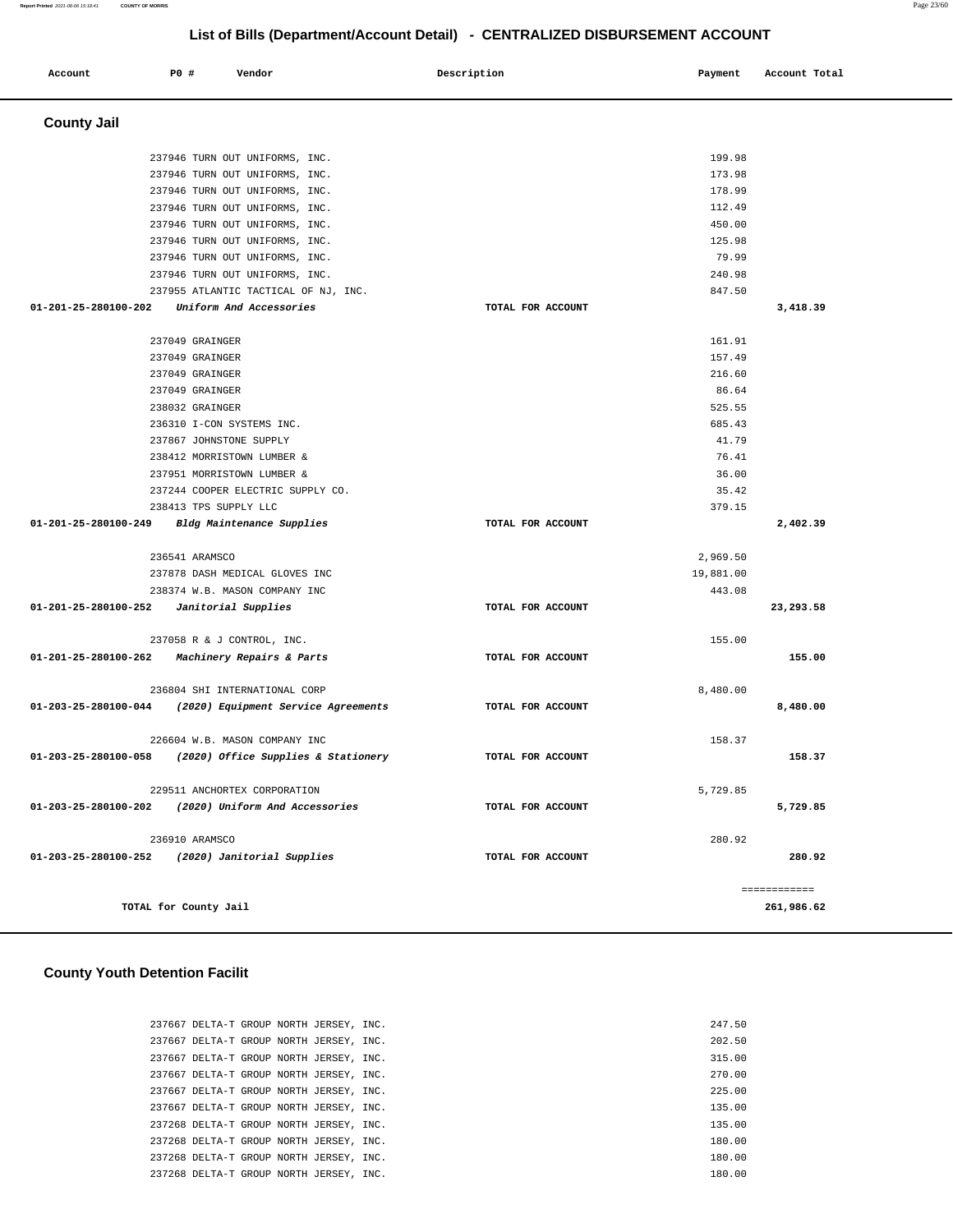# List of Bills (Department/Account Detail) - CENTRALIZED DISBURSEMENT ACCOUNT

| Account | PO # | Vendor | Description | Payment | Account Total |
|---|---|---|---|---|---|

## County Jail

| Account | PO # | Vendor | Description | Payment | Account Total |
|---|---|---|---|---|---|
| | 237946 | TURN OUT UNIFORMS, INC. | | 199.98 | |
| | 237946 | TURN OUT UNIFORMS, INC. | | 173.98 | |
| | 237946 | TURN OUT UNIFORMS, INC. | | 178.99 | |
| | 237946 | TURN OUT UNIFORMS, INC. | | 112.49 | |
| | 237946 | TURN OUT UNIFORMS, INC. | | 450.00 | |
| | 237946 | TURN OUT UNIFORMS, INC. | | 125.98 | |
| | 237946 | TURN OUT UNIFORMS, INC. | | 79.99 | |
| | 237946 | TURN OUT UNIFORMS, INC. | | 240.98 | |
| | 237955 | ATLANTIC TACTICAL OF NJ, INC. | | 847.50 | |
| 01-201-25-280100-202 | | *Uniform And Accessories* | TOTAL FOR ACCOUNT | | 3,418.39 |
| | 237049 | GRAINGER | | 161.91 | |
| | 237049 | GRAINGER | | 157.49 | |
| | 237049 | GRAINGER | | 216.60 | |
| | 237049 | GRAINGER | | 86.64 | |
| | 238032 | GRAINGER | | 525.55 | |
| | 236310 | I-CON SYSTEMS INC. | | 685.43 | |
| | 237867 | JOHNSTONE SUPPLY | | 41.79 | |
| | 238412 | MORRISTOWN LUMBER & | | 76.41 | |
| | 237951 | MORRISTOWN LUMBER & | | 36.00 | |
| | 237244 | COOPER ELECTRIC SUPPLY CO. | | 35.42 | |
| | 238413 | TPS SUPPLY LLC | | 379.15 | |
| 01-201-25-280100-249 | | *Bldg Maintenance Supplies* | TOTAL FOR ACCOUNT | | 2,402.39 |
| | 236541 | ARAMSCO | | 2,969.50 | |
| | 237878 | DASH MEDICAL GLOVES INC | | 19,881.00 | |
| | 238374 | W.B. MASON COMPANY INC | | 443.08 | |
| 01-201-25-280100-252 | | *Janitorial Supplies* | TOTAL FOR ACCOUNT | | 23,293.58 |
| | 237058 | R & J CONTROL, INC. | | 155.00 | |
| 01-201-25-280100-262 | | *Machinery Repairs & Parts* | TOTAL FOR ACCOUNT | | 155.00 |
| | 236804 | SHI INTERNATIONAL CORP | | 8,480.00 | |
| 01-203-25-280100-044 | | *(2020) Equipment Service Agreements* | TOTAL FOR ACCOUNT | | 8,480.00 |
| | 226604 | W.B. MASON COMPANY INC | | 158.37 | |
| 01-203-25-280100-058 | | *(2020) Office Supplies & Stationery* | TOTAL FOR ACCOUNT | | 158.37 |
| | 229511 | ANCHORTEX CORPORATION | | 5,729.85 | |
| 01-203-25-280100-202 | | *(2020) Uniform And Accessories* | TOTAL FOR ACCOUNT | | 5,729.85 |
| | 236910 | ARAMSCO | | 280.92 | |
| 01-203-25-280100-252 | | *(2020) Janitorial Supplies* | TOTAL FOR ACCOUNT | | 280.92 |
| | | | | | ============ |
| TOTAL for County Jail | | | | | 261,986.62 |

## County Youth Detention Facilit

| Account | PO # | Vendor | Description | Payment | Account Total |
|---|---|---|---|---|---|
| | 237667 | DELTA-T GROUP NORTH JERSEY, INC. | | 247.50 | |
| | 237667 | DELTA-T GROUP NORTH JERSEY, INC. | | 202.50 | |
| | 237667 | DELTA-T GROUP NORTH JERSEY, INC. | | 315.00 | |
| | 237667 | DELTA-T GROUP NORTH JERSEY, INC. | | 270.00 | |
| | 237667 | DELTA-T GROUP NORTH JERSEY, INC. | | 225.00 | |
| | 237667 | DELTA-T GROUP NORTH JERSEY, INC. | | 135.00 | |
| | 237268 | DELTA-T GROUP NORTH JERSEY, INC. | | 135.00 | |
| | 237268 | DELTA-T GROUP NORTH JERSEY, INC. | | 180.00 | |
| | 237268 | DELTA-T GROUP NORTH JERSEY, INC. | | 180.00 | |
| | 237268 | DELTA-T GROUP NORTH JERSEY, INC. | | 180.00 | |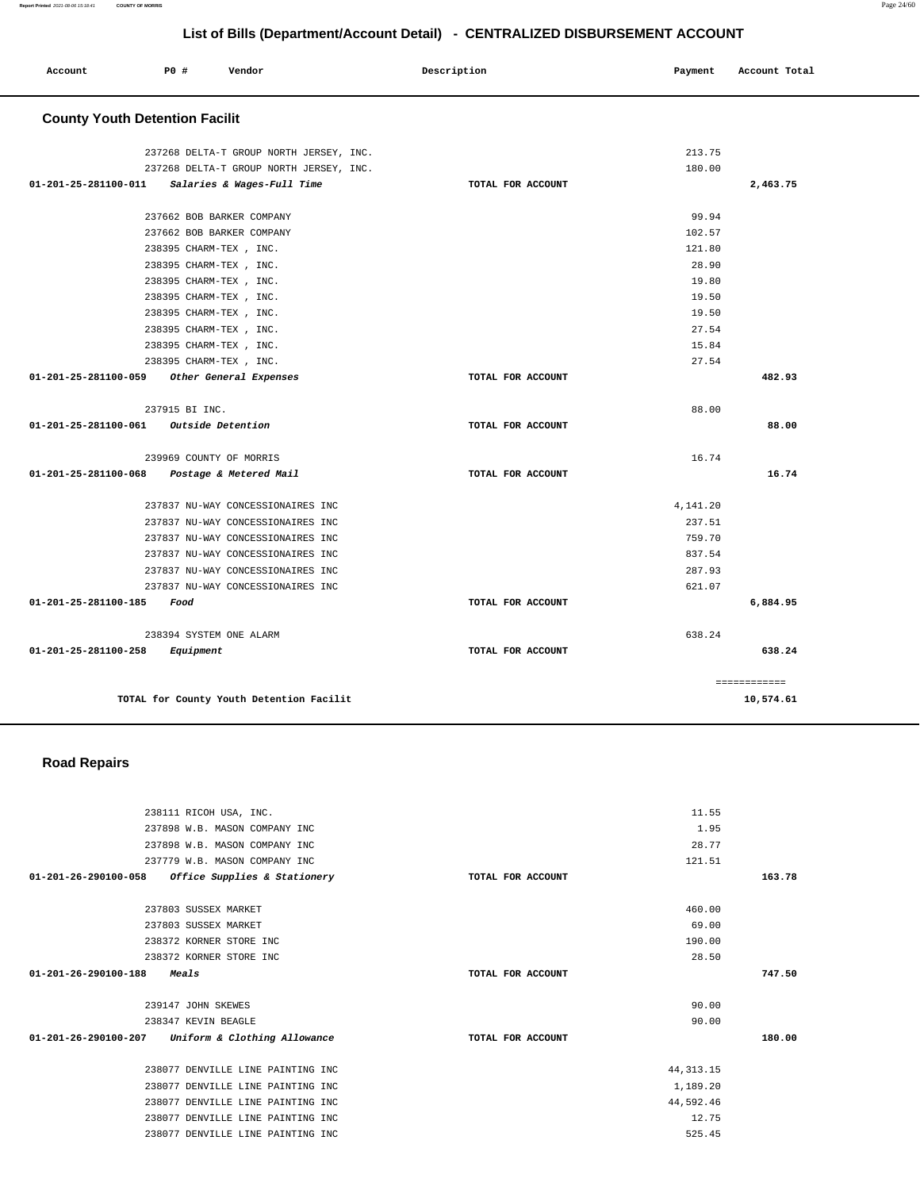# List of Bills (Department/Account Detail) - CENTRALIZED DISBURSEMENT ACCOUNT

| Account | PO # | Vendor | Description | Payment | Account Total |
|---|---|---|---|---|---|

## County Youth Detention Facilit

| Account | PO # | Vendor | Description | Payment | Account Total |
|---|---|---|---|---|---|
| | 237268 | DELTA-T GROUP NORTH JERSEY, INC. | | 213.75 | |
| | 237268 | DELTA-T GROUP NORTH JERSEY, INC. | | 180.00 | |
| 01-201-25-281100-011 | | *Salaries & Wages-Full Time* | TOTAL FOR ACCOUNT | | 2,463.75 |
| | 237662 | BOB BARKER COMPANY | | 99.94 | |
| | 237662 | BOB BARKER COMPANY | | 102.57 | |
| | 238395 | CHARM-TEX , INC. | | 121.80 | |
| | 238395 | CHARM-TEX , INC. | | 28.90 | |
| | 238395 | CHARM-TEX , INC. | | 19.80 | |
| | 238395 | CHARM-TEX , INC. | | 19.50 | |
| | 238395 | CHARM-TEX , INC. | | 19.50 | |
| | 238395 | CHARM-TEX , INC. | | 27.54 | |
| | 238395 | CHARM-TEX , INC. | | 15.84 | |
| | 238395 | CHARM-TEX , INC. | | 27.54 | |
| 01-201-25-281100-059 | | *Other General Expenses* | TOTAL FOR ACCOUNT | | 482.93 |
| | 237915 | BI INC. | | 88.00 | |
| 01-201-25-281100-061 | | *Outside Detention* | TOTAL FOR ACCOUNT | | 88.00 |
| | 239969 | COUNTY OF MORRIS | | 16.74 | |
| 01-201-25-281100-068 | | *Postage & Metered Mail* | TOTAL FOR ACCOUNT | | 16.74 |
| | 237837 | NU-WAY CONCESSIONAIRES INC | | 4,141.20 | |
| | 237837 | NU-WAY CONCESSIONAIRES INC | | 237.51 | |
| | 237837 | NU-WAY CONCESSIONAIRES INC | | 759.70 | |
| | 237837 | NU-WAY CONCESSIONAIRES INC | | 837.54 | |
| | 237837 | NU-WAY CONCESSIONAIRES INC | | 287.93 | |
| | 237837 | NU-WAY CONCESSIONAIRES INC | | 621.07 | |
| 01-201-25-281100-185 | | *Food* | TOTAL FOR ACCOUNT | | 6,884.95 |
| | 238394 | SYSTEM ONE ALARM | | 638.24 | |
| 01-201-25-281100-258 | | *Equipment* | TOTAL FOR ACCOUNT | | 638.24 |
| | | | | | ============ |
| | | TOTAL for County Youth Detention Facilit | | | 10,574.61 |

## Road Repairs

| Account | PO # | Vendor | Description | Payment | Account Total |
|---|---|---|---|---|---|
| | 238111 | RICOH USA, INC. | | 11.55 | |
| | 237898 | W.B. MASON COMPANY INC | | 1.95 | |
| | 237898 | W.B. MASON COMPANY INC | | 28.77 | |
| | 237779 | W.B. MASON COMPANY INC | | 121.51 | |
| 01-201-26-290100-058 | | *Office Supplies & Stationery* | TOTAL FOR ACCOUNT | | 163.78 |
| | 237803 | SUSSEX MARKET | | 460.00 | |
| | 237803 | SUSSEX MARKET | | 69.00 | |
| | 238372 | KORNER STORE INC | | 190.00 | |
| | 238372 | KORNER STORE INC | | 28.50 | |
| 01-201-26-290100-188 | | *Meals* | TOTAL FOR ACCOUNT | | 747.50 |
| | 239147 | JOHN SKEWES | | 90.00 | |
| | 238347 | KEVIN BEAGLE | | 90.00 | |
| 01-201-26-290100-207 | | *Uniform & Clothing Allowance* | TOTAL FOR ACCOUNT | | 180.00 |
| | 238077 | DENVILLE LINE PAINTING INC | | 44,313.15 | |
| | 238077 | DENVILLE LINE PAINTING INC | | 1,189.20 | |
| | 238077 | DENVILLE LINE PAINTING INC | | 44,592.46 | |
| | 238077 | DENVILLE LINE PAINTING INC | | 12.75 | |
| | 238077 | DENVILLE LINE PAINTING INC | | 525.45 | |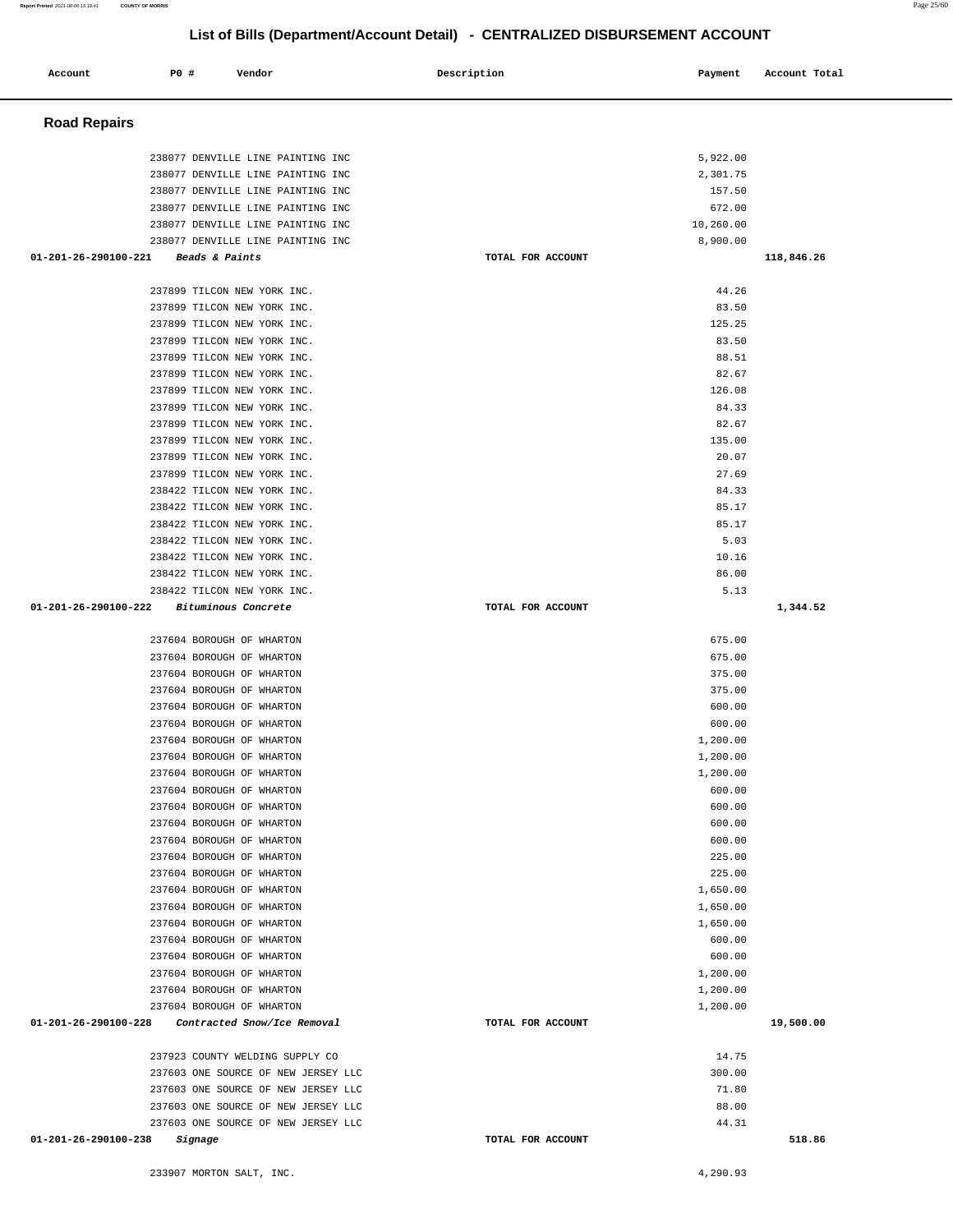# List of Bills (Department/Account Detail) - CENTRALIZED DISBURSEMENT ACCOUNT

| Account | PO # | Vendor | Description | Payment | Account Total |
|---|---|---|---|---|---|

## Road Repairs

| Account | PO # | Vendor | Description | Payment | Account Total |
|---|---|---|---|---|---|
| | 238077 | DENVILLE LINE PAINTING INC | | 5,922.00 | |
| | 238077 | DENVILLE LINE PAINTING INC | | 2,301.75 | |
| | 238077 | DENVILLE LINE PAINTING INC | | 157.50 | |
| | 238077 | DENVILLE LINE PAINTING INC | | 672.00 | |
| | 238077 | DENVILLE LINE PAINTING INC | | 10,260.00 | |
| | 238077 | DENVILLE LINE PAINTING INC | | 8,900.00 | |
| **01-201-26-290100-221** | | ***Beads & Paints*** | **TOTAL FOR ACCOUNT** | | **118,846.26** |
| | 237899 | TILCON NEW YORK INC. | | 44.26 | |
| | 237899 | TILCON NEW YORK INC. | | 83.50 | |
| | 237899 | TILCON NEW YORK INC. | | 125.25 | |
| | 237899 | TILCON NEW YORK INC. | | 83.50 | |
| | 237899 | TILCON NEW YORK INC. | | 88.51 | |
| | 237899 | TILCON NEW YORK INC. | | 82.67 | |
| | 237899 | TILCON NEW YORK INC. | | 126.08 | |
| | 237899 | TILCON NEW YORK INC. | | 84.33 | |
| | 237899 | TILCON NEW YORK INC. | | 82.67 | |
| | 237899 | TILCON NEW YORK INC. | | 135.00 | |
| | 237899 | TILCON NEW YORK INC. | | 20.07 | |
| | 237899 | TILCON NEW YORK INC. | | 27.69 | |
| | 238422 | TILCON NEW YORK INC. | | 84.33 | |
| | 238422 | TILCON NEW YORK INC. | | 85.17 | |
| | 238422 | TILCON NEW YORK INC. | | 85.17 | |
| | 238422 | TILCON NEW YORK INC. | | 5.03 | |
| | 238422 | TILCON NEW YORK INC. | | 10.16 | |
| | 238422 | TILCON NEW YORK INC. | | 86.00 | |
| | 238422 | TILCON NEW YORK INC. | | 5.13 | |
| **01-201-26-290100-222** | | ***Bituminous Concrete*** | **TOTAL FOR ACCOUNT** | | **1,344.52** |
| | 237604 | BOROUGH OF WHARTON | | 675.00 | |
| | 237604 | BOROUGH OF WHARTON | | 675.00 | |
| | 237604 | BOROUGH OF WHARTON | | 375.00 | |
| | 237604 | BOROUGH OF WHARTON | | 375.00 | |
| | 237604 | BOROUGH OF WHARTON | | 600.00 | |
| | 237604 | BOROUGH OF WHARTON | | 600.00 | |
| | 237604 | BOROUGH OF WHARTON | | 1,200.00 | |
| | 237604 | BOROUGH OF WHARTON | | 1,200.00 | |
| | 237604 | BOROUGH OF WHARTON | | 1,200.00 | |
| | 237604 | BOROUGH OF WHARTON | | 600.00 | |
| | 237604 | BOROUGH OF WHARTON | | 600.00 | |
| | 237604 | BOROUGH OF WHARTON | | 600.00 | |
| | 237604 | BOROUGH OF WHARTON | | 600.00 | |
| | 237604 | BOROUGH OF WHARTON | | 225.00 | |
| | 237604 | BOROUGH OF WHARTON | | 225.00 | |
| | 237604 | BOROUGH OF WHARTON | | 1,650.00 | |
| | 237604 | BOROUGH OF WHARTON | | 1,650.00 | |
| | 237604 | BOROUGH OF WHARTON | | 1,650.00 | |
| | 237604 | BOROUGH OF WHARTON | | 600.00 | |
| | 237604 | BOROUGH OF WHARTON | | 600.00 | |
| | 237604 | BOROUGH OF WHARTON | | 1,200.00 | |
| | 237604 | BOROUGH OF WHARTON | | 1,200.00 | |
| | 237604 | BOROUGH OF WHARTON | | 1,200.00 | |
| **01-201-26-290100-228** | | ***Contracted Snow/Ice Removal*** | **TOTAL FOR ACCOUNT** | | **19,500.00** |
| | 237923 | COUNTY WELDING SUPPLY CO | | 14.75 | |
| | 237603 | ONE SOURCE OF NEW JERSEY LLC | | 300.00 | |
| | 237603 | ONE SOURCE OF NEW JERSEY LLC | | 71.80 | |
| | 237603 | ONE SOURCE OF NEW JERSEY LLC | | 88.00 | |
| | 237603 | ONE SOURCE OF NEW JERSEY LLC | | 44.31 | |
| **01-201-26-290100-238** | | ***Signage*** | **TOTAL FOR ACCOUNT** | | **518.86** |
| | 233907 | MORTON SALT, INC. | | 4,290.93 | |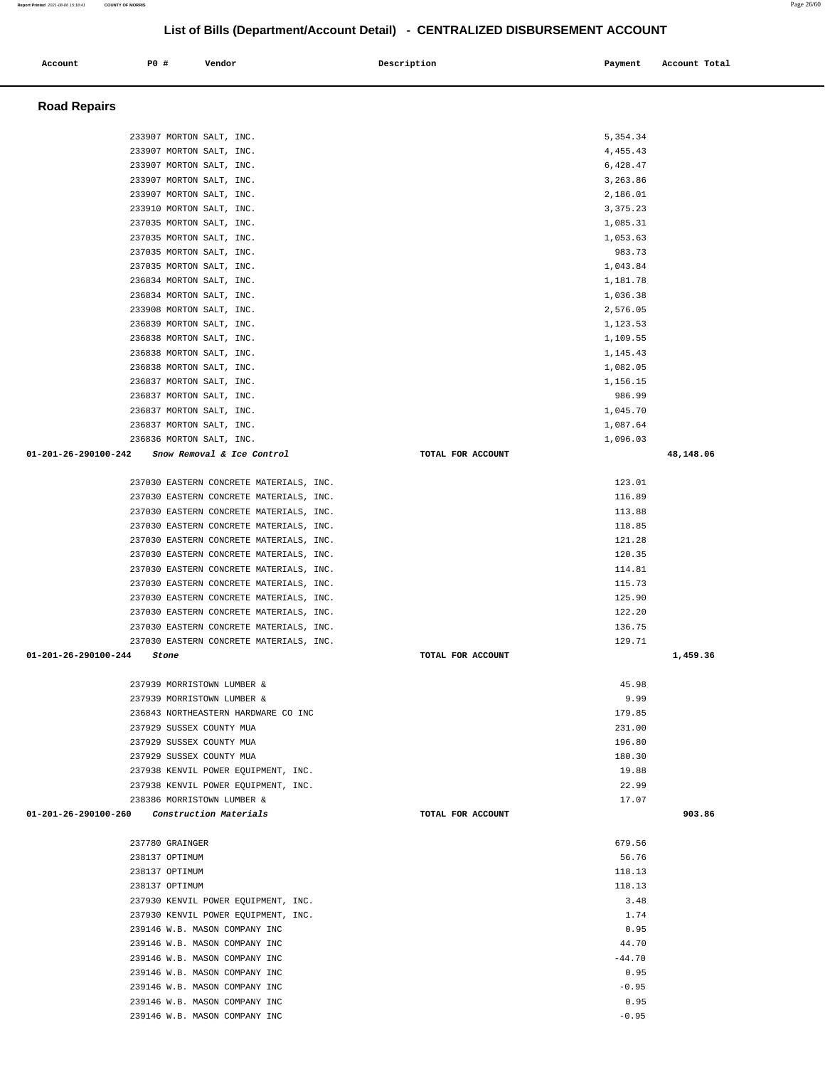# List of Bills (Department/Account Detail) - CENTRALIZED DISBURSEMENT ACCOUNT

| Account | PO # | Vendor | Description | Payment | Account Total |
|---|---|---|---|---|---|

## Road Repairs

| Account | PO # | Vendor | Description | Payment | Account Total |
|---|---|---|---|---|---|
| | 233907 | MORTON SALT, INC. | | 5,354.34 | |
| | 233907 | MORTON SALT, INC. | | 4,455.43 | |
| | 233907 | MORTON SALT, INC. | | 6,428.47 | |
| | 233907 | MORTON SALT, INC. | | 3,263.86 | |
| | 233907 | MORTON SALT, INC. | | 2,186.01 | |
| | 233910 | MORTON SALT, INC. | | 3,375.23 | |
| | 237035 | MORTON SALT, INC. | | 1,085.31 | |
| | 237035 | MORTON SALT, INC. | | 1,053.63 | |
| | 237035 | MORTON SALT, INC. | | 983.73 | |
| | 237035 | MORTON SALT, INC. | | 1,043.84 | |
| | 236834 | MORTON SALT, INC. | | 1,181.78 | |
| | 236834 | MORTON SALT, INC. | | 1,036.38 | |
| | 233908 | MORTON SALT, INC. | | 2,576.05 | |
| | 236839 | MORTON SALT, INC. | | 1,123.53 | |
| | 236838 | MORTON SALT, INC. | | 1,109.55 | |
| | 236838 | MORTON SALT, INC. | | 1,145.43 | |
| | 236838 | MORTON SALT, INC. | | 1,082.05 | |
| | 236837 | MORTON SALT, INC. | | 1,156.15 | |
| | 236837 | MORTON SALT, INC. | | 986.99 | |
| | 236837 | MORTON SALT, INC. | | 1,045.70 | |
| | 236837 | MORTON SALT, INC. | | 1,087.64 | |
| | 236836 | MORTON SALT, INC. | | 1,096.03 | |
| 01-201-26-290100-242 | | *Snow Removal & Ice Control* | TOTAL FOR ACCOUNT | | 48,148.06 |
| | 237030 | EASTERN CONCRETE MATERIALS, INC. | | 123.01 | |
| | 237030 | EASTERN CONCRETE MATERIALS, INC. | | 116.89 | |
| | 237030 | EASTERN CONCRETE MATERIALS, INC. | | 113.88 | |
| | 237030 | EASTERN CONCRETE MATERIALS, INC. | | 118.85 | |
| | 237030 | EASTERN CONCRETE MATERIALS, INC. | | 121.28 | |
| | 237030 | EASTERN CONCRETE MATERIALS, INC. | | 120.35 | |
| | 237030 | EASTERN CONCRETE MATERIALS, INC. | | 114.81 | |
| | 237030 | EASTERN CONCRETE MATERIALS, INC. | | 115.73 | |
| | 237030 | EASTERN CONCRETE MATERIALS, INC. | | 125.90 | |
| | 237030 | EASTERN CONCRETE MATERIALS, INC. | | 122.20 | |
| | 237030 | EASTERN CONCRETE MATERIALS, INC. | | 136.75 | |
| | 237030 | EASTERN CONCRETE MATERIALS, INC. | | 129.71 | |
| 01-201-26-290100-244 | | *Stone* | TOTAL FOR ACCOUNT | | 1,459.36 |
| | 237939 | MORRISTOWN LUMBER & | | 45.98 | |
| | 237939 | MORRISTOWN LUMBER & | | 9.99 | |
| | 236843 | NORTHEASTERN HARDWARE CO INC | | 179.85 | |
| | 237929 | SUSSEX COUNTY MUA | | 231.00 | |
| | 237929 | SUSSEX COUNTY MUA | | 196.80 | |
| | 237929 | SUSSEX COUNTY MUA | | 180.30 | |
| | 237938 | KENVIL POWER EQUIPMENT, INC. | | 19.88 | |
| | 237938 | KENVIL POWER EQUIPMENT, INC. | | 22.99 | |
| | 238386 | MORRISTOWN LUMBER & | | 17.07 | |
| 01-201-26-290100-260 | | *Construction Materials* | TOTAL FOR ACCOUNT | | 903.86 |
| | 237780 | GRAINGER | | 679.56 | |
| | 238137 | OPTIMUM | | 56.76 | |
| | 238137 | OPTIMUM | | 118.13 | |
| | 238137 | OPTIMUM | | 118.13 | |
| | 237930 | KENVIL POWER EQUIPMENT, INC. | | 3.48 | |
| | 237930 | KENVIL POWER EQUIPMENT, INC. | | 1.74 | |
| | 239146 | W.B. MASON COMPANY INC | | 0.95 | |
| | 239146 | W.B. MASON COMPANY INC | | 44.70 | |
| | 239146 | W.B. MASON COMPANY INC | | -44.70 | |
| | 239146 | W.B. MASON COMPANY INC | | 0.95 | |
| | 239146 | W.B. MASON COMPANY INC | | -0.95 | |
| | 239146 | W.B. MASON COMPANY INC | | 0.95 | |
| | 239146 | W.B. MASON COMPANY INC | | -0.95 | |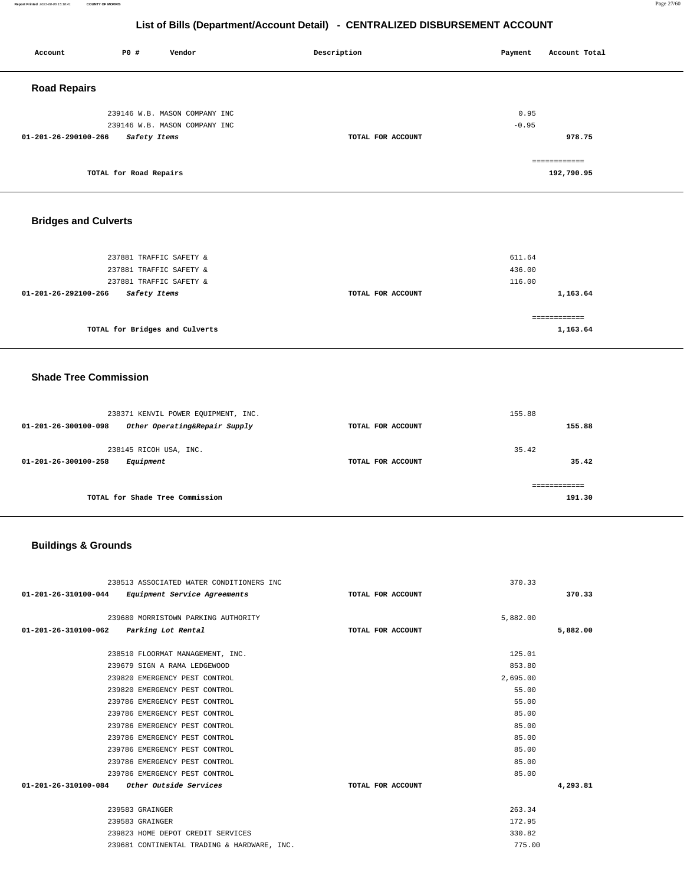# List of Bills (Department/Account Detail) - CENTRALIZED DISBURSEMENT ACCOUNT

| Account | PO # | Vendor | Description | Payment | Account Total |
|---|---|---|---|---|---|

## Road Repairs

| Account | PO # | Vendor | Description | Payment | Account Total |
|---|---|---|---|---|---|
| | 239146 | W.B. MASON COMPANY INC | | 0.95 | |
| | 239146 | W.B. MASON COMPANY INC | | -0.95 | |
| 01-201-26-290100-266 | | *Safety Items* | TOTAL FOR ACCOUNT | | 978.75 |
| | | | | | ============ |
| | | TOTAL for Road Repairs | | | 192,790.95 |

## Bridges and Culverts

| Account | PO # | Vendor | Description | Payment | Account Total |
|---|---|---|---|---|---|
| | 237881 | TRAFFIC SAFETY & | | 611.64 | |
| | 237881 | TRAFFIC SAFETY & | | 436.00 | |
| | 237881 | TRAFFIC SAFETY & | | 116.00 | |
| 01-201-26-292100-266 | | *Safety Items* | TOTAL FOR ACCOUNT | | 1,163.64 |
| | | | | | ============ |
| | | TOTAL for Bridges and Culverts | | | 1,163.64 |

## Shade Tree Commission

| Account | PO # | Vendor | Description | Payment | Account Total |
|---|---|---|---|---|---|
| | 238371 | KENVIL POWER EQUIPMENT, INC. | | 155.88 | |
| 01-201-26-300100-098 | | *Other Operating&Repair Supply* | TOTAL FOR ACCOUNT | | 155.88 |
| | 238145 | RICOH USA, INC. | | 35.42 | |
| 01-201-26-300100-258 | | *Equipment* | TOTAL FOR ACCOUNT | | 35.42 |
| | | | | | ============ |
| | | TOTAL for Shade Tree Commission | | | 191.30 |

## Buildings & Grounds

| Account | PO # | Vendor | Description | Payment | Account Total |
|---|---|---|---|---|---|
| | 238513 | ASSOCIATED WATER CONDITIONERS INC | | 370.33 | |
| 01-201-26-310100-044 | | *Equipment Service Agreements* | TOTAL FOR ACCOUNT | | 370.33 |
| | 239680 | MORRISTOWN PARKING AUTHORITY | | 5,882.00 | |
| 01-201-26-310100-062 | | *Parking Lot Rental* | TOTAL FOR ACCOUNT | | 5,882.00 |
| | 238510 | FLOORMAT MANAGEMENT, INC. | | 125.01 | |
| | 239679 | SIGN A RAMA LEDGEWOOD | | 853.80 | |
| | 239820 | EMERGENCY PEST CONTROL | | 2,695.00 | |
| | 239820 | EMERGENCY PEST CONTROL | | 55.00 | |
| | 239786 | EMERGENCY PEST CONTROL | | 55.00 | |
| | 239786 | EMERGENCY PEST CONTROL | | 85.00 | |
| | 239786 | EMERGENCY PEST CONTROL | | 85.00 | |
| | 239786 | EMERGENCY PEST CONTROL | | 85.00 | |
| | 239786 | EMERGENCY PEST CONTROL | | 85.00 | |
| | 239786 | EMERGENCY PEST CONTROL | | 85.00 | |
| | 239786 | EMERGENCY PEST CONTROL | | 85.00 | |
| 01-201-26-310100-084 | | *Other Outside Services* | TOTAL FOR ACCOUNT | | 4,293.81 |
| | 239583 | GRAINGER | | 263.34 | |
| | 239583 | GRAINGER | | 172.95 | |
| | 239823 | HOME DEPOT CREDIT SERVICES | | 330.82 | |
| | 239681 | CONTINENTAL TRADING & HARDWARE, INC. | | 775.00 | |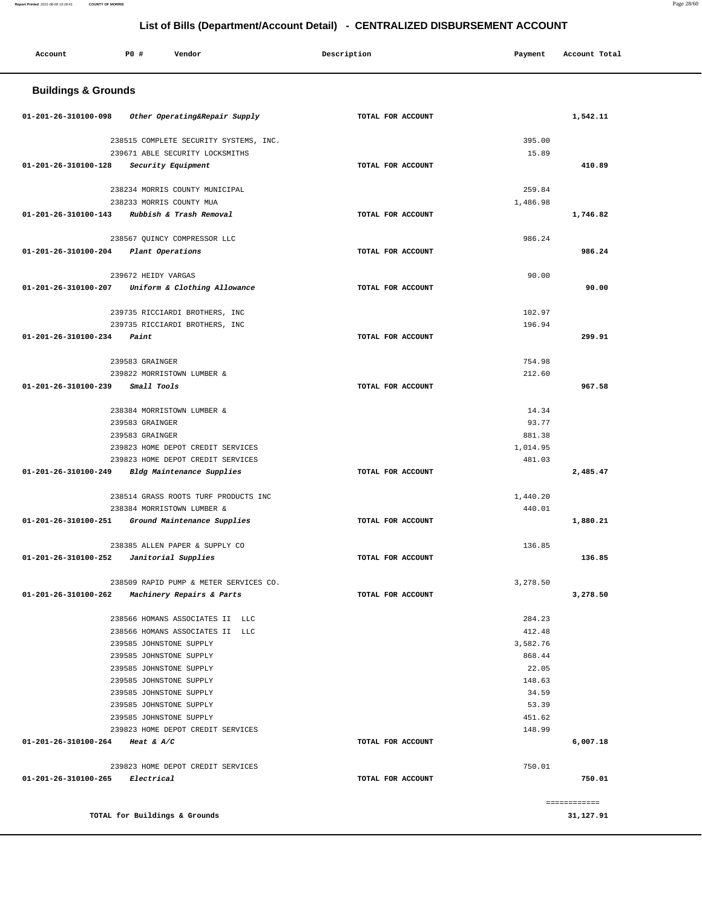## List of Bills (Department/Account Detail) - CENTRALIZED DISBURSEMENT ACCOUNT

| Account | PO # | Vendor | Description | Payment | Account Total |
|---|---|---|---|---|---|

### Buildings & Grounds

| Account | PO # | Vendor | Description | Payment | Account Total |
|---|---|---|---|---|---|
| 01-201-26-310100-098 | | *Other Operating&Repair Supply* | TOTAL FOR ACCOUNT | | 1,542.11 |
| | 238515 | COMPLETE SECURITY SYSTEMS, INC. | | 395.00 | |
| | 239671 | ABLE SECURITY LOCKSMITHS | | 15.89 | |
| 01-201-26-310100-128 | | *Security Equipment* | TOTAL FOR ACCOUNT | | 410.89 |
| | 238234 | MORRIS COUNTY MUNICIPAL | | 259.84 | |
| | 238233 | MORRIS COUNTY MUA | | 1,486.98 | |
| 01-201-26-310100-143 | | *Rubbish & Trash Removal* | TOTAL FOR ACCOUNT | | 1,746.82 |
| | 238567 | QUINCY COMPRESSOR LLC | | 986.24 | |
| 01-201-26-310100-204 | | *Plant Operations* | TOTAL FOR ACCOUNT | | 986.24 |
| | 239672 | HEIDY VARGAS | | 90.00 | |
| 01-201-26-310100-207 | | *Uniform & Clothing Allowance* | TOTAL FOR ACCOUNT | | 90.00 |
| | 239735 | RICCIARDI BROTHERS, INC | | 102.97 | |
| | 239735 | RICCIARDI BROTHERS, INC | | 196.94 | |
| 01-201-26-310100-234 | | *Paint* | TOTAL FOR ACCOUNT | | 299.91 |
| | 239583 | GRAINGER | | 754.98 | |
| | 239822 | MORRISTOWN LUMBER & | | 212.60 | |
| 01-201-26-310100-239 | | *Small Tools* | TOTAL FOR ACCOUNT | | 967.58 |
| | 238384 | MORRISTOWN LUMBER & | | 14.34 | |
| | 239583 | GRAINGER | | 93.77 | |
| | 239583 | GRAINGER | | 881.38 | |
| | 239823 | HOME DEPOT CREDIT SERVICES | | 1,014.95 | |
| | 239823 | HOME DEPOT CREDIT SERVICES | | 481.03 | |
| 01-201-26-310100-249 | | *Bldg Maintenance Supplies* | TOTAL FOR ACCOUNT | | 2,485.47 |
| | 238514 | GRASS ROOTS TURF PRODUCTS INC | | 1,440.20 | |
| | 238384 | MORRISTOWN LUMBER & | | 440.01 | |
| 01-201-26-310100-251 | | *Ground Maintenance Supplies* | TOTAL FOR ACCOUNT | | 1,880.21 |
| | 238385 | ALLEN PAPER & SUPPLY CO | | 136.85 | |
| 01-201-26-310100-252 | | *Janitorial Supplies* | TOTAL FOR ACCOUNT | | 136.85 |
| | 238509 | RAPID PUMP & METER SERVICES CO. | | 3,278.50 | |
| 01-201-26-310100-262 | | *Machinery Repairs & Parts* | TOTAL FOR ACCOUNT | | 3,278.50 |
| | 238566 | HOMANS ASSOCIATES II LLC | | 284.23 | |
| | 238566 | HOMANS ASSOCIATES II LLC | | 412.48 | |
| | 239585 | JOHNSTONE SUPPLY | | 3,582.76 | |
| | 239585 | JOHNSTONE SUPPLY | | 868.44 | |
| | 239585 | JOHNSTONE SUPPLY | | 22.05 | |
| | 239585 | JOHNSTONE SUPPLY | | 148.63 | |
| | 239585 | JOHNSTONE SUPPLY | | 34.59 | |
| | 239585 | JOHNSTONE SUPPLY | | 53.39 | |
| | 239585 | JOHNSTONE SUPPLY | | 451.62 | |
| | 239823 | HOME DEPOT CREDIT SERVICES | | 148.99 | |
| 01-201-26-310100-264 | | *Heat & A/C* | TOTAL FOR ACCOUNT | | 6,007.18 |
| | 239823 | HOME DEPOT CREDIT SERVICES | | 750.01 | |
| 01-201-26-310100-265 | | *Electrical* | TOTAL FOR ACCOUNT | | 750.01 |
| | | | | | ============ |
| | | TOTAL for Buildings & Grounds | | | 31,127.91 |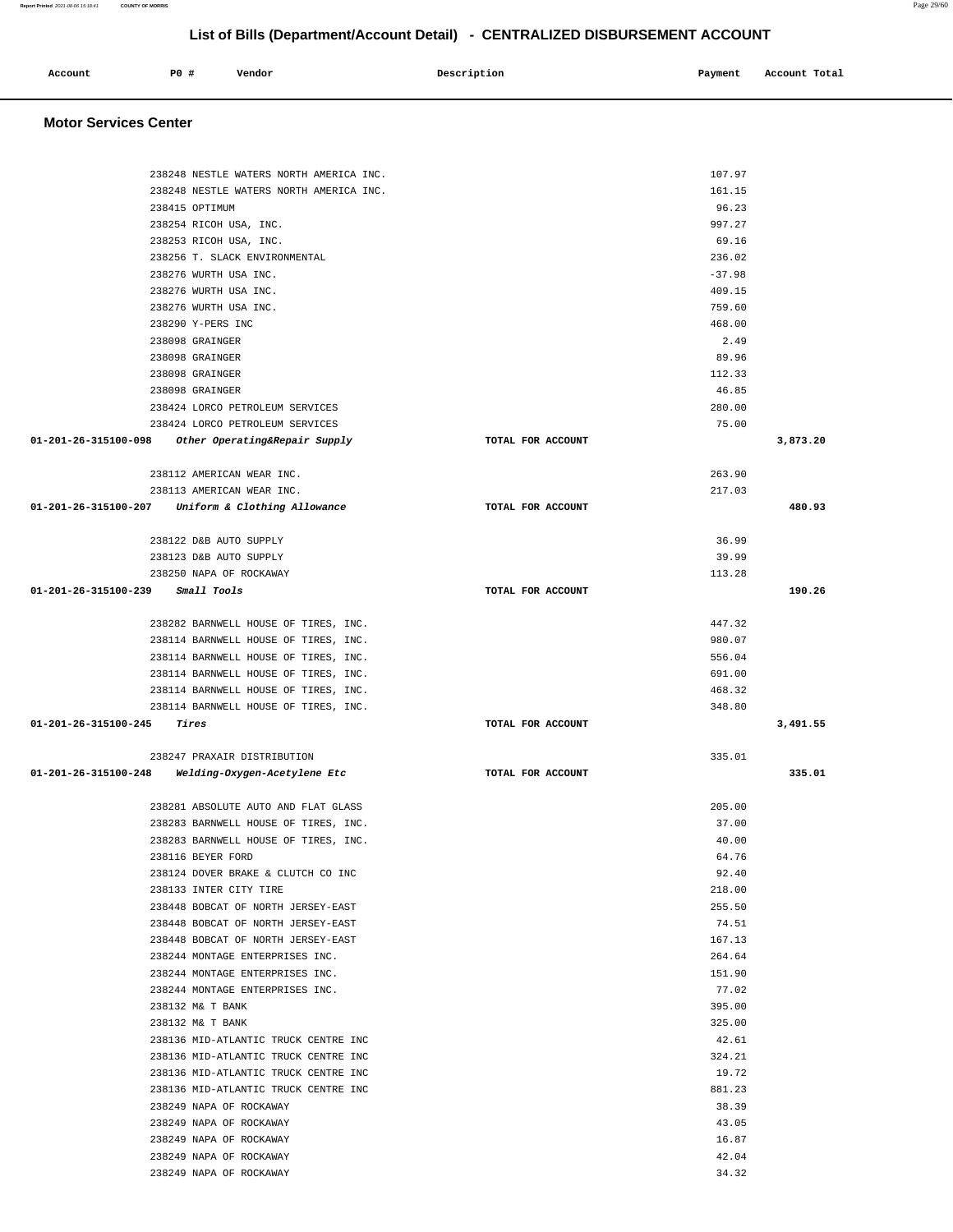## List of Bills (Department/Account Detail) - CENTRALIZED DISBURSEMENT ACCOUNT

| Account | PO # | Vendor | Description | Payment | Account Total |
|---|---|---|---|---|---|

### Motor Services Center

| Account | PO # | Vendor | Description | Payment | Account Total |
|---|---|---|---|---|---|
| | 238248 | NESTLE WATERS NORTH AMERICA INC. | | 107.97 | |
| | 238248 | NESTLE WATERS NORTH AMERICA INC. | | 161.15 | |
| | 238415 | OPTIMUM | | 96.23 | |
| | 238254 | RICOH USA, INC. | | 997.27 | |
| | 238253 | RICOH USA, INC. | | 69.16 | |
| | 238256 | T. SLACK ENVIRONMENTAL | | 236.02 | |
| | 238276 | WURTH USA INC. | | -37.98 | |
| | 238276 | WURTH USA INC. | | 409.15 | |
| | 238276 | WURTH USA INC. | | 759.60 | |
| | 238290 | Y-PERS INC | | 468.00 | |
| | 238098 | GRAINGER | | 2.49 | |
| | 238098 | GRAINGER | | 89.96 | |
| | 238098 | GRAINGER | | 112.33 | |
| | 238098 | GRAINGER | | 46.85 | |
| | 238424 | LORCO PETROLEUM SERVICES | | 280.00 | |
| | 238424 | LORCO PETROLEUM SERVICES | | 75.00 | |
| **01-201-26-315100-098** | | *Other Operating&Repair Supply* | TOTAL FOR ACCOUNT | | **3,873.20** |
| | 238112 | AMERICAN WEAR INC. | | 263.90 | |
| | 238113 | AMERICAN WEAR INC. | | 217.03 | |
| **01-201-26-315100-207** | | *Uniform & Clothing Allowance* | TOTAL FOR ACCOUNT | | **480.93** |
| | 238122 | D&B AUTO SUPPLY | | 36.99 | |
| | 238123 | D&B AUTO SUPPLY | | 39.99 | |
| | 238250 | NAPA OF ROCKAWAY | | 113.28 | |
| **01-201-26-315100-239** | | *Small Tools* | TOTAL FOR ACCOUNT | | **190.26** |
| | 238282 | BARNWELL HOUSE OF TIRES, INC. | | 447.32 | |
| | 238114 | BARNWELL HOUSE OF TIRES, INC. | | 980.07 | |
| | 238114 | BARNWELL HOUSE OF TIRES, INC. | | 556.04 | |
| | 238114 | BARNWELL HOUSE OF TIRES, INC. | | 691.00 | |
| | 238114 | BARNWELL HOUSE OF TIRES, INC. | | 468.32 | |
| | 238114 | BARNWELL HOUSE OF TIRES, INC. | | 348.80 | |
| **01-201-26-315100-245** | | *Tires* | TOTAL FOR ACCOUNT | | **3,491.55** |
| | 238247 | PRAXAIR DISTRIBUTION | | 335.01 | |
| **01-201-26-315100-248** | | *Welding-Oxygen-Acetylene Etc* | TOTAL FOR ACCOUNT | | **335.01** |
| | 238281 | ABSOLUTE AUTO AND FLAT GLASS | | 205.00 | |
| | 238283 | BARNWELL HOUSE OF TIRES, INC. | | 37.00 | |
| | 238283 | BARNWELL HOUSE OF TIRES, INC. | | 40.00 | |
| | 238116 | BEYER FORD | | 64.76 | |
| | 238124 | DOVER BRAKE & CLUTCH CO INC | | 92.40 | |
| | 238133 | INTER CITY TIRE | | 218.00 | |
| | 238448 | BOBCAT OF NORTH JERSEY-EAST | | 255.50 | |
| | 238448 | BOBCAT OF NORTH JERSEY-EAST | | 74.51 | |
| | 238448 | BOBCAT OF NORTH JERSEY-EAST | | 167.13 | |
| | 238244 | MONTAGE ENTERPRISES INC. | | 264.64 | |
| | 238244 | MONTAGE ENTERPRISES INC. | | 151.90 | |
| | 238244 | MONTAGE ENTERPRISES INC. | | 77.02 | |
| | 238132 | M& T BANK | | 395.00 | |
| | 238132 | M& T BANK | | 325.00 | |
| | 238136 | MID-ATLANTIC TRUCK CENTRE INC | | 42.61 | |
| | 238136 | MID-ATLANTIC TRUCK CENTRE INC | | 324.21 | |
| | 238136 | MID-ATLANTIC TRUCK CENTRE INC | | 19.72 | |
| | 238136 | MID-ATLANTIC TRUCK CENTRE INC | | 881.23 | |
| | 238249 | NAPA OF ROCKAWAY | | 38.39 | |
| | 238249 | NAPA OF ROCKAWAY | | 43.05 | |
| | 238249 | NAPA OF ROCKAWAY | | 16.87 | |
| | 238249 | NAPA OF ROCKAWAY | | 42.04 | |
| | 238249 | NAPA OF ROCKAWAY | | 34.32 | |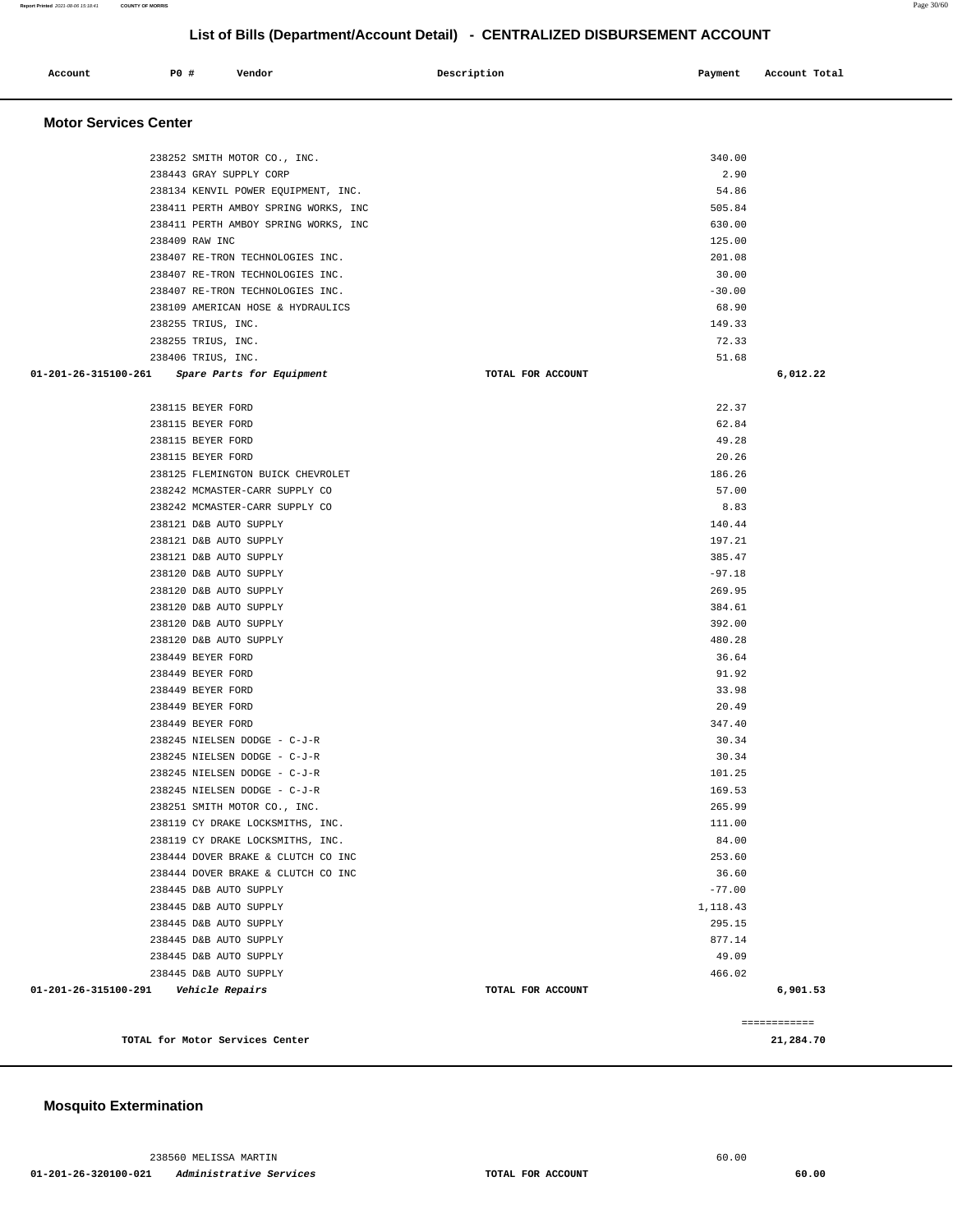## List of Bills (Department/Account Detail) - CENTRALIZED DISBURSEMENT ACCOUNT

| Account | PO # | Vendor | Description | Payment | Account Total |
|---|---|---|---|---|---|

### Motor Services Center

| Account | PO # | Vendor | Description | Payment | Account Total |
|---|---|---|---|---|---|
| | 238252 | SMITH MOTOR CO., INC. | | 340.00 | |
| | 238443 | GRAY SUPPLY CORP | | 2.90 | |
| | 238134 | KENVIL POWER EQUIPMENT, INC. | | 54.86 | |
| | 238411 | PERTH AMBOY SPRING WORKS, INC | | 505.84 | |
| | 238411 | PERTH AMBOY SPRING WORKS, INC | | 630.00 | |
| | 238409 | RAW INC | | 125.00 | |
| | 238407 | RE-TRON TECHNOLOGIES INC. | | 201.08 | |
| | 238407 | RE-TRON TECHNOLOGIES INC. | | 30.00 | |
| | 238407 | RE-TRON TECHNOLOGIES INC. | | -30.00 | |
| | 238109 | AMERICAN HOSE & HYDRAULICS | | 68.90 | |
| | 238255 | TRIUS, INC. | | 149.33 | |
| | 238255 | TRIUS, INC. | | 72.33 | |
| | 238406 | TRIUS, INC. | | 51.68 | |
| **01-201-26-315100-261** | | ***Spare Parts for Equipment*** | **TOTAL FOR ACCOUNT** | | **6,012.22** |
| | 238115 | BEYER FORD | | 22.37 | |
| | 238115 | BEYER FORD | | 62.84 | |
| | 238115 | BEYER FORD | | 49.28 | |
| | 238115 | BEYER FORD | | 20.26 | |
| | 238125 | FLEMINGTON BUICK CHEVROLET | | 186.26 | |
| | 238242 | MCMASTER-CARR SUPPLY CO | | 57.00 | |
| | 238242 | MCMASTER-CARR SUPPLY CO | | 8.83 | |
| | 238121 | D&B AUTO SUPPLY | | 140.44 | |
| | 238121 | D&B AUTO SUPPLY | | 197.21 | |
| | 238121 | D&B AUTO SUPPLY | | 385.47 | |
| | 238120 | D&B AUTO SUPPLY | | -97.18 | |
| | 238120 | D&B AUTO SUPPLY | | 269.95 | |
| | 238120 | D&B AUTO SUPPLY | | 384.61 | |
| | 238120 | D&B AUTO SUPPLY | | 392.00 | |
| | 238120 | D&B AUTO SUPPLY | | 480.28 | |
| | 238449 | BEYER FORD | | 36.64 | |
| | 238449 | BEYER FORD | | 91.92 | |
| | 238449 | BEYER FORD | | 33.98 | |
| | 238449 | BEYER FORD | | 20.49 | |
| | 238449 | BEYER FORD | | 347.40 | |
| | 238245 | NIELSEN DODGE - C-J-R | | 30.34 | |
| | 238245 | NIELSEN DODGE - C-J-R | | 30.34 | |
| | 238245 | NIELSEN DODGE - C-J-R | | 101.25 | |
| | 238245 | NIELSEN DODGE - C-J-R | | 169.53 | |
| | 238251 | SMITH MOTOR CO., INC. | | 265.99 | |
| | 238119 | CY DRAKE LOCKSMITHS, INC. | | 111.00 | |
| | 238119 | CY DRAKE LOCKSMITHS, INC. | | 84.00 | |
| | 238444 | DOVER BRAKE & CLUTCH CO INC | | 253.60 | |
| | 238444 | DOVER BRAKE & CLUTCH CO INC | | 36.60 | |
| | 238445 | D&B AUTO SUPPLY | | -77.00 | |
| | 238445 | D&B AUTO SUPPLY | | 1,118.43 | |
| | 238445 | D&B AUTO SUPPLY | | 295.15 | |
| | 238445 | D&B AUTO SUPPLY | | 877.14 | |
| | 238445 | D&B AUTO SUPPLY | | 49.09 | |
| | 238445 | D&B AUTO SUPPLY | | 466.02 | |
| **01-201-26-315100-291** | | ***Vehicle Repairs*** | **TOTAL FOR ACCOUNT** | | **6,901.53** |
| | | | | | ============ |
| | | **TOTAL for Motor Services Center** | | | **21,284.70** |

### Mosquito Extermination

| Account | PO # | Vendor | Description | Payment | Account Total |
|---|---|---|---|---|---|
| | 238560 | MELISSA MARTIN | | 60.00 | |
| **01-201-26-320100-021** | | ***Administrative Services*** | **TOTAL FOR ACCOUNT** | | **60.00** |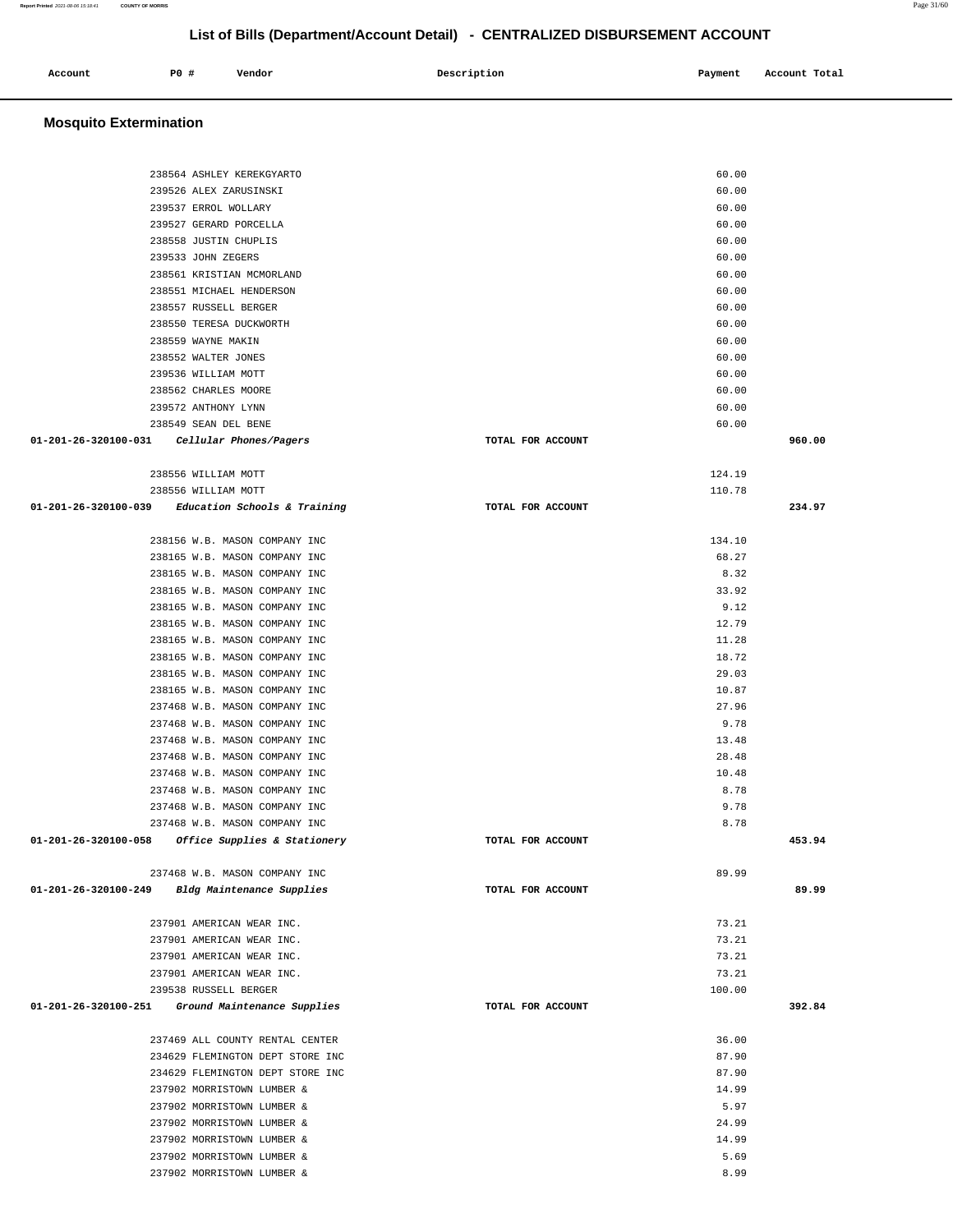## List of Bills (Department/Account Detail) - CENTRALIZED DISBURSEMENT ACCOUNT

| Account | PO # | Vendor | Description | Payment | Account Total |
|---|---|---|---|---|---|

### Mosquito Extermination

| Account | PO # | Vendor | Description | Payment | Account Total |
|---|---|---|---|---|---|
| | 238564 | ASHLEY KEREKGYARTO | | 60.00 | |
| | 239526 | ALEX ZARUSINSKI | | 60.00 | |
| | 239537 | ERROL WOLLARY | | 60.00 | |
| | 239527 | GERARD PORCELLA | | 60.00 | |
| | 238558 | JUSTIN CHUPLIS | | 60.00 | |
| | 239533 | JOHN ZEGERS | | 60.00 | |
| | 238561 | KRISTIAN MCMORLAND | | 60.00 | |
| | 238551 | MICHAEL HENDERSON | | 60.00 | |
| | 238557 | RUSSELL BERGER | | 60.00 | |
| | 238550 | TERESA DUCKWORTH | | 60.00 | |
| | 238559 | WAYNE MAKIN | | 60.00 | |
| | 238552 | WALTER JONES | | 60.00 | |
| | 239536 | WILLIAM MOTT | | 60.00 | |
| | 238562 | CHARLES MOORE | | 60.00 | |
| | 239572 | ANTHONY LYNN | | 60.00 | |
| | 238549 | SEAN DEL BENE | | 60.00 | |
| **01-201-26-320100-031** | | *Cellular Phones/Pagers* | TOTAL FOR ACCOUNT | | 960.00 |
| | 238556 | WILLIAM MOTT | | 124.19 | |
| | 238556 | WILLIAM MOTT | | 110.78 | |
| **01-201-26-320100-039** | | *Education Schools & Training* | TOTAL FOR ACCOUNT | | 234.97 |
| | 238156 | W.B. MASON COMPANY INC | | 134.10 | |
| | 238165 | W.B. MASON COMPANY INC | | 68.27 | |
| | 238165 | W.B. MASON COMPANY INC | | 8.32 | |
| | 238165 | W.B. MASON COMPANY INC | | 33.92 | |
| | 238165 | W.B. MASON COMPANY INC | | 9.12 | |
| | 238165 | W.B. MASON COMPANY INC | | 12.79 | |
| | 238165 | W.B. MASON COMPANY INC | | 11.28 | |
| | 238165 | W.B. MASON COMPANY INC | | 18.72 | |
| | 238165 | W.B. MASON COMPANY INC | | 29.03 | |
| | 238165 | W.B. MASON COMPANY INC | | 10.87 | |
| | 237468 | W.B. MASON COMPANY INC | | 27.96 | |
| | 237468 | W.B. MASON COMPANY INC | | 9.78 | |
| | 237468 | W.B. MASON COMPANY INC | | 13.48 | |
| | 237468 | W.B. MASON COMPANY INC | | 28.48 | |
| | 237468 | W.B. MASON COMPANY INC | | 10.48 | |
| | 237468 | W.B. MASON COMPANY INC | | 8.78 | |
| | 237468 | W.B. MASON COMPANY INC | | 9.78 | |
| | 237468 | W.B. MASON COMPANY INC | | 8.78 | |
| **01-201-26-320100-058** | | *Office Supplies & Stationery* | TOTAL FOR ACCOUNT | | 453.94 |
| | 237468 | W.B. MASON COMPANY INC | | 89.99 | |
| **01-201-26-320100-249** | | *Bldg Maintenance Supplies* | TOTAL FOR ACCOUNT | | 89.99 |
| | 237901 | AMERICAN WEAR INC. | | 73.21 | |
| | 237901 | AMERICAN WEAR INC. | | 73.21 | |
| | 237901 | AMERICAN WEAR INC. | | 73.21 | |
| | 237901 | AMERICAN WEAR INC. | | 73.21 | |
| | 239538 | RUSSELL BERGER | | 100.00 | |
| **01-201-26-320100-251** | | *Ground Maintenance Supplies* | TOTAL FOR ACCOUNT | | 392.84 |
| | 237469 | ALL COUNTY RENTAL CENTER | | 36.00 | |
| | 234629 | FLEMINGTON DEPT STORE INC | | 87.90 | |
| | 234629 | FLEMINGTON DEPT STORE INC | | 87.90 | |
| | 237902 | MORRISTOWN LUMBER & | | 14.99 | |
| | 237902 | MORRISTOWN LUMBER & | | 5.97 | |
| | 237902 | MORRISTOWN LUMBER & | | 24.99 | |
| | 237902 | MORRISTOWN LUMBER & | | 14.99 | |
| | 237902 | MORRISTOWN LUMBER & | | 5.69 | |
| | 237902 | MORRISTOWN LUMBER & | | 8.99 | |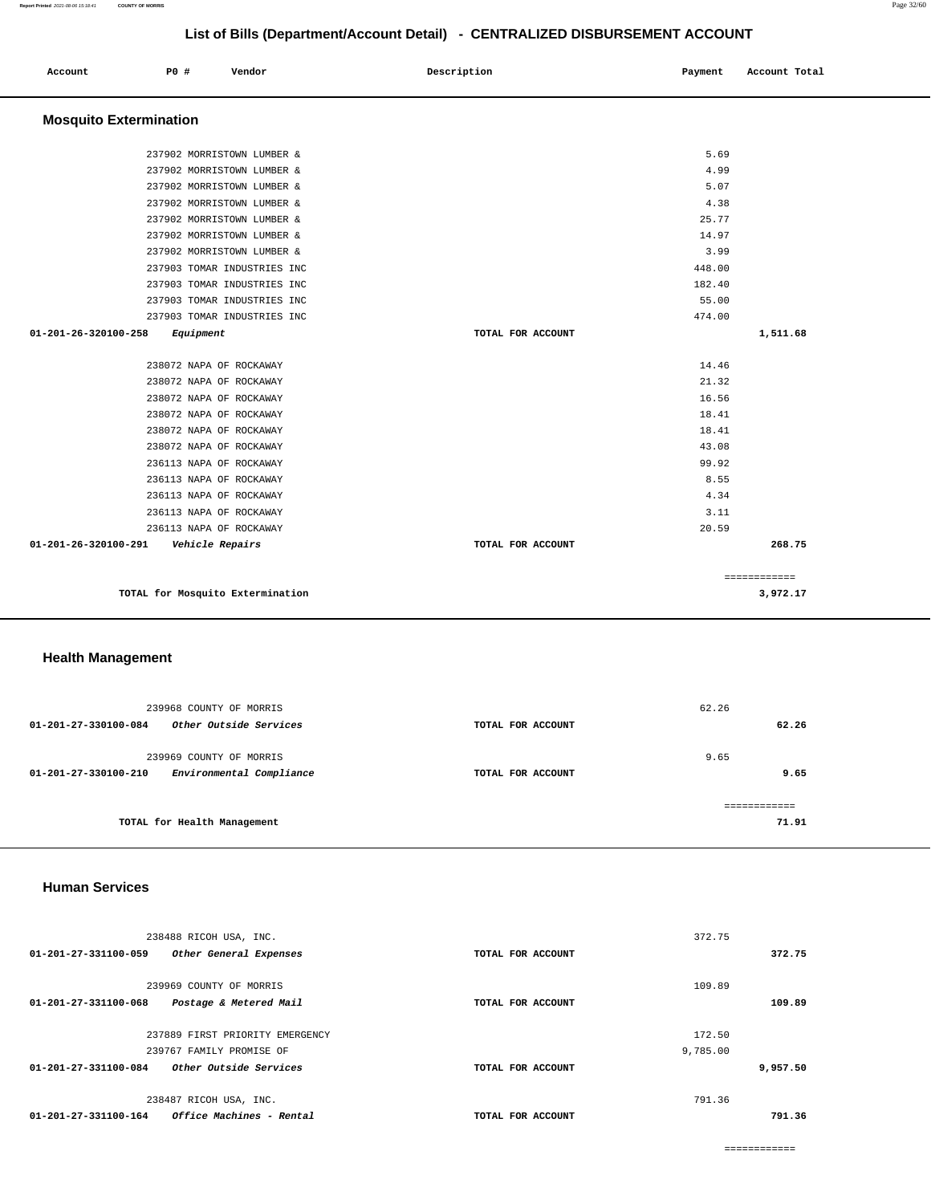## List of Bills (Department/Account Detail) - CENTRALIZED DISBURSEMENT ACCOUNT

| Account | PO # | Vendor | Description | Payment | Account Total |
|---|---|---|---|---|---|

### Mosquito Extermination

| Account | PO # | Vendor | Description | Payment | Account Total |
|---|---|---|---|---|---|
| | 237902 | MORRISTOWN LUMBER & | | 5.69 | |
| | 237902 | MORRISTOWN LUMBER & | | 4.99 | |
| | 237902 | MORRISTOWN LUMBER & | | 5.07 | |
| | 237902 | MORRISTOWN LUMBER & | | 4.38 | |
| | 237902 | MORRISTOWN LUMBER & | | 25.77 | |
| | 237902 | MORRISTOWN LUMBER & | | 14.97 | |
| | 237902 | MORRISTOWN LUMBER & | | 3.99 | |
| | 237903 | TOMAR INDUSTRIES INC | | 448.00 | |
| | 237903 | TOMAR INDUSTRIES INC | | 182.40 | |
| | 237903 | TOMAR INDUSTRIES INC | | 55.00 | |
| | 237903 | TOMAR INDUSTRIES INC | | 474.00 | |
| 01-201-26-320100-258 | | *Equipment* | TOTAL FOR ACCOUNT | | 1,511.68 |
| | 238072 | NAPA OF ROCKAWAY | | 14.46 | |
| | 238072 | NAPA OF ROCKAWAY | | 21.32 | |
| | 238072 | NAPA OF ROCKAWAY | | 16.56 | |
| | 238072 | NAPA OF ROCKAWAY | | 18.41 | |
| | 238072 | NAPA OF ROCKAWAY | | 18.41 | |
| | 238072 | NAPA OF ROCKAWAY | | 43.08 | |
| | 236113 | NAPA OF ROCKAWAY | | 99.92 | |
| | 236113 | NAPA OF ROCKAWAY | | 8.55 | |
| | 236113 | NAPA OF ROCKAWAY | | 4.34 | |
| | 236113 | NAPA OF ROCKAWAY | | 3.11 | |
| | 236113 | NAPA OF ROCKAWAY | | 20.59 | |
| 01-201-26-320100-291 | | *Vehicle Repairs* | TOTAL FOR ACCOUNT | | 268.75 |
| | | | | | ============ |
| | | TOTAL for Mosquito Extermination | | | 3,972.17 |

### Health Management

| Account | PO # | Vendor | Description | Payment | Account Total |
|---|---|---|---|---|---|
| | 239968 | COUNTY OF MORRIS | | 62.26 | |
| 01-201-27-330100-084 | | *Other Outside Services* | TOTAL FOR ACCOUNT | | 62.26 |
| | 239969 | COUNTY OF MORRIS | | 9.65 | |
| 01-201-27-330100-210 | | *Environmental Compliance* | TOTAL FOR ACCOUNT | | 9.65 |
| | | | | | ============ |
| | | TOTAL for Health Management | | | 71.91 |

### Human Services

| Account | PO # | Vendor | Description | Payment | Account Total |
|---|---|---|---|---|---|
| | 238488 | RICOH USA, INC. | | 372.75 | |
| 01-201-27-331100-059 | | *Other General Expenses* | TOTAL FOR ACCOUNT | | 372.75 |
| | 239969 | COUNTY OF MORRIS | | 109.89 | |
| 01-201-27-331100-068 | | *Postage & Metered Mail* | TOTAL FOR ACCOUNT | | 109.89 |
| | 237889 | FIRST PRIORITY EMERGENCY | | 172.50 | |
| | 239767 | FAMILY PROMISE OF | | 9,785.00 | |
| 01-201-27-331100-084 | | *Other Outside Services* | TOTAL FOR ACCOUNT | | 9,957.50 |
| | 238487 | RICOH USA, INC. | | 791.36 | |
| 01-201-27-331100-164 | | *Office Machines - Rental* | TOTAL FOR ACCOUNT | | 791.36 |
| | | | | | ============ |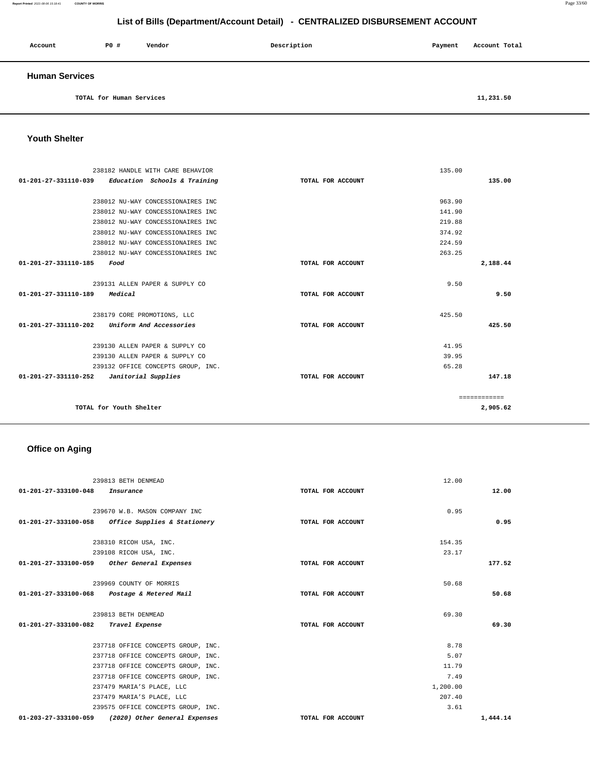## List of Bills (Department/Account Detail) - CENTRALIZED DISBURSEMENT ACCOUNT

| Account | PO # | Vendor | Description | Payment | Account Total |
|---|---|---|---|---|---|

### Human Services

| | | | | | |
|---|---|---|---|---|---|
| TOTAL for Human Services | | | | | 11,231.50 |

### Youth Shelter

| Account | PO # | Vendor | Description | Payment | Account Total |
|---|---|---|---|---|---|
| | 238182 | HANDLE WITH CARE BEHAVIOR | | 135.00 | |
| 01-201-27-331110-039 | | *Education Schools & Training* | TOTAL FOR ACCOUNT | | 135.00 |
| | 238012 | NU-WAY CONCESSIONAIRES INC | | 963.90 | |
| | 238012 | NU-WAY CONCESSIONAIRES INC | | 141.90 | |
| | 238012 | NU-WAY CONCESSIONAIRES INC | | 219.88 | |
| | 238012 | NU-WAY CONCESSIONAIRES INC | | 374.92 | |
| | 238012 | NU-WAY CONCESSIONAIRES INC | | 224.59 | |
| | 238012 | NU-WAY CONCESSIONAIRES INC | | 263.25 | |
| 01-201-27-331110-185 | | *Food* | TOTAL FOR ACCOUNT | | 2,188.44 |
| | 239131 | ALLEN PAPER & SUPPLY CO | | 9.50 | |
| 01-201-27-331110-189 | | *Medical* | TOTAL FOR ACCOUNT | | 9.50 |
| | 238179 | CORE PROMOTIONS, LLC | | 425.50 | |
| 01-201-27-331110-202 | | *Uniform And Accessories* | TOTAL FOR ACCOUNT | | 425.50 |
| | 239130 | ALLEN PAPER & SUPPLY CO | | 41.95 | |
| | 239130 | ALLEN PAPER & SUPPLY CO | | 39.95 | |
| | 239132 | OFFICE CONCEPTS GROUP, INC. | | 65.28 | |
| 01-201-27-331110-252 | | *Janitorial Supplies* | TOTAL FOR ACCOUNT | | 147.18 |
| | | | | | ============ |
| TOTAL for Youth Shelter | | | | | 2,905.62 |

### Office on Aging

| Account | PO # | Vendor | Description | Payment | Account Total |
|---|---|---|---|---|---|
| | 239813 | BETH DENMEAD | | 12.00 | |
| 01-201-27-333100-048 | | *Insurance* | TOTAL FOR ACCOUNT | | 12.00 |
| | 239670 | W.B. MASON COMPANY INC | | 0.95 | |
| 01-201-27-333100-058 | | *Office Supplies & Stationery* | TOTAL FOR ACCOUNT | | 0.95 |
| | 238310 | RICOH USA, INC. | | 154.35 | |
| | 239108 | RICOH USA, INC. | | 23.17 | |
| 01-201-27-333100-059 | | *Other General Expenses* | TOTAL FOR ACCOUNT | | 177.52 |
| | 239969 | COUNTY OF MORRIS | | 50.68 | |
| 01-201-27-333100-068 | | *Postage & Metered Mail* | TOTAL FOR ACCOUNT | | 50.68 |
| | 239813 | BETH DENMEAD | | 69.30 | |
| 01-201-27-333100-082 | | *Travel Expense* | TOTAL FOR ACCOUNT | | 69.30 |
| | 237718 | OFFICE CONCEPTS GROUP, INC. | | 8.78 | |
| | 237718 | OFFICE CONCEPTS GROUP, INC. | | 5.07 | |
| | 237718 | OFFICE CONCEPTS GROUP, INC. | | 11.79 | |
| | 237718 | OFFICE CONCEPTS GROUP, INC. | | 7.49 | |
| | 237479 | MARIA'S PLACE, LLC | | 1,200.00 | |
| | 237479 | MARIA'S PLACE, LLC | | 207.40 | |
| | 239575 | OFFICE CONCEPTS GROUP, INC. | | 3.61 | |
| 01-203-27-333100-059 | | *(2020) Other General Expenses* | TOTAL FOR ACCOUNT | | 1,444.14 |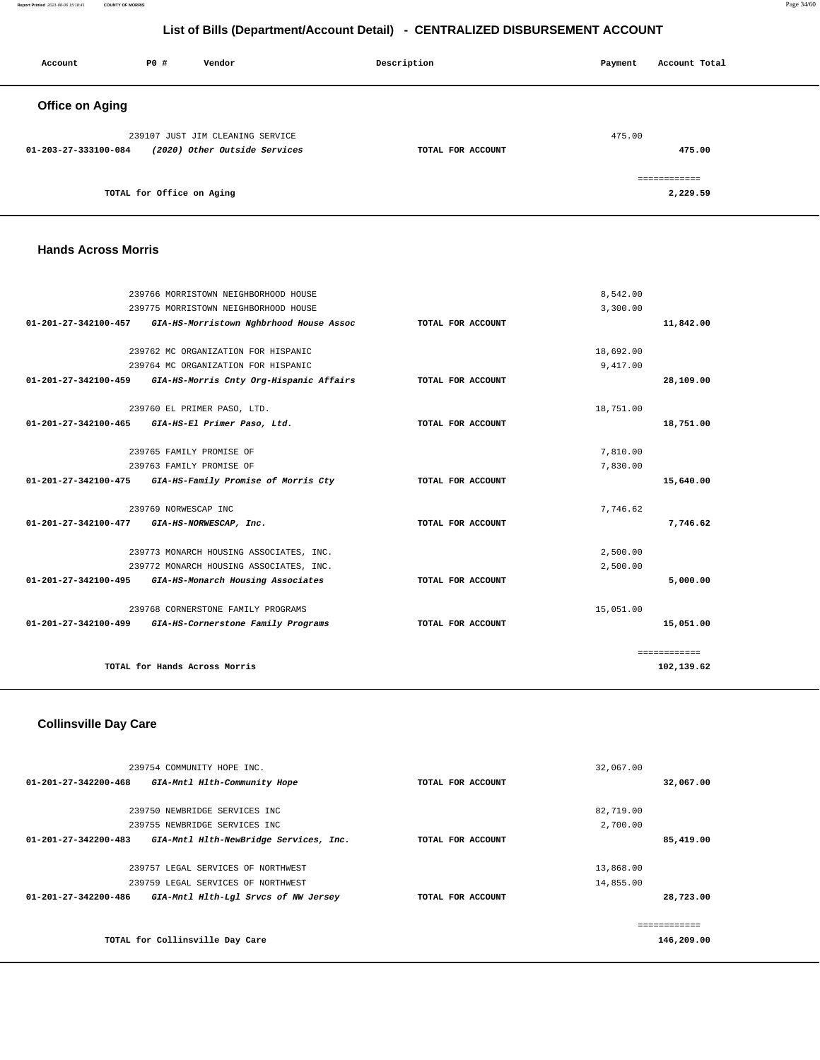## List of Bills (Department/Account Detail) - CENTRALIZED DISBURSEMENT ACCOUNT

| Account | PO # | Vendor | Description | Payment | Account Total |
|---|---|---|---|---|---|

### Office on Aging

| Account | PO # | Vendor | Description | Payment | Account Total |
|---|---|---|---|---|---|
| | 239107 | JUST JIM CLEANING SERVICE | | 475.00 | |
| 01-203-27-333100-084 | | *(2020) Other Outside Services* | TOTAL FOR ACCOUNT | | 475.00 |
| | | | | | ============ |
| | | TOTAL for Office on Aging | | | 2,229.59 |

### Hands Across Morris

| Account | PO # | Vendor | Description | Payment | Account Total |
|---|---|---|---|---|---|
| | 239766 | MORRISTOWN NEIGHBORHOOD HOUSE | | 8,542.00 | |
| | 239775 | MORRISTOWN NEIGHBORHOOD HOUSE | | 3,300.00 | |
| 01-201-27-342100-457 | | *GIA-HS-Morristown Nghbrhood House Assoc* | TOTAL FOR ACCOUNT | | 11,842.00 |
| | 239762 | MC ORGANIZATION FOR HISPANIC | | 18,692.00 | |
| | 239764 | MC ORGANIZATION FOR HISPANIC | | 9,417.00 | |
| 01-201-27-342100-459 | | *GIA-HS-Morris Cnty Org-Hispanic Affairs* | TOTAL FOR ACCOUNT | | 28,109.00 |
| | 239760 | EL PRIMER PASO, LTD. | | 18,751.00 | |
| 01-201-27-342100-465 | | *GIA-HS-El Primer Paso, Ltd.* | TOTAL FOR ACCOUNT | | 18,751.00 |
| | 239765 | FAMILY PROMISE OF | | 7,810.00 | |
| | 239763 | FAMILY PROMISE OF | | 7,830.00 | |
| 01-201-27-342100-475 | | *GIA-HS-Family Promise of Morris Cty* | TOTAL FOR ACCOUNT | | 15,640.00 |
| | 239769 | NORWESCAP INC | | 7,746.62 | |
| 01-201-27-342100-477 | | *GIA-HS-NORWESCAP, Inc.* | TOTAL FOR ACCOUNT | | 7,746.62 |
| | 239773 | MONARCH HOUSING ASSOCIATES, INC. | | 2,500.00 | |
| | 239772 | MONARCH HOUSING ASSOCIATES, INC. | | 2,500.00 | |
| 01-201-27-342100-495 | | *GIA-HS-Monarch Housing Associates* | TOTAL FOR ACCOUNT | | 5,000.00 |
| | 239768 | CORNERSTONE FAMILY PROGRAMS | | 15,051.00 | |
| 01-201-27-342100-499 | | *GIA-HS-Cornerstone Family Programs* | TOTAL FOR ACCOUNT | | 15,051.00 |
| | | | | | ============ |
| | | TOTAL for Hands Across Morris | | | 102,139.62 |

### Collinsville Day Care

| Account | PO # | Vendor | Description | Payment | Account Total |
|---|---|---|---|---|---|
| | 239754 | COMMUNITY HOPE INC. | | 32,067.00 | |
| 01-201-27-342200-468 | | *GIA-Mntl Hlth-Community Hope* | TOTAL FOR ACCOUNT | | 32,067.00 |
| | 239750 | NEWBRIDGE SERVICES INC | | 82,719.00 | |
| | 239755 | NEWBRIDGE SERVICES INC | | 2,700.00 | |
| 01-201-27-342200-483 | | *GIA-Mntl Hlth-NewBridge Services, Inc.* | TOTAL FOR ACCOUNT | | 85,419.00 |
| | 239757 | LEGAL SERVICES OF NORTHWEST | | 13,868.00 | |
| | 239759 | LEGAL SERVICES OF NORTHWEST | | 14,855.00 | |
| 01-201-27-342200-486 | | *GIA-Mntl Hlth-Lgl Srvcs of NW Jersey* | TOTAL FOR ACCOUNT | | 28,723.00 |
| | | | | | ============ |
| | | TOTAL for Collinsville Day Care | | | 146,209.00 |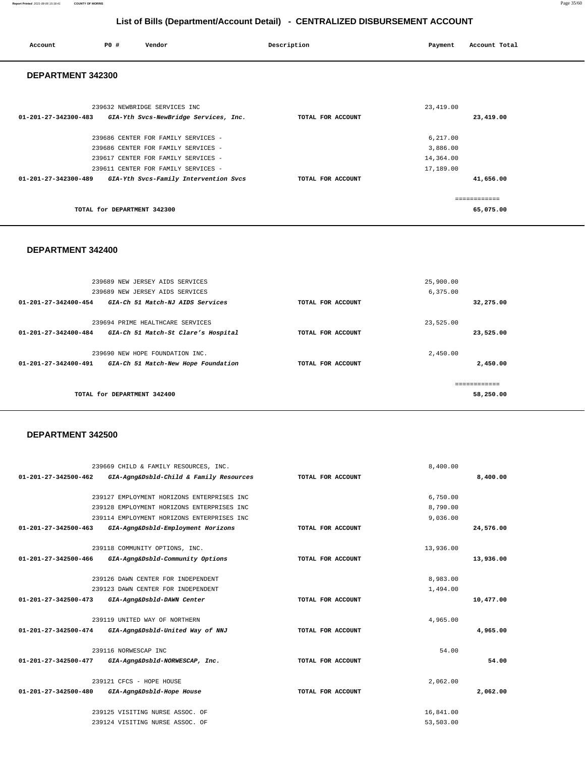# List of Bills (Department/Account Detail) - CENTRALIZED DISBURSEMENT ACCOUNT

| Account | PO # | Vendor | Description | Payment | Account Total |
|---|---|---|---|---|---|

## DEPARTMENT 342300

| Account | PO # | Vendor | Description | Payment | Account Total |
|---|---|---|---|---|---|
| | 239632 | NEWBRIDGE SERVICES INC | | 23,419.00 | |
| **01-201-27-342300-483** | | ***GIA-Yth Svcs-NewBridge Services, Inc.*** | **TOTAL FOR ACCOUNT** | | **23,419.00** |
| | 239686 | CENTER FOR FAMILY SERVICES - | | 6,217.00 | |
| | 239686 | CENTER FOR FAMILY SERVICES - | | 3,886.00 | |
| | 239617 | CENTER FOR FAMILY SERVICES - | | 14,364.00 | |
| | 239611 | CENTER FOR FAMILY SERVICES - | | 17,189.00 | |
| **01-201-27-342300-489** | | ***GIA-Yth Svcs-Family Intervention Svcs*** | **TOTAL FOR ACCOUNT** | | **41,656.00** |
| | | | | | ============ |
| | | **TOTAL for DEPARTMENT 342300** | | | **65,075.00** |

## DEPARTMENT 342400

| Account | PO # | Vendor | Description | Payment | Account Total |
|---|---|---|---|---|---|
| | 239689 | NEW JERSEY AIDS SERVICES | | 25,900.00 | |
| | 239689 | NEW JERSEY AIDS SERVICES | | 6,375.00 | |
| **01-201-27-342400-454** | | ***GIA-Ch 51 Match-NJ AIDS Services*** | **TOTAL FOR ACCOUNT** | | **32,275.00** |
| | 239694 | PRIME HEALTHCARE SERVICES | | 23,525.00 | |
| **01-201-27-342400-484** | | ***GIA-Ch 51 Match-St Clare's Hospital*** | **TOTAL FOR ACCOUNT** | | **23,525.00** |
| | 239690 | NEW HOPE FOUNDATION INC. | | 2,450.00 | |
| **01-201-27-342400-491** | | ***GIA-Ch 51 Match-New Hope Foundation*** | **TOTAL FOR ACCOUNT** | | **2,450.00** |
| | | | | | ============ |
| | | **TOTAL for DEPARTMENT 342400** | | | **58,250.00** |

## DEPARTMENT 342500

| Account | PO # | Vendor | Description | Payment | Account Total |
|---|---|---|---|---|---|
| | 239669 | CHILD & FAMILY RESOURCES, INC. | | 8,400.00 | |
| **01-201-27-342500-462** | | ***GIA-Agng&Dsbld-Child & Family Resources*** | **TOTAL FOR ACCOUNT** | | **8,400.00** |
| | 239127 | EMPLOYMENT HORIZONS ENTERPRISES INC | | 6,750.00 | |
| | 239128 | EMPLOYMENT HORIZONS ENTERPRISES INC | | 8,790.00 | |
| | 239114 | EMPLOYMENT HORIZONS ENTERPRISES INC | | 9,036.00 | |
| **01-201-27-342500-463** | | ***GIA-Agng&Dsbld-Employment Horizons*** | **TOTAL FOR ACCOUNT** | | **24,576.00** |
| | 239118 | COMMUNITY OPTIONS, INC. | | 13,936.00 | |
| **01-201-27-342500-466** | | ***GIA-Agng&Dsbld-Community Options*** | **TOTAL FOR ACCOUNT** | | **13,936.00** |
| | 239126 | DAWN CENTER FOR INDEPENDENT | | 8,983.00 | |
| | 239123 | DAWN CENTER FOR INDEPENDENT | | 1,494.00 | |
| **01-201-27-342500-473** | | ***GIA-Agng&Dsbld-DAWN Center*** | **TOTAL FOR ACCOUNT** | | **10,477.00** |
| | 239119 | UNITED WAY OF NORTHERN | | 4,965.00 | |
| **01-201-27-342500-474** | | ***GIA-Agng&Dsbld-United Way of NNJ*** | **TOTAL FOR ACCOUNT** | | **4,965.00** |
| | 239116 | NORWESCAP INC | | 54.00 | |
| **01-201-27-342500-477** | | ***GIA-Agng&Dsbld-NORWESCAP, Inc.*** | **TOTAL FOR ACCOUNT** | | **54.00** |
| | 239121 | CFCS - HOPE HOUSE | | 2,062.00 | |
| **01-201-27-342500-480** | | ***GIA-Agng&Dsbld-Hope House*** | **TOTAL FOR ACCOUNT** | | **2,062.00** |
| | 239125 | VISITING NURSE ASSOC. OF | | 16,841.00 | |
| | 239124 | VISITING NURSE ASSOC. OF | | 53,503.00 | |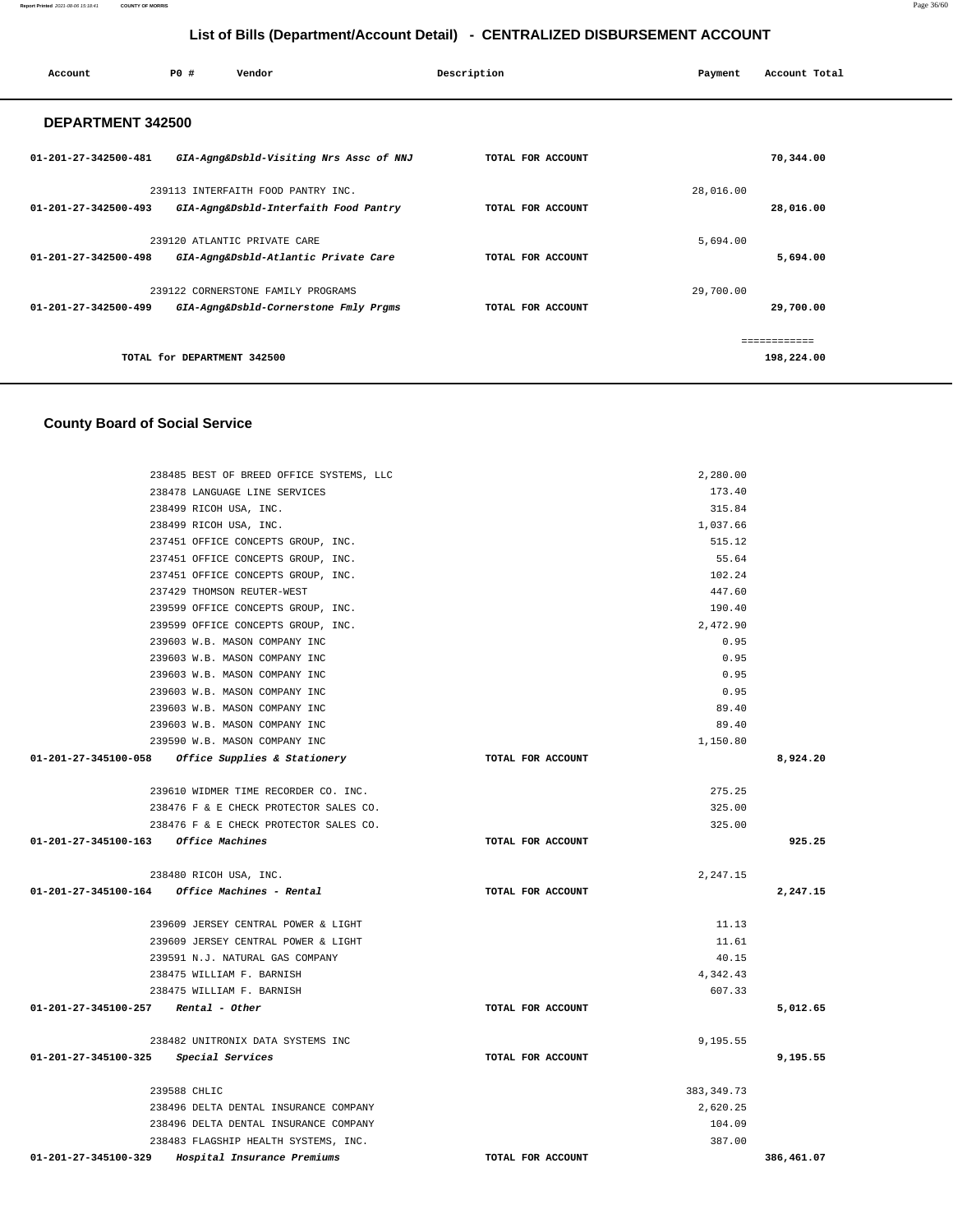## List of Bills (Department/Account Detail) - CENTRALIZED DISBURSEMENT ACCOUNT

| Account | PO # | Vendor | Description | Payment | Account Total |
|---|---|---|---|---|---|

### DEPARTMENT 342500

| Account | PO # | Vendor | Description | Payment | Account Total |
|---|---|---|---|---|---|
| 01-201-27-342500-481 | | *GIA-Agng&Dsbld-Visiting Nrs Assc of NNJ* | TOTAL FOR ACCOUNT | | 70,344.00 |
| | 239113 | INTERFAITH FOOD PANTRY INC. | | 28,016.00 | |
| 01-201-27-342500-493 | | *GIA-Agng&Dsbld-Interfaith Food Pantry* | TOTAL FOR ACCOUNT | | 28,016.00 |
| | 239120 | ATLANTIC PRIVATE CARE | | 5,694.00 | |
| 01-201-27-342500-498 | | *GIA-Agng&Dsbld-Atlantic Private Care* | TOTAL FOR ACCOUNT | | 5,694.00 |
| | 239122 | CORNERSTONE FAMILY PROGRAMS | | 29,700.00 | |
| 01-201-27-342500-499 | | *GIA-Agng&Dsbld-Cornerstone Fmly Prgms* | TOTAL FOR ACCOUNT | | 29,700.00 |
| | | | | | ============ |
| | | TOTAL for DEPARTMENT 342500 | | | 198,224.00 |

### County Board of Social Service

| Account | PO # | Vendor | Description | Payment | Account Total |
|---|---|---|---|---|---|
| | 238485 | BEST OF BREED OFFICE SYSTEMS, LLC | | 2,280.00 | |
| | 238478 | LANGUAGE LINE SERVICES | | 173.40 | |
| | 238499 | RICOH USA, INC. | | 315.84 | |
| | 238499 | RICOH USA, INC. | | 1,037.66 | |
| | 237451 | OFFICE CONCEPTS GROUP, INC. | | 515.12 | |
| | 237451 | OFFICE CONCEPTS GROUP, INC. | | 55.64 | |
| | 237451 | OFFICE CONCEPTS GROUP, INC. | | 102.24 | |
| | 237429 | THOMSON REUTER-WEST | | 447.60 | |
| | 239599 | OFFICE CONCEPTS GROUP, INC. | | 190.40 | |
| | 239599 | OFFICE CONCEPTS GROUP, INC. | | 2,472.90 | |
| | 239603 | W.B. MASON COMPANY INC | | 0.95 | |
| | 239603 | W.B. MASON COMPANY INC | | 0.95 | |
| | 239603 | W.B. MASON COMPANY INC | | 0.95 | |
| | 239603 | W.B. MASON COMPANY INC | | 0.95 | |
| | 239603 | W.B. MASON COMPANY INC | | 89.40 | |
| | 239603 | W.B. MASON COMPANY INC | | 89.40 | |
| | 239590 | W.B. MASON COMPANY INC | | 1,150.80 | |
| 01-201-27-345100-058 | | *Office Supplies & Stationery* | TOTAL FOR ACCOUNT | | 8,924.20 |
| | 239610 | WIDMER TIME RECORDER CO. INC. | | 275.25 | |
| | 238476 | F & E CHECK PROTECTOR SALES CO. | | 325.00 | |
| | 238476 | F & E CHECK PROTECTOR SALES CO. | | 325.00 | |
| 01-201-27-345100-163 | | *Office Machines* | TOTAL FOR ACCOUNT | | 925.25 |
| | 238480 | RICOH USA, INC. | | 2,247.15 | |
| 01-201-27-345100-164 | | *Office Machines - Rental* | TOTAL FOR ACCOUNT | | 2,247.15 |
| | 239609 | JERSEY CENTRAL POWER & LIGHT | | 11.13 | |
| | 239609 | JERSEY CENTRAL POWER & LIGHT | | 11.61 | |
| | 239591 | N.J. NATURAL GAS COMPANY | | 40.15 | |
| | 238475 | WILLIAM F. BARNISH | | 4,342.43 | |
| | 238475 | WILLIAM F. BARNISH | | 607.33 | |
| 01-201-27-345100-257 | | *Rental - Other* | TOTAL FOR ACCOUNT | | 5,012.65 |
| | 238482 | UNITRONIX DATA SYSTEMS INC | | 9,195.55 | |
| 01-201-27-345100-325 | | *Special Services* | TOTAL FOR ACCOUNT | | 9,195.55 |
| | 239588 | CHLIC | | 383,349.73 | |
| | 238496 | DELTA DENTAL INSURANCE COMPANY | | 2,620.25 | |
| | 238496 | DELTA DENTAL INSURANCE COMPANY | | 104.09 | |
| | 238483 | FLAGSHIP HEALTH SYSTEMS, INC. | | 387.00 | |
| 01-201-27-345100-329 | | *Hospital Insurance Premiums* | TOTAL FOR ACCOUNT | | 386,461.07 |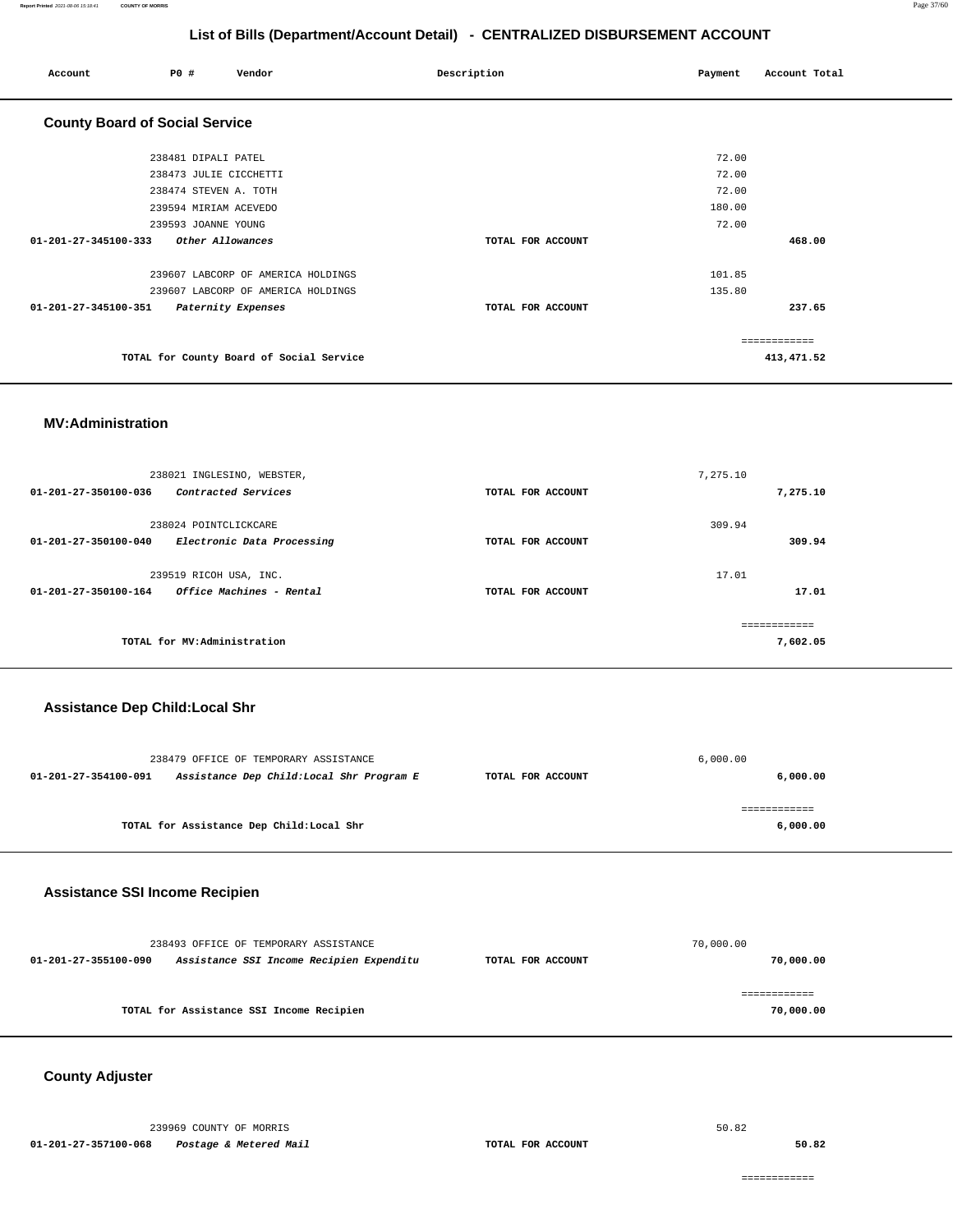# List of Bills (Department/Account Detail) - CENTRALIZED DISBURSEMENT ACCOUNT

| Account | PO # | Vendor | Description | Payment | Account Total |
|---|---|---|---|---|---|

## County Board of Social Service

| Account | PO # | Vendor | Description | Payment | Account Total |
|---|---|---|---|---|---|
| | 238481 | DIPALI PATEL | | 72.00 | |
| | 238473 | JULIE CICCHETTI | | 72.00 | |
| | 238474 | STEVEN A. TOTH | | 72.00 | |
| | 239594 | MIRIAM ACEVEDO | | 180.00 | |
| | 239593 | JOANNE YOUNG | | 72.00 | |
| 01-201-27-345100-333 | | *Other Allowances* | TOTAL FOR ACCOUNT | | 468.00 |
| | 239607 | LABCORP OF AMERICA HOLDINGS | | 101.85 | |
| | 239607 | LABCORP OF AMERICA HOLDINGS | | 135.80 | |
| 01-201-27-345100-351 | | *Paternity Expenses* | TOTAL FOR ACCOUNT | | 237.65 |
| | | TOTAL for County Board of Social Service | | | 413,471.52 |

## MV:Administration

| Account | PO # | Vendor | Description | Payment | Account Total |
|---|---|---|---|---|---|
| | 238021 | INGLESINO, WEBSTER, | | 7,275.10 | |
| 01-201-27-350100-036 | | *Contracted Services* | TOTAL FOR ACCOUNT | | 7,275.10 |
| | 238024 | POINTCLICKCARE | | 309.94 | |
| 01-201-27-350100-040 | | *Electronic Data Processing* | TOTAL FOR ACCOUNT | | 309.94 |
| | 239519 | RICOH USA, INC. | | 17.01 | |
| 01-201-27-350100-164 | | *Office Machines - Rental* | TOTAL FOR ACCOUNT | | 17.01 |
| | | TOTAL for MV:Administration | | | 7,602.05 |

## Assistance Dep Child:Local Shr

| Account | PO # | Vendor | Description | Payment | Account Total |
|---|---|---|---|---|---|
| | 238479 | OFFICE OF TEMPORARY ASSISTANCE | | 6,000.00 | |
| 01-201-27-354100-091 | | *Assistance Dep Child:Local Shr Program E* | TOTAL FOR ACCOUNT | | 6,000.00 |
| | | TOTAL for Assistance Dep Child:Local Shr | | | 6,000.00 |

## Assistance SSI Income Recipien

| Account | PO # | Vendor | Description | Payment | Account Total |
|---|---|---|---|---|---|
| | 238493 | OFFICE OF TEMPORARY ASSISTANCE | | 70,000.00 | |
| 01-201-27-355100-090 | | *Assistance SSI Income Recipien Expenditu* | TOTAL FOR ACCOUNT | | 70,000.00 |
| | | TOTAL for Assistance SSI Income Recipien | | | 70,000.00 |

## County Adjuster

| Account | PO # | Vendor | Description | Payment | Account Total |
|---|---|---|---|---|---|
| | 239969 | COUNTY OF MORRIS | | 50.82 | |
| 01-201-27-357100-068 | | *Postage & Metered Mail* | TOTAL FOR ACCOUNT | | 50.82 |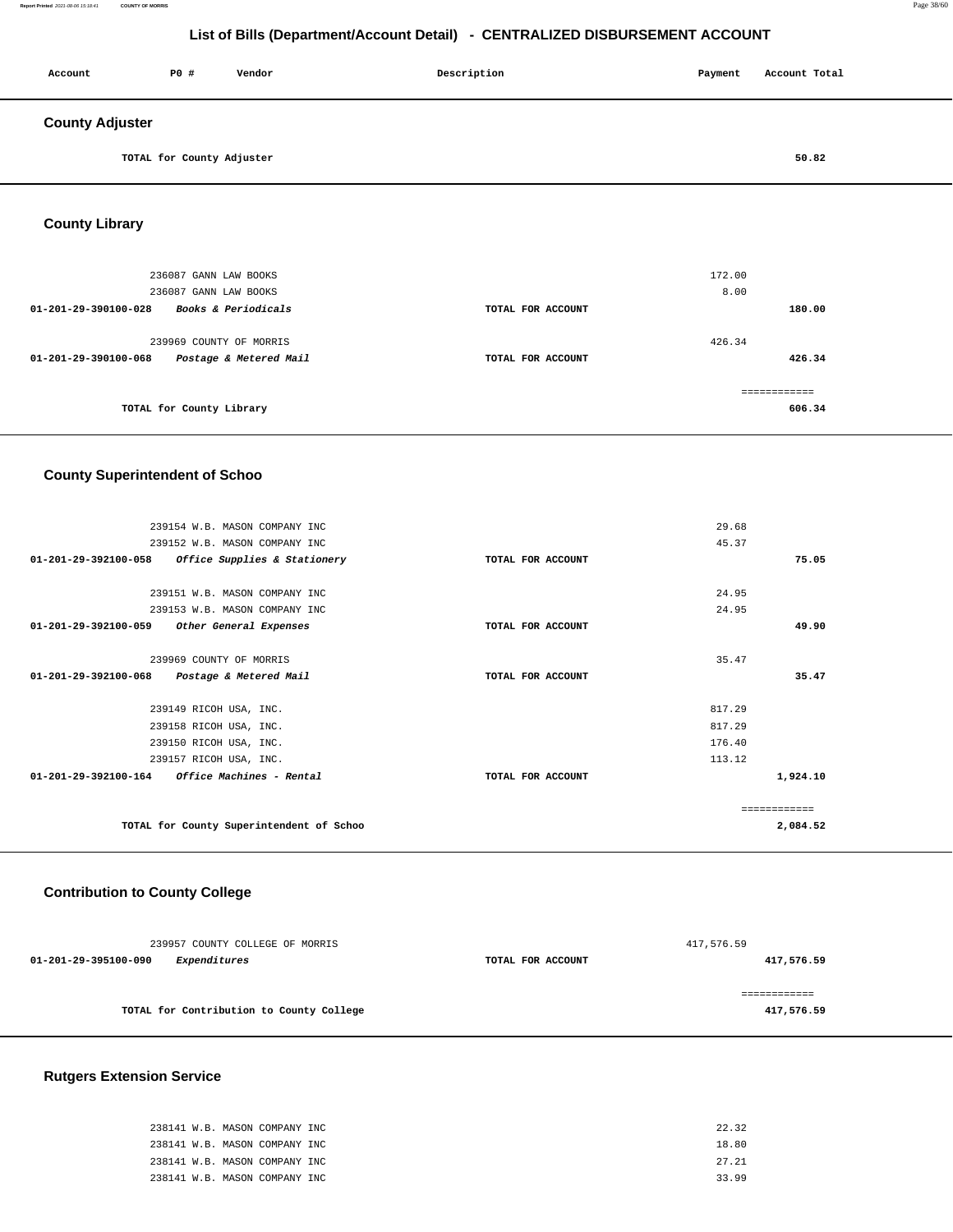## List of Bills (Department/Account Detail) - CENTRALIZED DISBURSEMENT ACCOUNT

| Account | PO # | Vendor | Description | Payment | Account Total |
|---|---|---|---|---|---|

### County Adjuster

| | | | |
|---|---|---|---|
| TOTAL for County Adjuster | | | 50.82 |

### County Library

| Account | PO # / Vendor | Description | Payment | Account Total |
|---|---|---|---|---|
| | 236087 GANN LAW BOOKS | | 172.00 | |
| | 236087 GANN LAW BOOKS | | 8.00 | |
| 01-201-29-390100-028 | *Books & Periodicals* | TOTAL FOR ACCOUNT | | 180.00 |
| | 239969 COUNTY OF MORRIS | | 426.34 | |
| 01-201-29-390100-068 | *Postage & Metered Mail* | TOTAL FOR ACCOUNT | | 426.34 |
| | TOTAL for County Library | | | 606.34 |

### County Superintendent of Schoo

| Account | PO # / Vendor | Description | Payment | Account Total |
|---|---|---|---|---|
| | 239154 W.B. MASON COMPANY INC | | 29.68 | |
| | 239152 W.B. MASON COMPANY INC | | 45.37 | |
| 01-201-29-392100-058 | *Office Supplies & Stationery* | TOTAL FOR ACCOUNT | | 75.05 |
| | 239151 W.B. MASON COMPANY INC | | 24.95 | |
| | 239153 W.B. MASON COMPANY INC | | 24.95 | |
| 01-201-29-392100-059 | *Other General Expenses* | TOTAL FOR ACCOUNT | | 49.90 |
| | 239969 COUNTY OF MORRIS | | 35.47 | |
| 01-201-29-392100-068 | *Postage & Metered Mail* | TOTAL FOR ACCOUNT | | 35.47 |
| | 239149 RICOH USA, INC. | | 817.29 | |
| | 239158 RICOH USA, INC. | | 817.29 | |
| | 239150 RICOH USA, INC. | | 176.40 | |
| | 239157 RICOH USA, INC. | | 113.12 | |
| 01-201-29-392100-164 | *Office Machines - Rental* | TOTAL FOR ACCOUNT | | 1,924.10 |
| | TOTAL for County Superintendent of Schoo | | | 2,084.52 |

### Contribution to County College

| Account | PO # / Vendor | Description | Payment | Account Total |
|---|---|---|---|---|
| | 239957 COUNTY COLLEGE OF MORRIS | | 417,576.59 | |
| 01-201-29-395100-090 | *Expenditures* | TOTAL FOR ACCOUNT | | 417,576.59 |
| | TOTAL for Contribution to County College | | | 417,576.59 |

### Rutgers Extension Service

| Account | PO # / Vendor | Description | Payment | Account Total |
|---|---|---|---|---|
| | 238141 W.B. MASON COMPANY INC | | 22.32 | |
| | 238141 W.B. MASON COMPANY INC | | 18.80 | |
| | 238141 W.B. MASON COMPANY INC | | 27.21 | |
| | 238141 W.B. MASON COMPANY INC | | 33.99 | |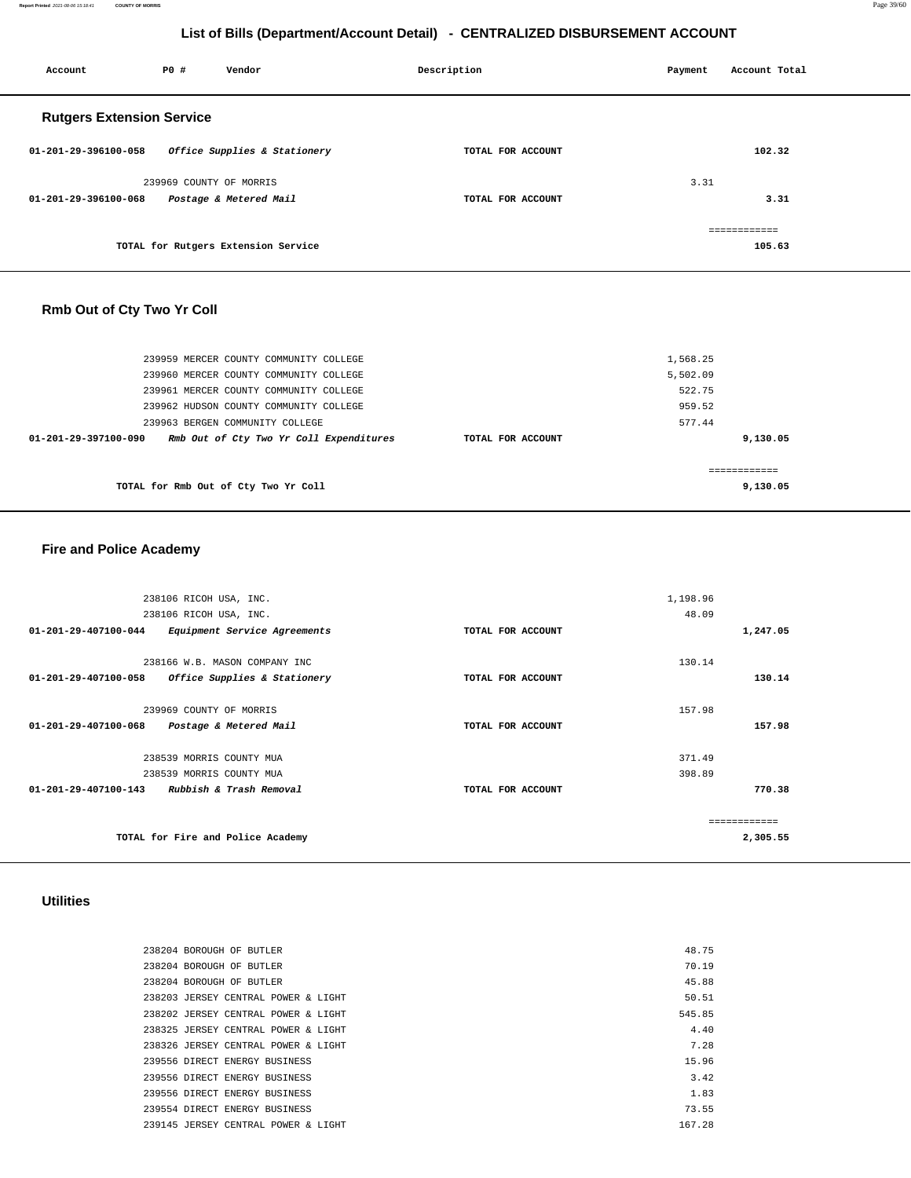# List of Bills (Department/Account Detail) - CENTRALIZED DISBURSEMENT ACCOUNT

| Account | PO # | Vendor | Description | Payment | Account Total |
|---|---|---|---|---|---|

## Rutgers Extension Service

| Account | PO # | Vendor | Description | Payment | Account Total |
|---|---|---|---|---|---|
| 01-201-29-396100-058 | | *Office Supplies & Stationery* | TOTAL FOR ACCOUNT | | 102.32 |
| | 239969 | COUNTY OF MORRIS | | 3.31 | |
| 01-201-29-396100-068 | | *Postage & Metered Mail* | TOTAL FOR ACCOUNT | | 3.31 |
| | | TOTAL for Rutgers Extension Service | | | 105.63 |

## Rmb Out of Cty Two Yr Coll

| Account | PO # | Vendor | Description | Payment | Account Total |
|---|---|---|---|---|---|
| | 239959 | MERCER COUNTY COMMUNITY COLLEGE | | 1,568.25 | |
| | 239960 | MERCER COUNTY COMMUNITY COLLEGE | | 5,502.09 | |
| | 239961 | MERCER COUNTY COMMUNITY COLLEGE | | 522.75 | |
| | 239962 | HUDSON COUNTY COMMUNITY COLLEGE | | 959.52 | |
| | 239963 | BERGEN COMMUNITY COLLEGE | | 577.44 | |
| 01-201-29-397100-090 | | *Rmb Out of Cty Two Yr Coll Expenditures* | TOTAL FOR ACCOUNT | | 9,130.05 |
| | | TOTAL for Rmb Out of Cty Two Yr Coll | | | 9,130.05 |

## Fire and Police Academy

| Account | PO # | Vendor | Description | Payment | Account Total |
|---|---|---|---|---|---|
| | 238106 | RICOH USA, INC. | | 1,198.96 | |
| | 238106 | RICOH USA, INC. | | 48.09 | |
| 01-201-29-407100-044 | | *Equipment Service Agreements* | TOTAL FOR ACCOUNT | | 1,247.05 |
| | 238166 | W.B. MASON COMPANY INC | | 130.14 | |
| 01-201-29-407100-058 | | *Office Supplies & Stationery* | TOTAL FOR ACCOUNT | | 130.14 |
| | 239969 | COUNTY OF MORRIS | | 157.98 | |
| 01-201-29-407100-068 | | *Postage & Metered Mail* | TOTAL FOR ACCOUNT | | 157.98 |
| | 238539 | MORRIS COUNTY MUA | | 371.49 | |
| | 238539 | MORRIS COUNTY MUA | | 398.89 | |
| 01-201-29-407100-143 | | *Rubbish & Trash Removal* | TOTAL FOR ACCOUNT | | 770.38 |
| | | TOTAL for Fire and Police Academy | | | 2,305.55 |

## Utilities

| Account | PO # | Vendor | Description | Payment | Account Total |
|---|---|---|---|---|---|
| | 238204 | BOROUGH OF BUTLER | | 48.75 | |
| | 238204 | BOROUGH OF BUTLER | | 70.19 | |
| | 238204 | BOROUGH OF BUTLER | | 45.88 | |
| | 238203 | JERSEY CENTRAL POWER & LIGHT | | 50.51 | |
| | 238202 | JERSEY CENTRAL POWER & LIGHT | | 545.85 | |
| | 238325 | JERSEY CENTRAL POWER & LIGHT | | 4.40 | |
| | 238326 | JERSEY CENTRAL POWER & LIGHT | | 7.28 | |
| | 239556 | DIRECT ENERGY BUSINESS | | 15.96 | |
| | 239556 | DIRECT ENERGY BUSINESS | | 3.42 | |
| | 239556 | DIRECT ENERGY BUSINESS | | 1.83 | |
| | 239554 | DIRECT ENERGY BUSINESS | | 73.55 | |
| | 239145 | JERSEY CENTRAL POWER & LIGHT | | 167.28 | |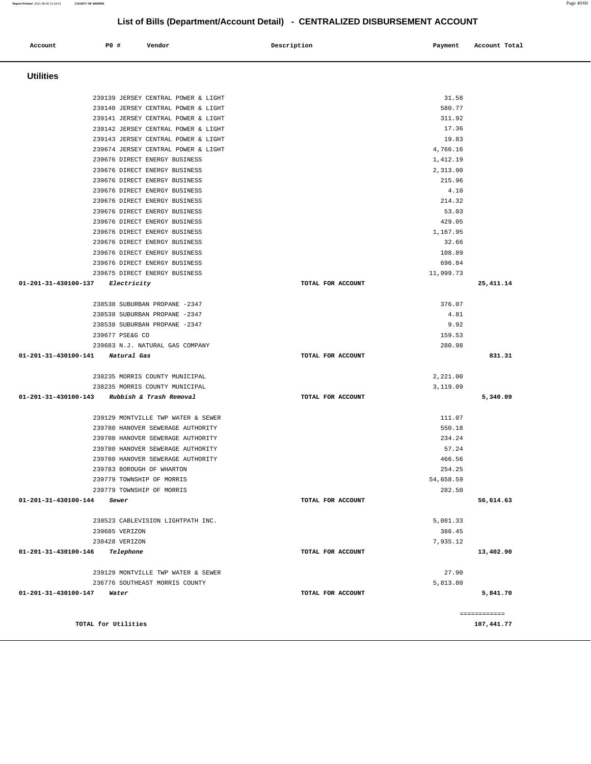# List of Bills (Department/Account Detail) - CENTRALIZED DISBURSEMENT ACCOUNT

| Account | PO # | Vendor | Description | Payment | Account Total |
|---|---|---|---|---|---|

## Utilities

| Account | PO # | Vendor | Description | Payment | Account Total |
|---|---|---|---|---|---|
| | 239139 | JERSEY CENTRAL POWER & LIGHT | | 31.58 | |
| | 239140 | JERSEY CENTRAL POWER & LIGHT | | 580.77 | |
| | 239141 | JERSEY CENTRAL POWER & LIGHT | | 311.92 | |
| | 239142 | JERSEY CENTRAL POWER & LIGHT | | 17.36 | |
| | 239143 | JERSEY CENTRAL POWER & LIGHT | | 19.83 | |
| | 239674 | JERSEY CENTRAL POWER & LIGHT | | 4,766.16 | |
| | 239676 | DIRECT ENERGY BUSINESS | | 1,412.19 | |
| | 239676 | DIRECT ENERGY BUSINESS | | 2,313.90 | |
| | 239676 | DIRECT ENERGY BUSINESS | | 215.96 | |
| | 239676 | DIRECT ENERGY BUSINESS | | 4.10 | |
| | 239676 | DIRECT ENERGY BUSINESS | | 214.32 | |
| | 239676 | DIRECT ENERGY BUSINESS | | 53.03 | |
| | 239676 | DIRECT ENERGY BUSINESS | | 429.05 | |
| | 239676 | DIRECT ENERGY BUSINESS | | 1,167.95 | |
| | 239676 | DIRECT ENERGY BUSINESS | | 32.66 | |
| | 239676 | DIRECT ENERGY BUSINESS | | 108.89 | |
| | 239676 | DIRECT ENERGY BUSINESS | | 696.84 | |
| | 239675 | DIRECT ENERGY BUSINESS | | 11,999.73 | |
| **01-201-31-430100-137** | | ***Electricity*** | TOTAL FOR ACCOUNT | | **25,411.14** |
| | 238538 | SUBURBAN PROPANE -2347 | | 376.07 | |
| | 238538 | SUBURBAN PROPANE -2347 | | 4.81 | |
| | 238538 | SUBURBAN PROPANE -2347 | | 9.92 | |
| | 239677 | PSE&G CO | | 159.53 | |
| | 239683 | N.J. NATURAL GAS COMPANY | | 280.98 | |
| **01-201-31-430100-141** | | ***Natural Gas*** | TOTAL FOR ACCOUNT | | **831.31** |
| | 238235 | MORRIS COUNTY MUNICIPAL | | 2,221.00 | |
| | 238235 | MORRIS COUNTY MUNICIPAL | | 3,119.09 | |
| **01-201-31-430100-143** | | ***Rubbish & Trash Removal*** | TOTAL FOR ACCOUNT | | **5,340.09** |
| | 239129 | MONTVILLE TWP WATER & SEWER | | 111.07 | |
| | 239780 | HANOVER SEWERAGE AUTHORITY | | 550.18 | |
| | 239780 | HANOVER SEWERAGE AUTHORITY | | 234.24 | |
| | 239780 | HANOVER SEWERAGE AUTHORITY | | 57.24 | |
| | 239780 | HANOVER SEWERAGE AUTHORITY | | 466.56 | |
| | 239783 | BOROUGH OF WHARTON | | 254.25 | |
| | 239779 | TOWNSHIP OF MORRIS | | 54,658.59 | |
| | 239779 | TOWNSHIP OF MORRIS | | 282.50 | |
| **01-201-31-430100-144** | | ***Sewer*** | TOTAL FOR ACCOUNT | | **56,614.63** |
| | 238523 | CABLEVISION LIGHTPATH INC. | | 5,081.33 | |
| | 239685 | VERIZON | | 386.45 | |
| | 238428 | VERIZON | | 7,935.12 | |
| **01-201-31-430100-146** | | ***Telephone*** | TOTAL FOR ACCOUNT | | **13,402.90** |
| | 239129 | MONTVILLE TWP WATER & SEWER | | 27.90 | |
| | 236776 | SOUTHEAST MORRIS COUNTY | | 5,813.80 | |
| **01-201-31-430100-147** | | ***Water*** | TOTAL FOR ACCOUNT | | **5,841.70** |
| | | | | | ============ |
| **TOTAL for Utilities** | | | | | **107,441.77** |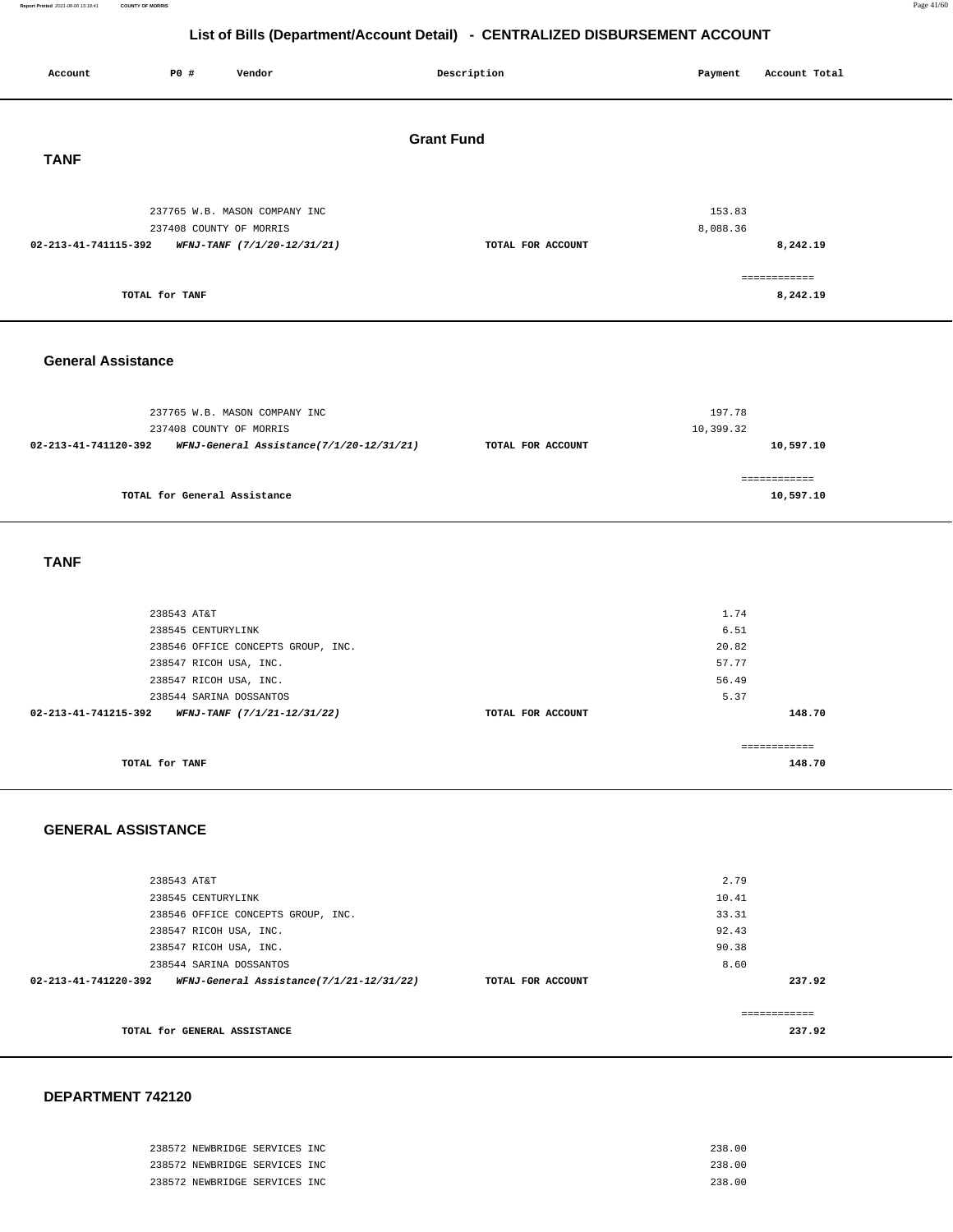# List of Bills (Department/Account Detail) - CENTRALIZED DISBURSEMENT ACCOUNT

| Account | PO # | Vendor | Description | Payment | Account Total |
|---|---|---|---|---|---|

## Grant Fund

### TANF

| Account | PO # | Vendor | Description | Payment | Account Total |
|---|---|---|---|---|---|
| | 237765 | W.B. MASON COMPANY INC | | 153.83 | |
| | 237408 | COUNTY OF MORRIS | | 8,088.36 | |
| **02-213-41-741115-392** | | ***WFNJ-TANF (7/1/20-12/31/21)*** | **TOTAL FOR ACCOUNT** | | **8,242.19** |
| | | | | | ============ |
| | | **TOTAL for TANF** | | | **8,242.19** |

### General Assistance

| Account | PO # | Vendor | Description | Payment | Account Total |
|---|---|---|---|---|---|
| | 237765 | W.B. MASON COMPANY INC | | 197.78 | |
| | 237408 | COUNTY OF MORRIS | | 10,399.32 | |
| **02-213-41-741120-392** | | ***WFNJ-General Assistance(7/1/20-12/31/21)*** | **TOTAL FOR ACCOUNT** | | **10,597.10** |
| | | | | | ============ |
| | | **TOTAL for General Assistance** | | | **10,597.10** |

### TANF

| Account | PO # | Vendor | Description | Payment | Account Total |
|---|---|---|---|---|---|
| | 238543 | AT&T | | 1.74 | |
| | 238545 | CENTURYLINK | | 6.51 | |
| | 238546 | OFFICE CONCEPTS GROUP, INC. | | 20.82 | |
| | 238547 | RICOH USA, INC. | | 57.77 | |
| | 238547 | RICOH USA, INC. | | 56.49 | |
| | 238544 | SARINA DOSSANTOS | | 5.37 | |
| **02-213-41-741215-392** | | ***WFNJ-TANF (7/1/21-12/31/22)*** | **TOTAL FOR ACCOUNT** | | **148.70** |
| | | | | | ============ |
| | | **TOTAL for TANF** | | | **148.70** |

### GENERAL ASSISTANCE

| Account | PO # | Vendor | Description | Payment | Account Total |
|---|---|---|---|---|---|
| | 238543 | AT&T | | 2.79 | |
| | 238545 | CENTURYLINK | | 10.41 | |
| | 238546 | OFFICE CONCEPTS GROUP, INC. | | 33.31 | |
| | 238547 | RICOH USA, INC. | | 92.43 | |
| | 238547 | RICOH USA, INC. | | 90.38 | |
| | 238544 | SARINA DOSSANTOS | | 8.60 | |
| **02-213-41-741220-392** | | ***WFNJ-General Assistance(7/1/21-12/31/22)*** | **TOTAL FOR ACCOUNT** | | **237.92** |
| | | | | | ============ |
| | | **TOTAL for GENERAL ASSISTANCE** | | | **237.92** |

### DEPARTMENT 742120

| Account | PO # | Vendor | Description | Payment | Account Total |
|---|---|---|---|---|---|
| | 238572 | NEWBRIDGE SERVICES INC | | 238.00 | |
| | 238572 | NEWBRIDGE SERVICES INC | | 238.00 | |
| | 238572 | NEWBRIDGE SERVICES INC | | 238.00 | |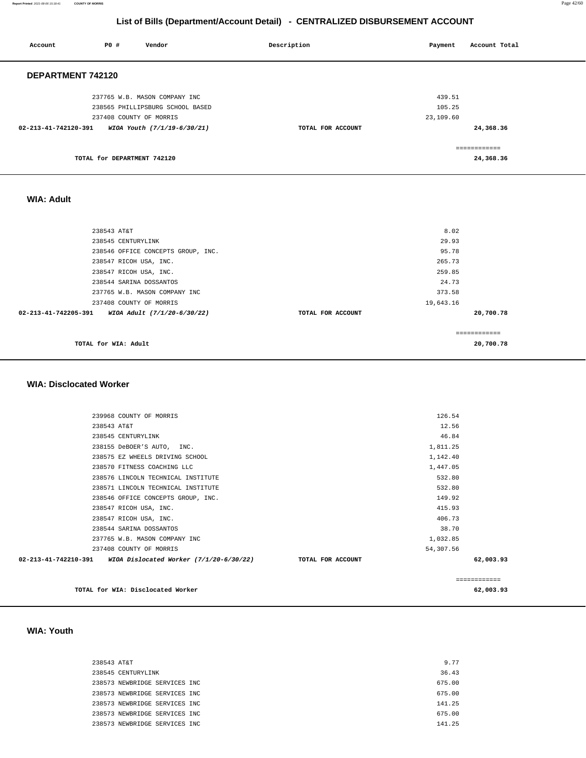# List of Bills (Department/Account Detail) - CENTRALIZED DISBURSEMENT ACCOUNT

| Account | PO # | Vendor | Description | Payment | Account Total |
|---|---|---|---|---|---|

## DEPARTMENT 742120

| Account | PO # | Vendor | Description | Payment | Account Total |
|---|---|---|---|---|---|
| | 237765 | W.B. MASON COMPANY INC | | 439.51 | |
| | 238565 | PHILLIPSBURG SCHOOL BASED | | 105.25 | |
| | 237408 | COUNTY OF MORRIS | | 23,109.60 | |
| 02-213-41-742120-391 | | *WIOA Youth (7/1/19-6/30/21)* | TOTAL FOR ACCOUNT | | 24,368.36 |
| | | | | | ============ |
| | | TOTAL for DEPARTMENT 742120 | | | 24,368.36 |

## WIA: Adult

| Account | PO # | Vendor | Description | Payment | Account Total |
|---|---|---|---|---|---|
| | 238543 | AT&T | | 8.02 | |
| | 238545 | CENTURYLINK | | 29.93 | |
| | 238546 | OFFICE CONCEPTS GROUP, INC. | | 95.78 | |
| | 238547 | RICOH USA, INC. | | 265.73 | |
| | 238547 | RICOH USA, INC. | | 259.85 | |
| | 238544 | SARINA DOSSANTOS | | 24.73 | |
| | 237765 | W.B. MASON COMPANY INC | | 373.58 | |
| | 237408 | COUNTY OF MORRIS | | 19,643.16 | |
| 02-213-41-742205-391 | | *WIOA Adult (7/1/20-6/30/22)* | TOTAL FOR ACCOUNT | | 20,700.78 |
| | | | | | ============ |
| | | TOTAL for WIA: Adult | | | 20,700.78 |

## WIA: Disclocated Worker

| Account | PO # | Vendor | Description | Payment | Account Total |
|---|---|---|---|---|---|
| | 239968 | COUNTY OF MORRIS | | 126.54 | |
| | 238543 | AT&T | | 12.56 | |
| | 238545 | CENTURYLINK | | 46.84 | |
| | 238155 | DeBOER'S AUTO, INC. | | 1,811.25 | |
| | 238575 | EZ WHEELS DRIVING SCHOOL | | 1,142.40 | |
| | 238570 | FITNESS COACHING LLC | | 1,447.05 | |
| | 238576 | LINCOLN TECHNICAL INSTITUTE | | 532.80 | |
| | 238571 | LINCOLN TECHNICAL INSTITUTE | | 532.80 | |
| | 238546 | OFFICE CONCEPTS GROUP, INC. | | 149.92 | |
| | 238547 | RICOH USA, INC. | | 415.93 | |
| | 238547 | RICOH USA, INC. | | 406.73 | |
| | 238544 | SARINA DOSSANTOS | | 38.70 | |
| | 237765 | W.B. MASON COMPANY INC | | 1,032.85 | |
| | 237408 | COUNTY OF MORRIS | | 54,307.56 | |
| 02-213-41-742210-391 | | *WIOA Dislocated Worker (7/1/20-6/30/22)* | TOTAL FOR ACCOUNT | | 62,003.93 |
| | | | | | ============ |
| | | TOTAL for WIA: Disclocated Worker | | | 62,003.93 |

## WIA: Youth

| Account | PO # | Vendor | Description | Payment | Account Total |
|---|---|---|---|---|---|
| | 238543 | AT&T | | 9.77 | |
| | 238545 | CENTURYLINK | | 36.43 | |
| | 238573 | NEWBRIDGE SERVICES INC | | 675.00 | |
| | 238573 | NEWBRIDGE SERVICES INC | | 675.00 | |
| | 238573 | NEWBRIDGE SERVICES INC | | 141.25 | |
| | 238573 | NEWBRIDGE SERVICES INC | | 675.00 | |
| | 238573 | NEWBRIDGE SERVICES INC | | 141.25 | |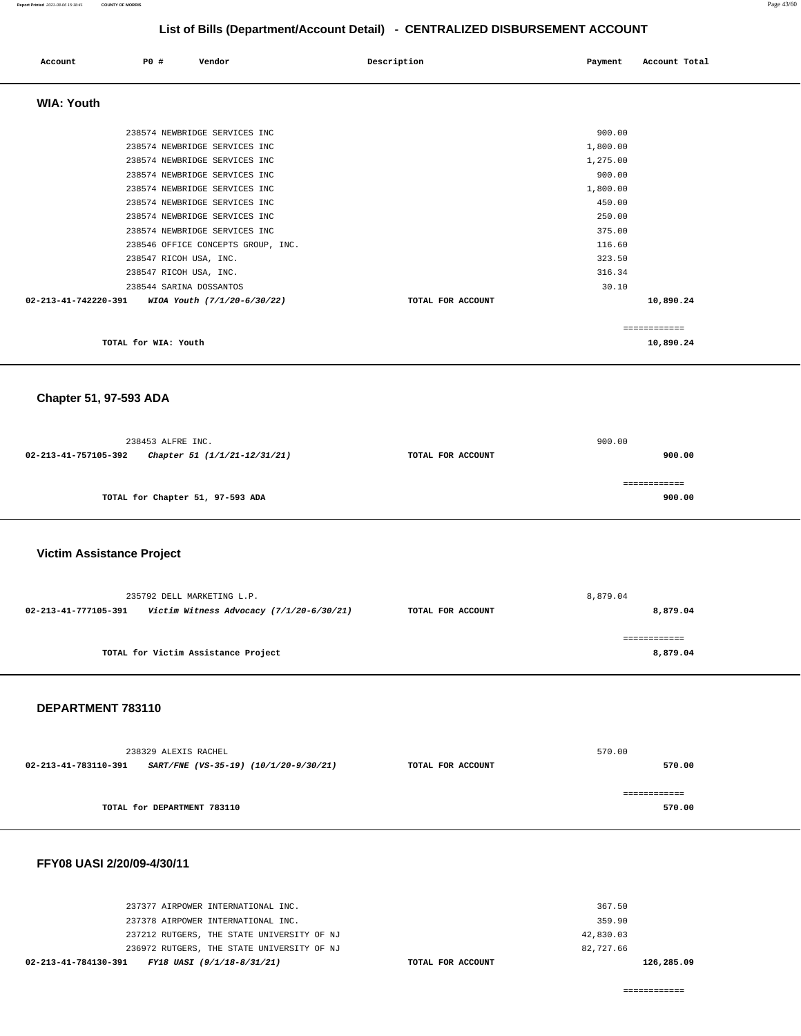## List of Bills (Department/Account Detail) - CENTRALIZED DISBURSEMENT ACCOUNT

| Account | PO # | Vendor | Description | Payment | Account Total |
|---|---|---|---|---|---|

### WIA: Youth

| Account | PO # | Vendor | Description | Payment | Account Total |
|---|---|---|---|---|---|
| | 238574 | NEWBRIDGE SERVICES INC | | 900.00 | |
| | 238574 | NEWBRIDGE SERVICES INC | | 1,800.00 | |
| | 238574 | NEWBRIDGE SERVICES INC | | 1,275.00 | |
| | 238574 | NEWBRIDGE SERVICES INC | | 900.00 | |
| | 238574 | NEWBRIDGE SERVICES INC | | 1,800.00 | |
| | 238574 | NEWBRIDGE SERVICES INC | | 450.00 | |
| | 238574 | NEWBRIDGE SERVICES INC | | 250.00 | |
| | 238574 | NEWBRIDGE SERVICES INC | | 375.00 | |
| | 238546 | OFFICE CONCEPTS GROUP, INC. | | 116.60 | |
| | 238547 | RICOH USA, INC. | | 323.50 | |
| | 238547 | RICOH USA, INC. | | 316.34 | |
| | 238544 | SARINA DOSSANTOS | | 30.10 | |
| 02-213-41-742220-391 | | *WIOA Youth (7/1/20-6/30/22)* | TOTAL FOR ACCOUNT | | 10,890.24 |

TOTAL for WIA: Youth — 10,890.24

### Chapter 51, 97-593 ADA

| Account | PO # | Vendor | Description | Payment | Account Total |
|---|---|---|---|---|---|
| | 238453 | ALFRE INC. | | 900.00 | |
| 02-213-41-757105-392 | | *Chapter 51 (1/1/21-12/31/21)* | TOTAL FOR ACCOUNT | | 900.00 |

TOTAL for Chapter 51, 97-593 ADA — 900.00

### Victim Assistance Project

| Account | PO # | Vendor | Description | Payment | Account Total |
|---|---|---|---|---|---|
| | 235792 | DELL MARKETING L.P. | | 8,879.04 | |
| 02-213-41-777105-391 | | *Victim Witness Advocacy (7/1/20-6/30/21)* | TOTAL FOR ACCOUNT | | 8,879.04 |

TOTAL for Victim Assistance Project — 8,879.04

### DEPARTMENT 783110

| Account | PO # | Vendor | Description | Payment | Account Total |
|---|---|---|---|---|---|
| | 238329 | ALEXIS RACHEL | | 570.00 | |
| 02-213-41-783110-391 | | *SART/FNE (VS-35-19) (10/1/20-9/30/21)* | TOTAL FOR ACCOUNT | | 570.00 |

TOTAL for DEPARTMENT 783110 — 570.00

### FFY08 UASI 2/20/09-4/30/11

| Account | PO # | Vendor | Description | Payment | Account Total |
|---|---|---|---|---|---|
| | 237377 | AIRPOWER INTERNATIONAL INC. | | 367.50 | |
| | 237378 | AIRPOWER INTERNATIONAL INC. | | 359.90 | |
| | 237212 | RUTGERS, THE STATE UNIVERSITY OF NJ | | 42,830.03 | |
| | 236972 | RUTGERS, THE STATE UNIVERSITY OF NJ | | 82,727.66 | |
| 02-213-41-784130-391 | | *FY18 UASI (9/1/18-8/31/21)* | TOTAL FOR ACCOUNT | | 126,285.09 |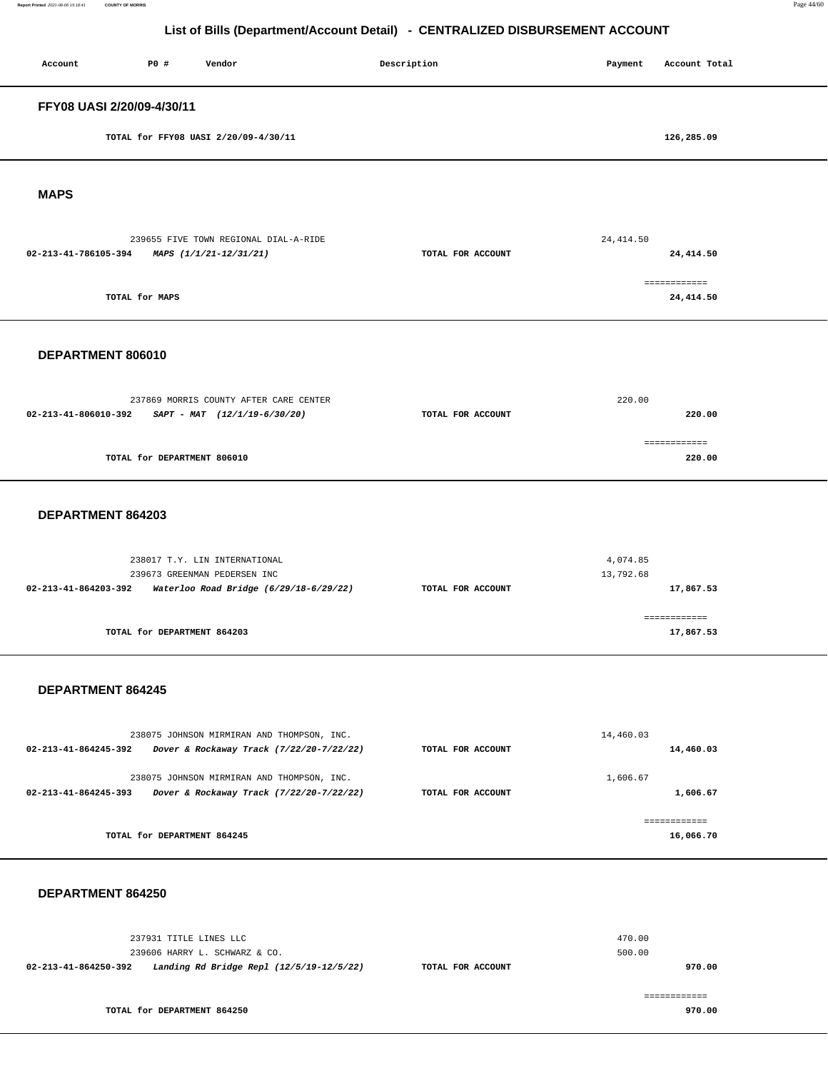# List of Bills (Department/Account Detail) - CENTRALIZED DISBURSEMENT ACCOUNT

| Account | PO # | Vendor | Description | Payment | Account Total |
|---|---|---|---|---|---|

## FFY08 UASI 2/20/09-4/30/11

TOTAL for FFY08 UASI 2/20/09-4/30/11 — 126,285.09

## MAPS

| Account | PO # | Vendor | Description | Payment | Account Total |
|---|---|---|---|---|---|
| | 239655 | FIVE TOWN REGIONAL DIAL-A-RIDE | | 24,414.50 | |
| 02-213-41-786105-394 | | *MAPS (1/1/21-12/31/21)* | TOTAL FOR ACCOUNT | | 24,414.50 |

TOTAL for MAPS — 24,414.50

## DEPARTMENT 806010

| Account | PO # | Vendor | Description | Payment | Account Total |
|---|---|---|---|---|---|
| | 237869 | MORRIS COUNTY AFTER CARE CENTER | | 220.00 | |
| 02-213-41-806010-392 | | *SAPT - MAT (12/1/19-6/30/20)* | TOTAL FOR ACCOUNT | | 220.00 |

TOTAL for DEPARTMENT 806010 — 220.00

## DEPARTMENT 864203

| Account | PO # | Vendor | Description | Payment | Account Total |
|---|---|---|---|---|---|
| | 238017 | T.Y. LIN INTERNATIONAL | | 4,074.85 | |
| | 239673 | GREENMAN PEDERSEN INC | | 13,792.68 | |
| 02-213-41-864203-392 | | *Waterloo Road Bridge (6/29/18-6/29/22)* | TOTAL FOR ACCOUNT | | 17,867.53 |

TOTAL for DEPARTMENT 864203 — 17,867.53

## DEPARTMENT 864245

| Account | PO # | Vendor | Description | Payment | Account Total |
|---|---|---|---|---|---|
| | 238075 | JOHNSON MIRMIRAN AND THOMPSON, INC. | | 14,460.03 | |
| 02-213-41-864245-392 | | *Dover & Rockaway Track (7/22/20-7/22/22)* | TOTAL FOR ACCOUNT | | 14,460.03 |
| | 238075 | JOHNSON MIRMIRAN AND THOMPSON, INC. | | 1,606.67 | |
| 02-213-41-864245-393 | | *Dover & Rockaway Track (7/22/20-7/22/22)* | TOTAL FOR ACCOUNT | | 1,606.67 |

TOTAL for DEPARTMENT 864245 — 16,066.70

## DEPARTMENT 864250

| Account | PO # | Vendor | Description | Payment | Account Total |
|---|---|---|---|---|---|
| | 237931 | TITLE LINES LLC | | 470.00 | |
| | 239606 | HARRY L. SCHWARZ & CO. | | 500.00 | |
| 02-213-41-864250-392 | | *Landing Rd Bridge Repl (12/5/19-12/5/22)* | TOTAL FOR ACCOUNT | | 970.00 |

TOTAL for DEPARTMENT 864250 — 970.00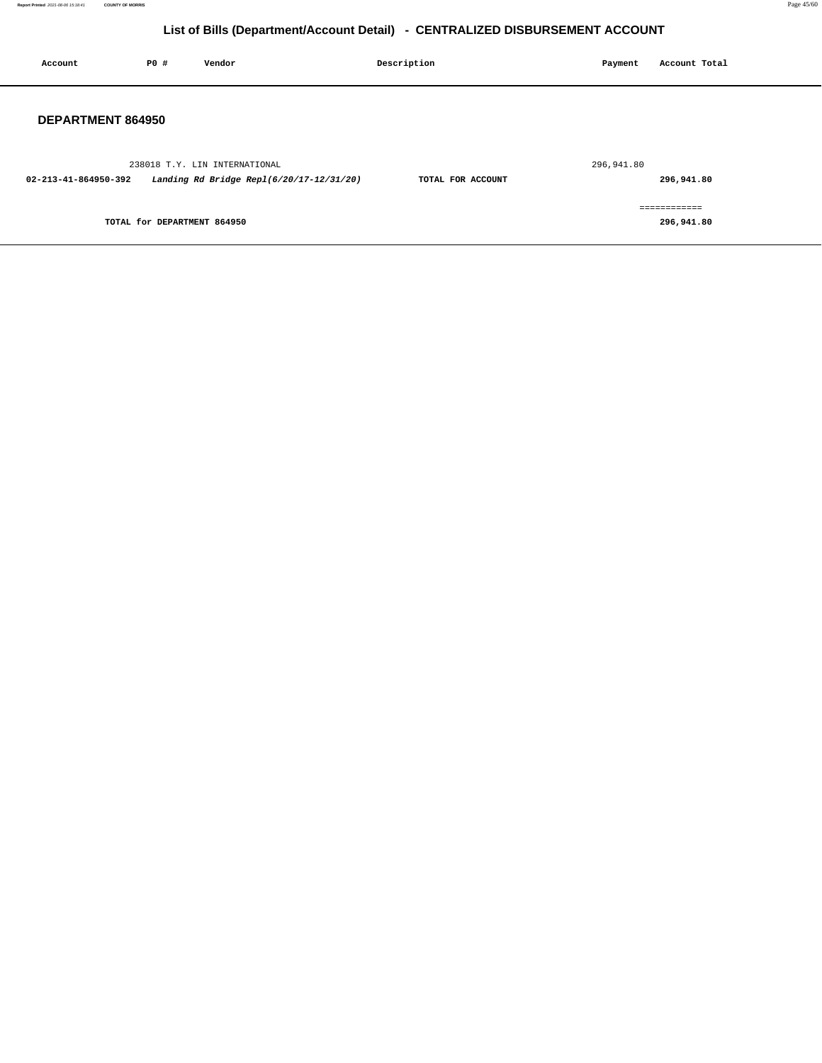# List of Bills (Department/Account Detail) - CENTRALIZED DISBURSEMENT ACCOUNT

| Account | PO # | Vendor | Description | Payment | Account Total |
|---|---|---|---|---|---|

## DEPARTMENT 864950

| Account | PO # | Vendor | Description | Payment | Account Total |
|---|---|---|---|---|---|
| | 238018 | T.Y. LIN INTERNATIONAL | | 296,941.80 | |
| **02-213-41-864950-392** | | ***Landing Rd Bridge Repl(6/20/17-12/31/20)*** | **TOTAL FOR ACCOUNT** | | **296,941.80** |
| | | | | | ============ |
| | **TOTAL for DEPARTMENT 864950** | | | | **296,941.80** |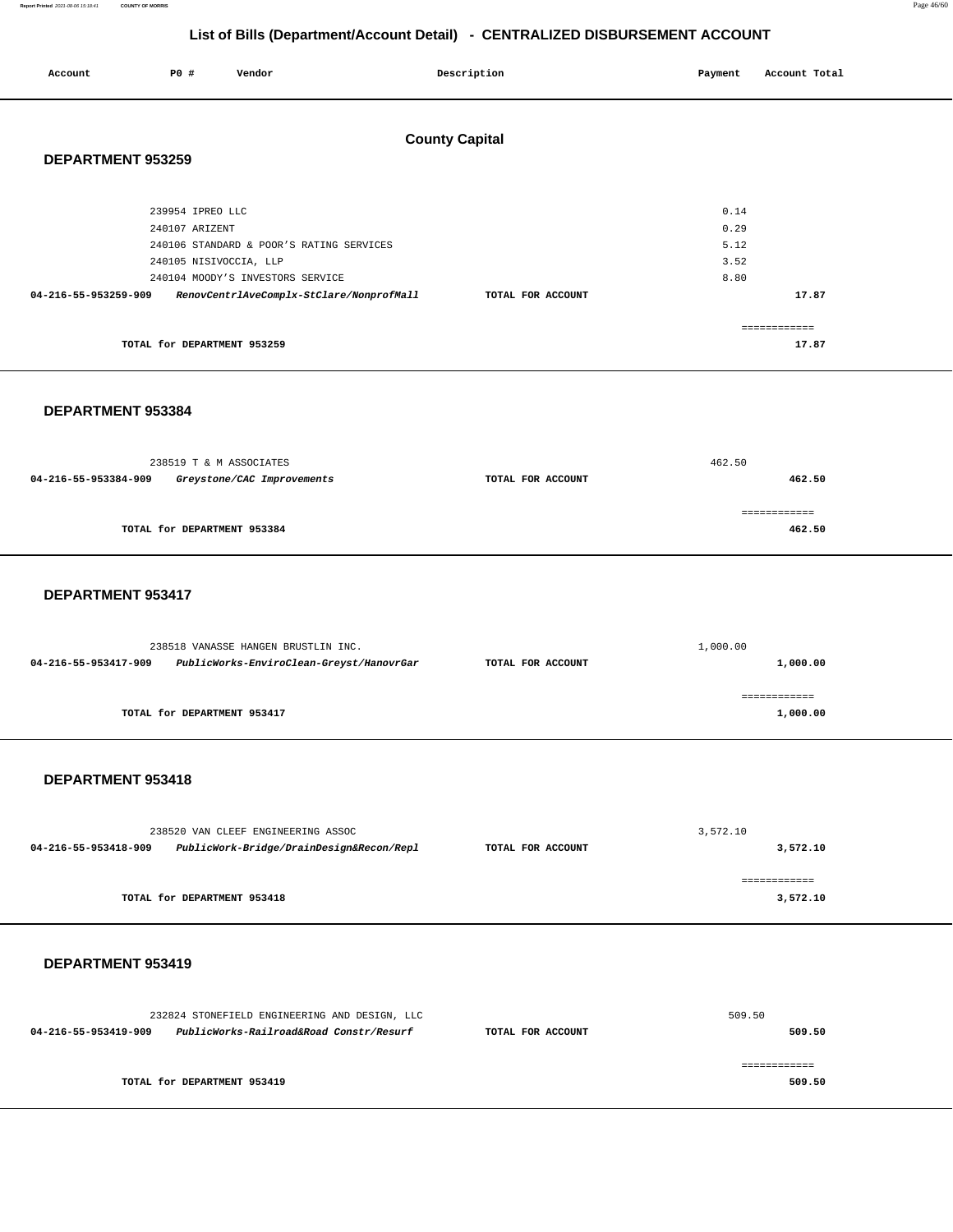# List of Bills (Department/Account Detail) - CENTRALIZED DISBURSEMENT ACCOUNT

| Account | PO # | Vendor | Description | Payment | Account Total |
|---|---|---|---|---|---|

## County Capital

### DEPARTMENT 953259

| Account | PO # | Vendor | Description | Payment | Account Total |
|---|---|---|---|---|---|
| | 239954 | IPREO LLC | | 0.14 | |
| | 240107 | ARIZENT | | 0.29 | |
| | 240106 | STANDARD & POOR'S RATING SERVICES | | 5.12 | |
| | 240105 | NISIVOCCIA, LLP | | 3.52 | |
| | 240104 | MOODY'S INVESTORS SERVICE | | 8.80 | |
| **04-216-55-953259-909** | | ***RenovCentrlAveComplx-StClare/NonprofMall*** | TOTAL FOR ACCOUNT | | **17.87** |

TOTAL for DEPARTMENT 953259 — **17.87**

### DEPARTMENT 953384

| Account | PO # | Vendor | Description | Payment | Account Total |
|---|---|---|---|---|---|
| | 238519 | T & M ASSOCIATES | | 462.50 | |
| **04-216-55-953384-909** | | ***Greystone/CAC Improvements*** | TOTAL FOR ACCOUNT | | **462.50** |

TOTAL for DEPARTMENT 953384 — **462.50**

### DEPARTMENT 953417

| Account | PO # | Vendor | Description | Payment | Account Total |
|---|---|---|---|---|---|
| | 238518 | VANASSE HANGEN BRUSTLIN INC. | | 1,000.00 | |
| **04-216-55-953417-909** | | ***PublicWorks-EnviroClean-Greyst/HanovrGar*** | TOTAL FOR ACCOUNT | | **1,000.00** |

TOTAL for DEPARTMENT 953417 — **1,000.00**

### DEPARTMENT 953418

| Account | PO # | Vendor | Description | Payment | Account Total |
|---|---|---|---|---|---|
| | 238520 | VAN CLEEF ENGINEERING ASSOC | | 3,572.10 | |
| **04-216-55-953418-909** | | ***PublicWork-Bridge/DrainDesign&Recon/Repl*** | TOTAL FOR ACCOUNT | | **3,572.10** |

TOTAL for DEPARTMENT 953418 — **3,572.10**

### DEPARTMENT 953419

| Account | PO # | Vendor | Description | Payment | Account Total |
|---|---|---|---|---|---|
| | 232824 | STONEFIELD ENGINEERING AND DESIGN, LLC | | 509.50 | |
| **04-216-55-953419-909** | | ***PublicWorks-Railroad&Road Constr/Resurf*** | TOTAL FOR ACCOUNT | | **509.50** |

TOTAL for DEPARTMENT 953419 — **509.50**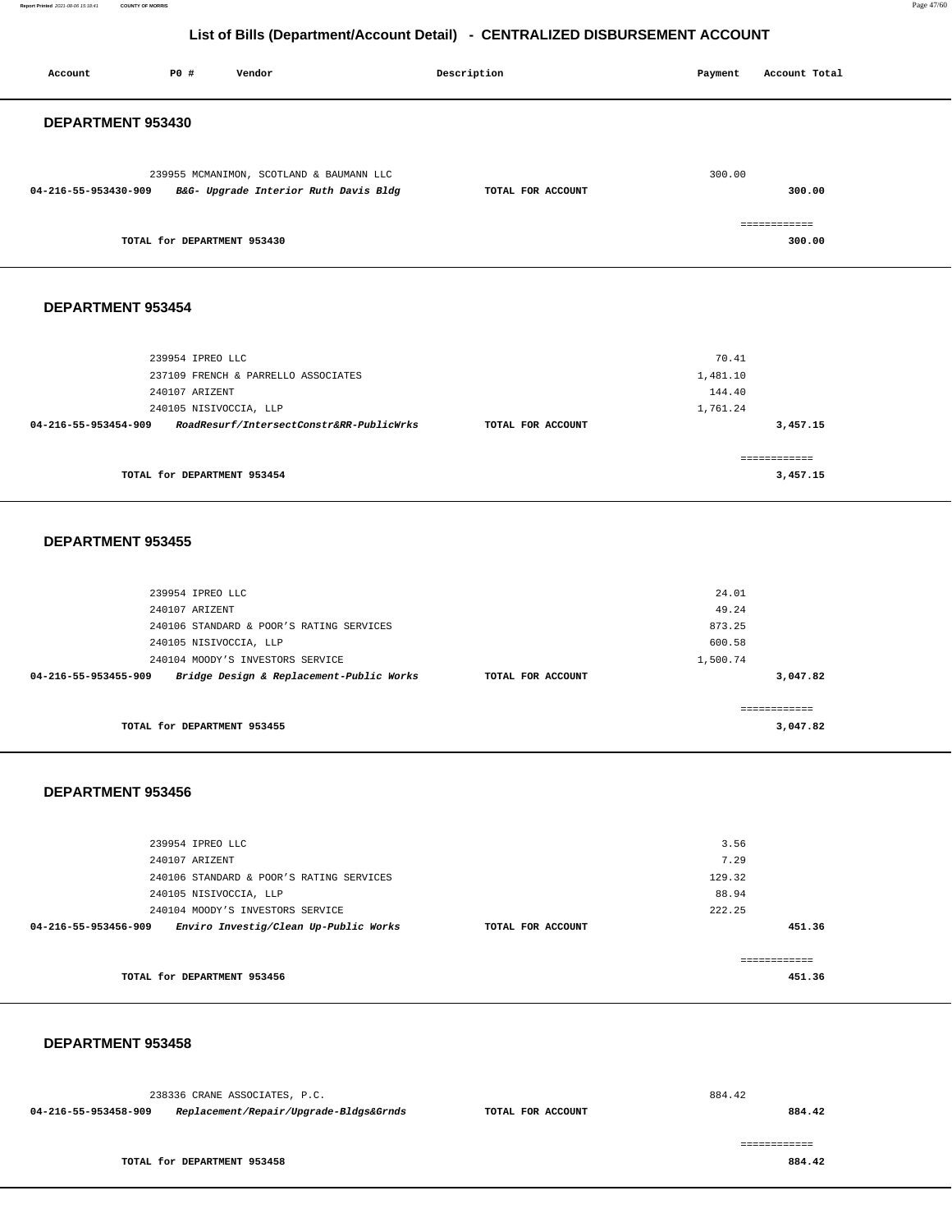## List of Bills (Department/Account Detail) - CENTRALIZED DISBURSEMENT ACCOUNT

| Account | PO # | Vendor | Description | Payment | Account Total |
|---|---|---|---|---|---|

### DEPARTMENT 953430

| Account | PO # | Vendor | Description | Payment | Account Total |
|---|---|---|---|---|---|
| | 239955 | MCMANIMON, SCOTLAND & BAUMANN LLC | | 300.00 | |
| 04-216-55-953430-909 | | *B&G- Upgrade Interior Ruth Davis Bldg* | TOTAL FOR ACCOUNT | | 300.00 |
| | | TOTAL for DEPARTMENT 953430 | | | 300.00 |

### DEPARTMENT 953454

| Account | PO # | Vendor | Description | Payment | Account Total |
|---|---|---|---|---|---|
| | 239954 | IPREO LLC | | 70.41 | |
| | 237109 | FRENCH & PARRELLO ASSOCIATES | | 1,481.10 | |
| | 240107 | ARIZENT | | 144.40 | |
| | 240105 | NISIVOCCIA, LLP | | 1,761.24 | |
| 04-216-55-953454-909 | | *RoadResurf/IntersectConstr&RR-PublicWrks* | TOTAL FOR ACCOUNT | | 3,457.15 |
| | | TOTAL for DEPARTMENT 953454 | | | 3,457.15 |

### DEPARTMENT 953455

| Account | PO # | Vendor | Description | Payment | Account Total |
|---|---|---|---|---|---|
| | 239954 | IPREO LLC | | 24.01 | |
| | 240107 | ARIZENT | | 49.24 | |
| | 240106 | STANDARD & POOR'S RATING SERVICES | | 873.25 | |
| | 240105 | NISIVOCCIA, LLP | | 600.58 | |
| | 240104 | MOODY'S INVESTORS SERVICE | | 1,500.74 | |
| 04-216-55-953455-909 | | *Bridge Design & Replacement-Public Works* | TOTAL FOR ACCOUNT | | 3,047.82 |
| | | TOTAL for DEPARTMENT 953455 | | | 3,047.82 |

### DEPARTMENT 953456

| Account | PO # | Vendor | Description | Payment | Account Total |
|---|---|---|---|---|---|
| | 239954 | IPREO LLC | | 3.56 | |
| | 240107 | ARIZENT | | 7.29 | |
| | 240106 | STANDARD & POOR'S RATING SERVICES | | 129.32 | |
| | 240105 | NISIVOCCIA, LLP | | 88.94 | |
| | 240104 | MOODY'S INVESTORS SERVICE | | 222.25 | |
| 04-216-55-953456-909 | | *Enviro Investig/Clean Up-Public Works* | TOTAL FOR ACCOUNT | | 451.36 |
| | | TOTAL for DEPARTMENT 953456 | | | 451.36 |

### DEPARTMENT 953458

| Account | PO # | Vendor | Description | Payment | Account Total |
|---|---|---|---|---|---|
| | 238336 | CRANE ASSOCIATES, P.C. | | 884.42 | |
| 04-216-55-953458-909 | | *Replacement/Repair/Upgrade-Bldgs&Grnds* | TOTAL FOR ACCOUNT | | 884.42 |
| | | TOTAL for DEPARTMENT 953458 | | | 884.42 |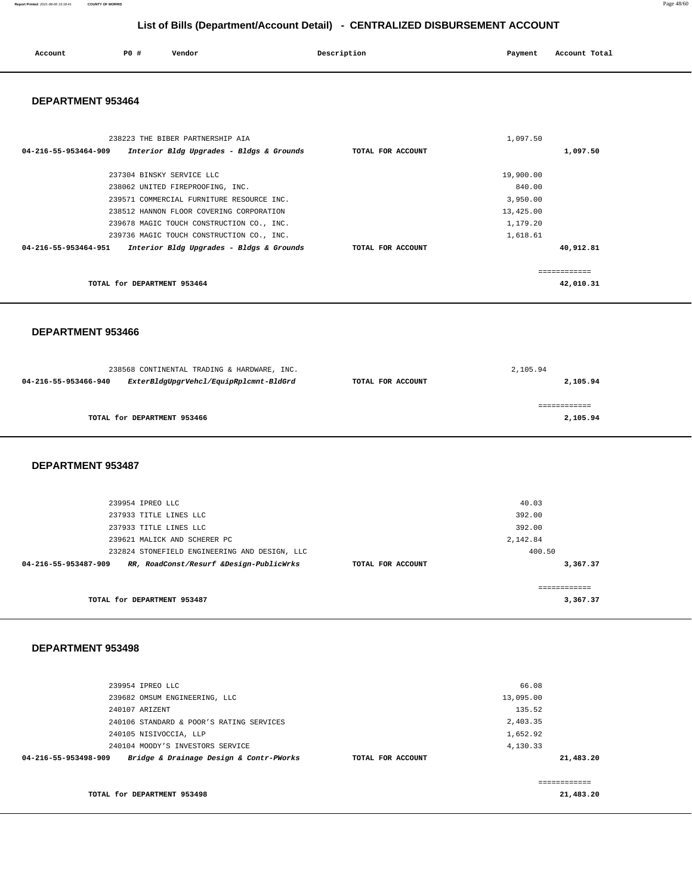## List of Bills (Department/Account Detail) - CENTRALIZED DISBURSEMENT ACCOUNT

| Account | PO # | Vendor | Description | Payment | Account Total |
|---|---|---|---|---|---|

### DEPARTMENT 953464

| Account | PO # | Vendor | Description | Payment | Account Total |
|---|---|---|---|---|---|
| | 238223 | THE BIBER PARTNERSHIP AIA | | 1,097.50 | |
| 04-216-55-953464-909 | | *Interior Bldg Upgrades - Bldgs & Grounds* | TOTAL FOR ACCOUNT | | 1,097.50 |
| | 237304 | BINSKY SERVICE LLC | | 19,900.00 | |
| | 238062 | UNITED FIREPROOFING, INC. | | 840.00 | |
| | 239571 | COMMERCIAL FURNITURE RESOURCE INC. | | 3,950.00 | |
| | 238512 | HANNON FLOOR COVERING CORPORATION | | 13,425.00 | |
| | 239678 | MAGIC TOUCH CONSTRUCTION CO., INC. | | 1,179.20 | |
| | 239736 | MAGIC TOUCH CONSTRUCTION CO., INC. | | 1,618.61 | |
| 04-216-55-953464-951 | | *Interior Bldg Upgrades - Bldgs & Grounds* | TOTAL FOR ACCOUNT | | 40,912.81 |
| | | | | | ============ |
| | | TOTAL for DEPARTMENT 953464 | | | 42,010.31 |

### DEPARTMENT 953466

| Account | PO # | Vendor | Description | Payment | Account Total |
|---|---|---|---|---|---|
| | 238568 | CONTINENTAL TRADING & HARDWARE, INC. | | 2,105.94 | |
| 04-216-55-953466-940 | | *ExterBldgUpgrVehcl/EquipRplcmnt-BldGrd* | TOTAL FOR ACCOUNT | | 2,105.94 |
| | | | | | ============ |
| | | TOTAL for DEPARTMENT 953466 | | | 2,105.94 |

### DEPARTMENT 953487

| Account | PO # | Vendor | Description | Payment | Account Total |
|---|---|---|---|---|---|
| | 239954 | IPREO LLC | | 40.03 | |
| | 237933 | TITLE LINES LLC | | 392.00 | |
| | 237933 | TITLE LINES LLC | | 392.00 | |
| | 239621 | MALICK AND SCHERER PC | | 2,142.84 | |
| | 232824 | STONEFIELD ENGINEERING AND DESIGN, LLC | | 400.50 | |
| 04-216-55-953487-909 | | *RR, RoadConst/Resurf &Design-PublicWrks* | TOTAL FOR ACCOUNT | | 3,367.37 |
| | | | | | ============ |
| | | TOTAL for DEPARTMENT 953487 | | | 3,367.37 |

### DEPARTMENT 953498

| Account | PO # | Vendor | Description | Payment | Account Total |
|---|---|---|---|---|---|
| | 239954 | IPREO LLC | | 66.08 | |
| | 239682 | OMSUM ENGINEERING, LLC | | 13,095.00 | |
| | 240107 | ARIZENT | | 135.52 | |
| | 240106 | STANDARD & POOR'S RATING SERVICES | | 2,403.35 | |
| | 240105 | NISIVOCCIA, LLP | | 1,652.92 | |
| | 240104 | MOODY'S INVESTORS SERVICE | | 4,130.33 | |
| 04-216-55-953498-909 | | *Bridge & Drainage Design & Contr-PWorks* | TOTAL FOR ACCOUNT | | 21,483.20 |
| | | | | | ============ |
| | | TOTAL for DEPARTMENT 953498 | | | 21,483.20 |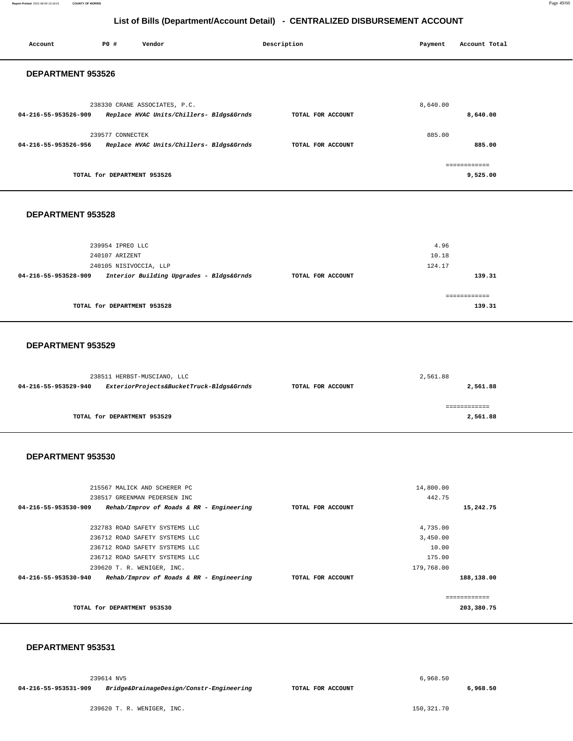## List of Bills (Department/Account Detail) - CENTRALIZED DISBURSEMENT ACCOUNT

| Account | PO # | Vendor | Description | Payment | Account Total |
|---|---|---|---|---|---|

### DEPARTMENT 953526

| Account | PO # | Vendor | Description | Payment | Account Total |
|---|---|---|---|---|---|
| | 238330 | CRANE ASSOCIATES, P.C. | | 8,640.00 | |
| 04-216-55-953526-909 | | *Replace HVAC Units/Chillers- Bldgs&Grnds* | TOTAL FOR ACCOUNT | | 8,640.00 |
| | 239577 | CONNECTEK | | 885.00 | |
| 04-216-55-953526-956 | | *Replace HVAC Units/Chillers- Bldgs&Grnds* | TOTAL FOR ACCOUNT | | 885.00 |
| | | | | | ============ |
| | | TOTAL for DEPARTMENT 953526 | | | 9,525.00 |

### DEPARTMENT 953528

| Account | PO # | Vendor | Description | Payment | Account Total |
|---|---|---|---|---|---|
| | 239954 | IPREO LLC | | 4.96 | |
| | 240107 | ARIZENT | | 10.18 | |
| | 240105 | NISIVOCCIA, LLP | | 124.17 | |
| 04-216-55-953528-909 | | *Interior Building Upgrades - Bldgs&Grnds* | TOTAL FOR ACCOUNT | | 139.31 |
| | | | | | ============ |
| | | TOTAL for DEPARTMENT 953528 | | | 139.31 |

### DEPARTMENT 953529

| Account | PO # | Vendor | Description | Payment | Account Total |
|---|---|---|---|---|---|
| | 238511 | HERBST-MUSCIANO, LLC | | 2,561.88 | |
| 04-216-55-953529-940 | | *ExteriorProjects&BucketTruck-Bldgs&Grnds* | TOTAL FOR ACCOUNT | | 2,561.88 |
| | | | | | ============ |
| | | TOTAL for DEPARTMENT 953529 | | | 2,561.88 |

### DEPARTMENT 953530

| Account | PO # | Vendor | Description | Payment | Account Total |
|---|---|---|---|---|---|
| | 215567 | MALICK AND SCHERER PC | | 14,800.00 | |
| | 238517 | GREENMAN PEDERSEN INC | | 442.75 | |
| 04-216-55-953530-909 | | *Rehab/Improv of Roads & RR - Engineering* | TOTAL FOR ACCOUNT | | 15,242.75 |
| | 232783 | ROAD SAFETY SYSTEMS LLC | | 4,735.00 | |
| | 236712 | ROAD SAFETY SYSTEMS LLC | | 3,450.00 | |
| | 236712 | ROAD SAFETY SYSTEMS LLC | | 10.00 | |
| | 236712 | ROAD SAFETY SYSTEMS LLC | | 175.00 | |
| | 239620 | T. R. WENIGER, INC. | | 179,768.00 | |
| 04-216-55-953530-940 | | *Rehab/Improv of Roads & RR - Engineering* | TOTAL FOR ACCOUNT | | 188,138.00 |
| | | | | | ============ |
| | | TOTAL for DEPARTMENT 953530 | | | 203,380.75 |

### DEPARTMENT 953531

| Account | PO # | Vendor | Description | Payment | Account Total |
|---|---|---|---|---|---|
| | 239614 | NV5 | | 6,968.50 | |
| 04-216-55-953531-909 | | *Bridge&DrainageDesign/Constr-Engineering* | TOTAL FOR ACCOUNT | | 6,968.50 |
| | 239620 | T. R. WENIGER, INC. | | 150,321.70 | |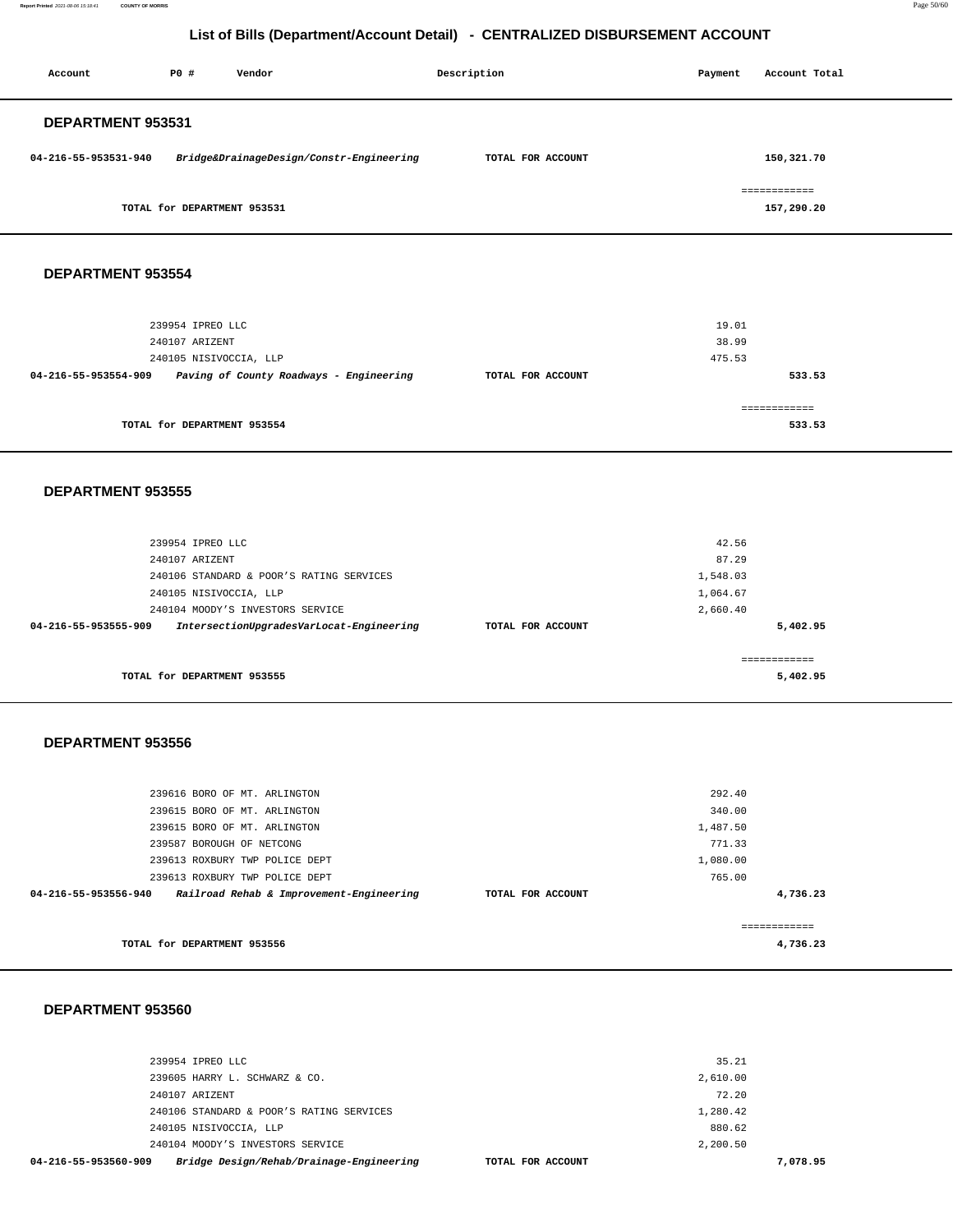# List of Bills (Department/Account Detail) - CENTRALIZED DISBURSEMENT ACCOUNT

| Account | PO # | Vendor | Description | Payment | Account Total |
|---|---|---|---|---|---|

## DEPARTMENT 953531

| Account | PO # | Vendor | Description | Payment | Account Total |
|---|---|---|---|---|---|
| 04-216-55-953531-940 | | *Bridge&DrainageDesign/Constr-Engineering* | TOTAL FOR ACCOUNT | | 150,321.70 |
| | | | | | ============ |
| | | TOTAL for DEPARTMENT 953531 | | | 157,290.20 |

## DEPARTMENT 953554

| Account | PO # | Vendor | Description | Payment | Account Total |
|---|---|---|---|---|---|
| | 239954 | IPREO LLC | | 19.01 | |
| | 240107 | ARIZENT | | 38.99 | |
| | 240105 | NISIVOCCIA, LLP | | 475.53 | |
| 04-216-55-953554-909 | | *Paving of County Roadways - Engineering* | TOTAL FOR ACCOUNT | | 533.53 |
| | | | | | ============ |
| | | TOTAL for DEPARTMENT 953554 | | | 533.53 |

## DEPARTMENT 953555

| Account | PO # | Vendor | Description | Payment | Account Total |
|---|---|---|---|---|---|
| | 239954 | IPREO LLC | | 42.56 | |
| | 240107 | ARIZENT | | 87.29 | |
| | 240106 | STANDARD & POOR'S RATING SERVICES | | 1,548.03 | |
| | 240105 | NISIVOCCIA, LLP | | 1,064.67 | |
| | 240104 | MOODY'S INVESTORS SERVICE | | 2,660.40 | |
| 04-216-55-953555-909 | | *IntersectionUpgradesVarLocat-Engineering* | TOTAL FOR ACCOUNT | | 5,402.95 |
| | | | | | ============ |
| | | TOTAL for DEPARTMENT 953555 | | | 5,402.95 |

## DEPARTMENT 953556

| Account | PO # | Vendor | Description | Payment | Account Total |
|---|---|---|---|---|---|
| | 239616 | BORO OF MT. ARLINGTON | | 292.40 | |
| | 239615 | BORO OF MT. ARLINGTON | | 340.00 | |
| | 239615 | BORO OF MT. ARLINGTON | | 1,487.50 | |
| | 239587 | BOROUGH OF NETCONG | | 771.33 | |
| | 239613 | ROXBURY TWP POLICE DEPT | | 1,080.00 | |
| | 239613 | ROXBURY TWP POLICE DEPT | | 765.00 | |
| 04-216-55-953556-940 | | *Railroad Rehab & Improvement-Engineering* | TOTAL FOR ACCOUNT | | 4,736.23 |
| | | | | | ============ |
| | | TOTAL for DEPARTMENT 953556 | | | 4,736.23 |

## DEPARTMENT 953560

| Account | PO # | Vendor | Description | Payment | Account Total |
|---|---|---|---|---|---|
| | 239954 | IPREO LLC | | 35.21 | |
| | 239605 | HARRY L. SCHWARZ & CO. | | 2,610.00 | |
| | 240107 | ARIZENT | | 72.20 | |
| | 240106 | STANDARD & POOR'S RATING SERVICES | | 1,280.42 | |
| | 240105 | NISIVOCCIA, LLP | | 880.62 | |
| | 240104 | MOODY'S INVESTORS SERVICE | | 2,200.50 | |
| 04-216-55-953560-909 | | *Bridge Design/Rehab/Drainage-Engineering* | TOTAL FOR ACCOUNT | | 7,078.95 |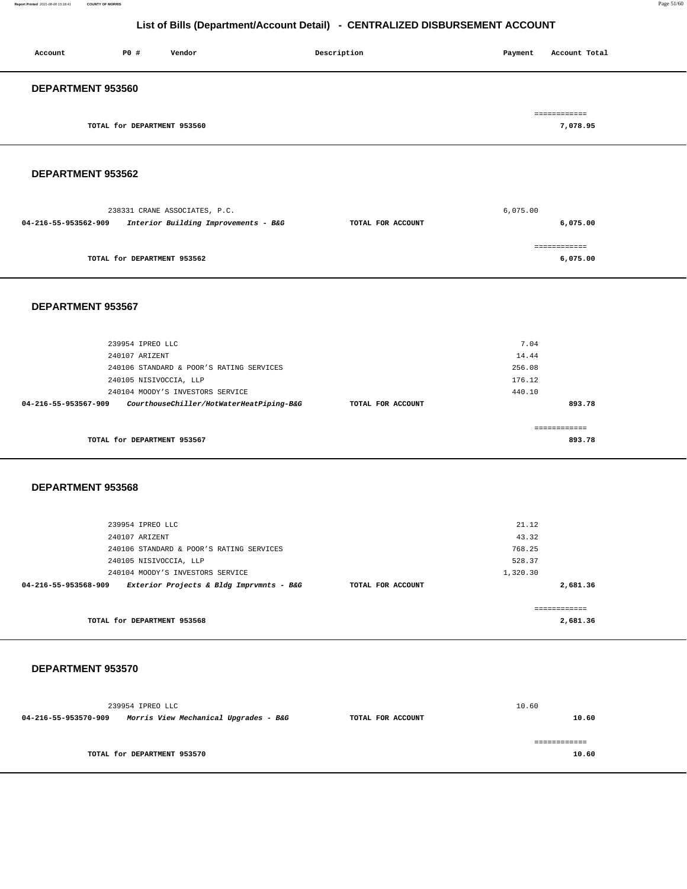## List of Bills (Department/Account Detail) - CENTRALIZED DISBURSEMENT ACCOUNT

| Account | PO # | Vendor | Description | Payment | Account Total |
|---|---|---|---|---|---|

### DEPARTMENT 953560

| | | | | | |
|---|---|---|---|---|---|
| | | TOTAL for DEPARTMENT 953560 | | | 7,078.95 |

### DEPARTMENT 953562

| Account | PO # | Vendor | Description | Payment | Account Total |
|---|---|---|---|---|---|
| | 238331 | CRANE ASSOCIATES, P.C. | | 6,075.00 | |
| **04-216-55-953562-909** | | ***Interior Building Improvements - B&G*** | **TOTAL FOR ACCOUNT** | | **6,075.00** |
| | | **TOTAL for DEPARTMENT 953562** | | | **6,075.00** |

### DEPARTMENT 953567

| Account | PO # | Vendor | Description | Payment | Account Total |
|---|---|---|---|---|---|
| | 239954 | IPREO LLC | | 7.04 | |
| | 240107 | ARIZENT | | 14.44 | |
| | 240106 | STANDARD & POOR'S RATING SERVICES | | 256.08 | |
| | 240105 | NISIVOCCIA, LLP | | 176.12 | |
| | 240104 | MOODY'S INVESTORS SERVICE | | 440.10 | |
| **04-216-55-953567-909** | | ***CourthouseChiller/HotWaterHeatPiping-B&G*** | **TOTAL FOR ACCOUNT** | | **893.78** |
| | | **TOTAL for DEPARTMENT 953567** | | | **893.78** |

### DEPARTMENT 953568

| Account | PO # | Vendor | Description | Payment | Account Total |
|---|---|---|---|---|---|
| | 239954 | IPREO LLC | | 21.12 | |
| | 240107 | ARIZENT | | 43.32 | |
| | 240106 | STANDARD & POOR'S RATING SERVICES | | 768.25 | |
| | 240105 | NISIVOCCIA, LLP | | 528.37 | |
| | 240104 | MOODY'S INVESTORS SERVICE | | 1,320.30 | |
| **04-216-55-953568-909** | | ***Exterior Projects & Bldg Imprvmnts - B&G*** | **TOTAL FOR ACCOUNT** | | **2,681.36** |
| | | **TOTAL for DEPARTMENT 953568** | | | **2,681.36** |

### DEPARTMENT 953570

| Account | PO # | Vendor | Description | Payment | Account Total |
|---|---|---|---|---|---|
| | 239954 | IPREO LLC | | 10.60 | |
| **04-216-55-953570-909** | | ***Morris View Mechanical Upgrades - B&G*** | **TOTAL FOR ACCOUNT** | | **10.60** |
| | | **TOTAL for DEPARTMENT 953570** | | | **10.60** |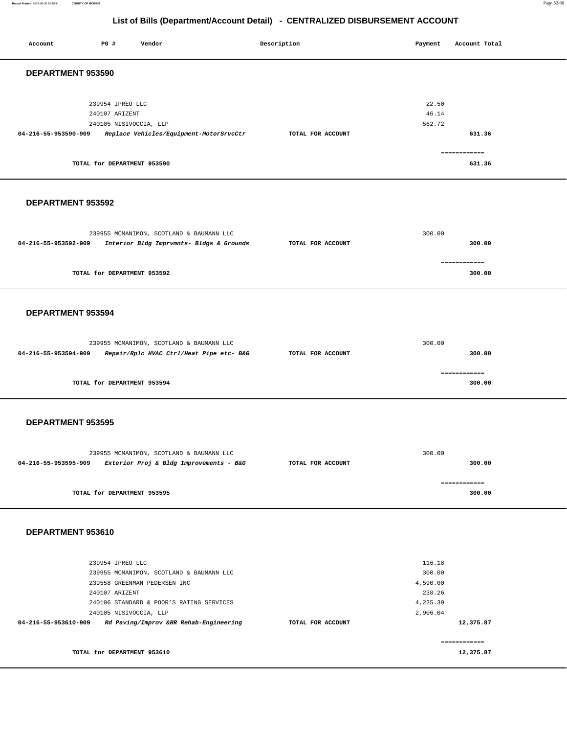# List of Bills (Department/Account Detail) - CENTRALIZED DISBURSEMENT ACCOUNT

| Account | PO # | Vendor | Description | Payment | Account Total |
|---|---|---|---|---|---|

## DEPARTMENT 953590

| Account | PO # | Vendor | Description | Payment | Account Total |
|---|---|---|---|---|---|
| | 239954 | IPREO LLC | | 22.50 | |
| | 240107 | ARIZENT | | 46.14 | |
| | 240105 | NISIVOCCIA, LLP | | 562.72 | |
| 04-216-55-953590-909 | | *Replace Vehicles/Equipment-MotorSrvcCtr* | TOTAL FOR ACCOUNT | | 631.36 |
| | | | | | ============ |
| | | TOTAL for DEPARTMENT 953590 | | | 631.36 |

## DEPARTMENT 953592

| Account | PO # | Vendor | Description | Payment | Account Total |
|---|---|---|---|---|---|
| | 239955 | MCMANIMON, SCOTLAND & BAUMANN LLC | | 300.00 | |
| 04-216-55-953592-909 | | *Interior Bldg Imprvmnts- Bldgs & Grounds* | TOTAL FOR ACCOUNT | | 300.00 |
| | | | | | ============ |
| | | TOTAL for DEPARTMENT 953592 | | | 300.00 |

## DEPARTMENT 953594

| Account | PO # | Vendor | Description | Payment | Account Total |
|---|---|---|---|---|---|
| | 239955 | MCMANIMON, SCOTLAND & BAUMANN LLC | | 300.00 | |
| 04-216-55-953594-909 | | *Repair/Rplc HVAC Ctrl/Heat Pipe etc- B&G* | TOTAL FOR ACCOUNT | | 300.00 |
| | | | | | ============ |
| | | TOTAL for DEPARTMENT 953594 | | | 300.00 |

## DEPARTMENT 953595

| Account | PO # | Vendor | Description | Payment | Account Total |
|---|---|---|---|---|---|
| | 239955 | MCMANIMON, SCOTLAND & BAUMANN LLC | | 300.00 | |
| 04-216-55-953595-909 | | *Exterior Proj & Bldg Improvements - B&G* | TOTAL FOR ACCOUNT | | 300.00 |
| | | | | | ============ |
| | | TOTAL for DEPARTMENT 953595 | | | 300.00 |

## DEPARTMENT 953610

| Account | PO # | Vendor | Description | Payment | Account Total |
|---|---|---|---|---|---|
| | 239954 | IPREO LLC | | 116.18 | |
| | 239955 | MCMANIMON, SCOTLAND & BAUMANN LLC | | 300.00 | |
| | 239558 | GREENMAN PEDERSEN INC | | 4,590.00 | |
| | 240107 | ARIZENT | | 238.26 | |
| | 240106 | STANDARD & POOR'S RATING SERVICES | | 4,225.39 | |
| | 240105 | NISIVOCCIA, LLP | | 2,906.04 | |
| 04-216-55-953610-909 | | *Rd Paving/Improv &RR Rehab-Engineering* | TOTAL FOR ACCOUNT | | 12,375.87 |
| | | | | | ============ |
| | | TOTAL for DEPARTMENT 953610 | | | 12,375.87 |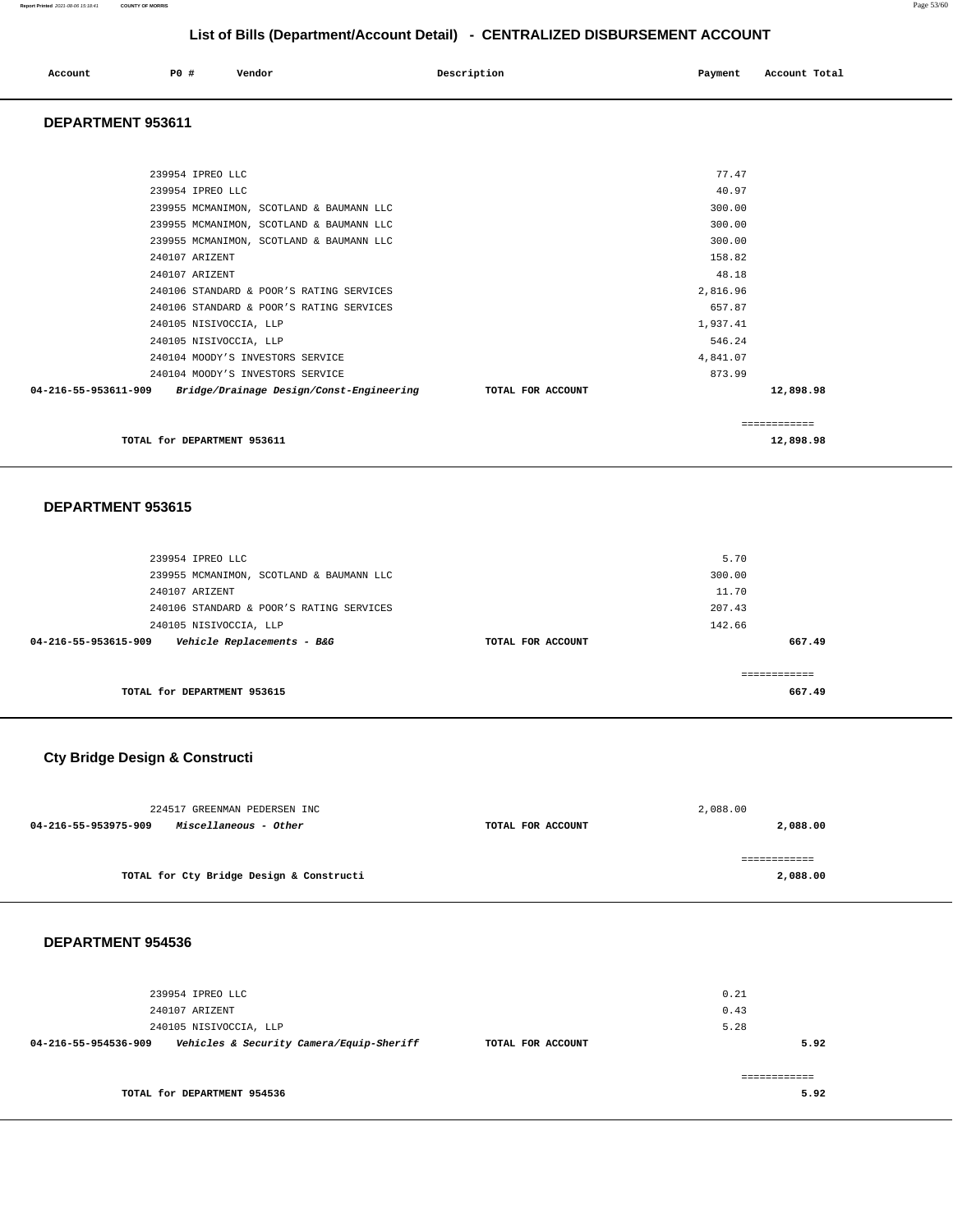## List of Bills (Department/Account Detail) - CENTRALIZED DISBURSEMENT ACCOUNT

| Account | PO # | Vendor | Description | Payment | Account Total |
|---|---|---|---|---|---|

### DEPARTMENT 953611

| Account | PO # | Vendor | Description | Payment | Account Total |
|---|---|---|---|---|---|
| | 239954 | IPREO LLC | | 77.47 | |
| | 239954 | IPREO LLC | | 40.97 | |
| | 239955 | MCMANIMON, SCOTLAND & BAUMANN LLC | | 300.00 | |
| | 239955 | MCMANIMON, SCOTLAND & BAUMANN LLC | | 300.00 | |
| | 239955 | MCMANIMON, SCOTLAND & BAUMANN LLC | | 300.00 | |
| | 240107 | ARIZENT | | 158.82 | |
| | 240107 | ARIZENT | | 48.18 | |
| | 240106 | STANDARD & POOR'S RATING SERVICES | | 2,816.96 | |
| | 240106 | STANDARD & POOR'S RATING SERVICES | | 657.87 | |
| | 240105 | NISIVOCCIA, LLP | | 1,937.41 | |
| | 240105 | NISIVOCCIA, LLP | | 546.24 | |
| | 240104 | MOODY'S INVESTORS SERVICE | | 4,841.07 | |
| | 240104 | MOODY'S INVESTORS SERVICE | | 873.99 | |
| 04-216-55-953611-909 | | *Bridge/Drainage Design/Const-Engineering* | TOTAL FOR ACCOUNT | | 12,898.98 |

TOTAL for DEPARTMENT 953611 — 12,898.98

### DEPARTMENT 953615

| Account | PO # | Vendor | Description | Payment | Account Total |
|---|---|---|---|---|---|
| | 239954 | IPREO LLC | | 5.70 | |
| | 239955 | MCMANIMON, SCOTLAND & BAUMANN LLC | | 300.00 | |
| | 240107 | ARIZENT | | 11.70 | |
| | 240106 | STANDARD & POOR'S RATING SERVICES | | 207.43 | |
| | 240105 | NISIVOCCIA, LLP | | 142.66 | |
| 04-216-55-953615-909 | | *Vehicle Replacements - B&G* | TOTAL FOR ACCOUNT | | 667.49 |

TOTAL for DEPARTMENT 953615 — 667.49

### Cty Bridge Design & Constructi

| Account | PO # | Vendor | Description | Payment | Account Total |
|---|---|---|---|---|---|
| | 224517 | GREENMAN PEDERSEN INC | | 2,088.00 | |
| 04-216-55-953975-909 | | *Miscellaneous - Other* | TOTAL FOR ACCOUNT | | 2,088.00 |

TOTAL for Cty Bridge Design & Constructi — 2,088.00

### DEPARTMENT 954536

| Account | PO # | Vendor | Description | Payment | Account Total |
|---|---|---|---|---|---|
| | 239954 | IPREO LLC | | 0.21 | |
| | 240107 | ARIZENT | | 0.43 | |
| | 240105 | NISIVOCCIA, LLP | | 5.28 | |
| 04-216-55-954536-909 | | *Vehicles & Security Camera/Equip-Sheriff* | TOTAL FOR ACCOUNT | | 5.92 |

TOTAL for DEPARTMENT 954536 — 5.92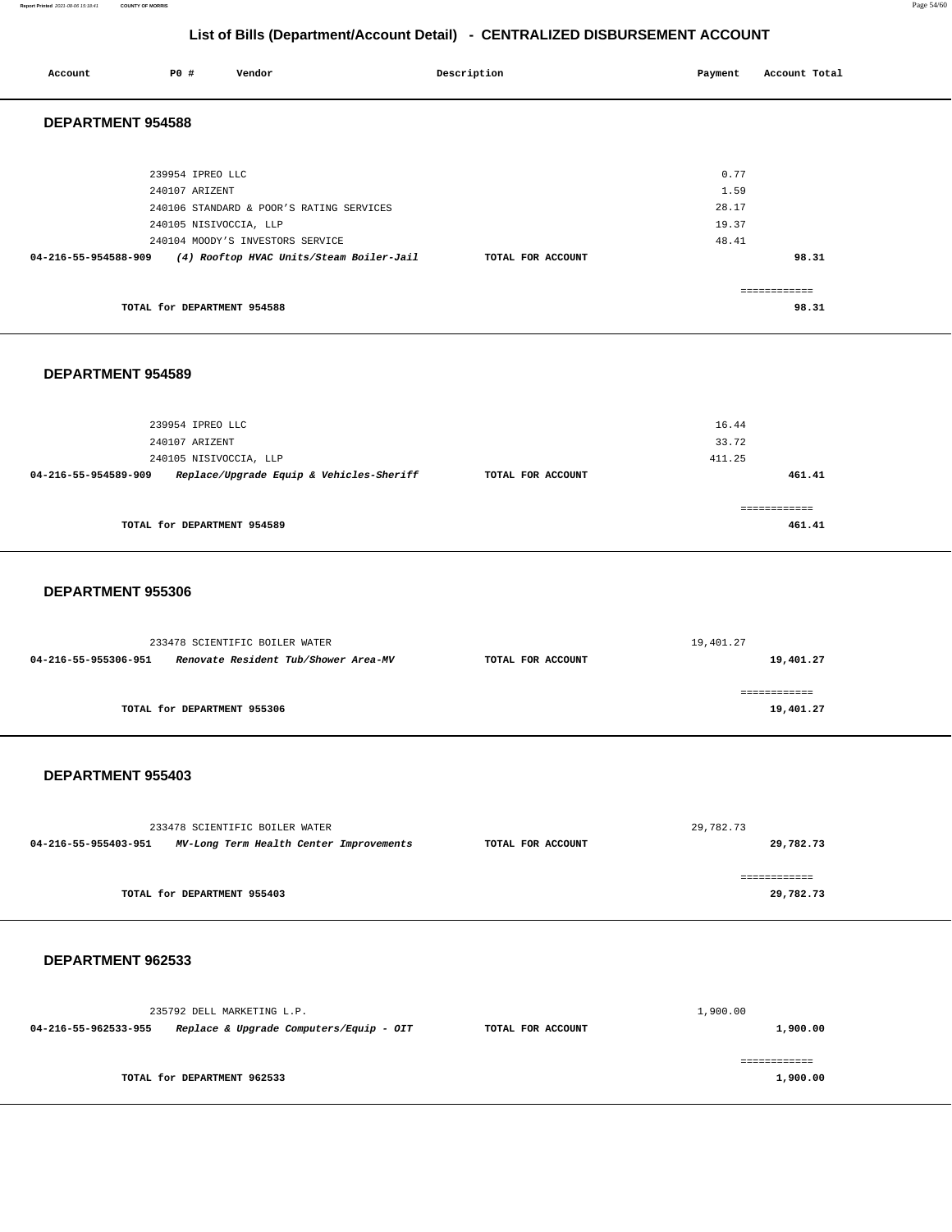# List of Bills (Department/Account Detail) - CENTRALIZED DISBURSEMENT ACCOUNT

| Account | PO # | Vendor | Description | Payment | Account Total |
|---|---|---|---|---|---|

## DEPARTMENT 954588

| Account | PO # | Vendor | Description | Payment | Account Total |
|---|---|---|---|---|---|
| | 239954 | IPREO LLC | | 0.77 | |
| | 240107 | ARIZENT | | 1.59 | |
| | 240106 | STANDARD & POOR'S RATING SERVICES | | 28.17 | |
| | 240105 | NISIVOCCIA, LLP | | 19.37 | |
| | 240104 | MOODY'S INVESTORS SERVICE | | 48.41 | |
| **04-216-55-954588-909** | | ***(4) Rooftop HVAC Units/Steam Boiler-Jail*** | **TOTAL FOR ACCOUNT** | | **98.31** |

**TOTAL for DEPARTMENT 954588** — **98.31**

## DEPARTMENT 954589

| Account | PO # | Vendor | Description | Payment | Account Total |
|---|---|---|---|---|---|
| | 239954 | IPREO LLC | | 16.44 | |
| | 240107 | ARIZENT | | 33.72 | |
| | 240105 | NISIVOCCIA, LLP | | 411.25 | |
| **04-216-55-954589-909** | | ***Replace/Upgrade Equip & Vehicles-Sheriff*** | **TOTAL FOR ACCOUNT** | | **461.41** |

**TOTAL for DEPARTMENT 954589** — **461.41**

## DEPARTMENT 955306

| Account | PO # | Vendor | Description | Payment | Account Total |
|---|---|---|---|---|---|
| | 233478 | SCIENTIFIC BOILER WATER | | 19,401.27 | |
| **04-216-55-955306-951** | | ***Renovate Resident Tub/Shower Area-MV*** | **TOTAL FOR ACCOUNT** | | **19,401.27** |

**TOTAL for DEPARTMENT 955306** — **19,401.27**

## DEPARTMENT 955403

| Account | PO # | Vendor | Description | Payment | Account Total |
|---|---|---|---|---|---|
| | 233478 | SCIENTIFIC BOILER WATER | | 29,782.73 | |
| **04-216-55-955403-951** | | ***MV-Long Term Health Center Improvements*** | **TOTAL FOR ACCOUNT** | | **29,782.73** |

**TOTAL for DEPARTMENT 955403** — **29,782.73**

## DEPARTMENT 962533

| Account | PO # | Vendor | Description | Payment | Account Total |
|---|---|---|---|---|---|
| | 235792 | DELL MARKETING L.P. | | 1,900.00 | |
| **04-216-55-962533-955** | | ***Replace & Upgrade Computers/Equip - OIT*** | **TOTAL FOR ACCOUNT** | | **1,900.00** |

**TOTAL for DEPARTMENT 962533** — **1,900.00**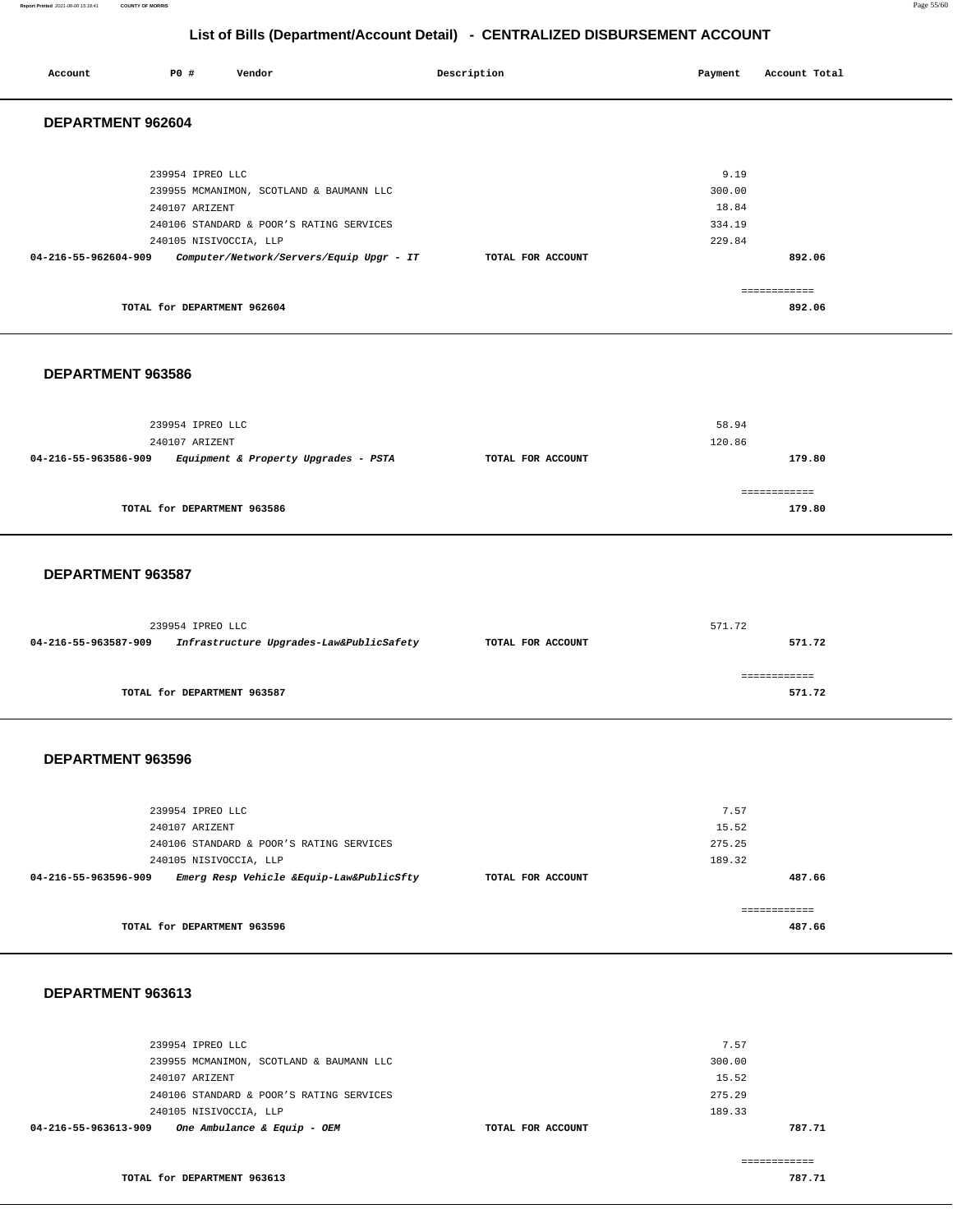## List of Bills (Department/Account Detail) - CENTRALIZED DISBURSEMENT ACCOUNT

| Account | PO # | Vendor | Description | Payment | Account Total |
|---|---|---|---|---|---|

### DEPARTMENT 962604

| Account | PO # | Vendor | Description | Payment | Account Total |
|---|---|---|---|---|---|
| | 239954 | IPREO LLC | | 9.19 | |
| | 239955 | MCMANIMON, SCOTLAND & BAUMANN LLC | | 300.00 | |
| | 240107 | ARIZENT | | 18.84 | |
| | 240106 | STANDARD & POOR'S RATING SERVICES | | 334.19 | |
| | 240105 | NISIVOCCIA, LLP | | 229.84 | |
| **04-216-55-962604-909** | | ***Computer/Network/Servers/Equip Upgr - IT*** | **TOTAL FOR ACCOUNT** | | **892.06** |

============

**TOTAL for DEPARTMENT 962604** **892.06**

### DEPARTMENT 963586

| Account | PO # | Vendor | Description | Payment | Account Total |
|---|---|---|---|---|---|
| | 239954 | IPREO LLC | | 58.94 | |
| | 240107 | ARIZENT | | 120.86 | |
| **04-216-55-963586-909** | | ***Equipment & Property Upgrades - PSTA*** | **TOTAL FOR ACCOUNT** | | **179.80** |

============

**TOTAL for DEPARTMENT 963586** **179.80**

### DEPARTMENT 963587

| Account | PO # | Vendor | Description | Payment | Account Total |
|---|---|---|---|---|---|
| | 239954 | IPREO LLC | | 571.72 | |
| **04-216-55-963587-909** | | ***Infrastructure Upgrades-Law&PublicSafety*** | **TOTAL FOR ACCOUNT** | | **571.72** |

============

**TOTAL for DEPARTMENT 963587** **571.72**

### DEPARTMENT 963596

| Account | PO # | Vendor | Description | Payment | Account Total |
|---|---|---|---|---|---|
| | 239954 | IPREO LLC | | 7.57 | |
| | 240107 | ARIZENT | | 15.52 | |
| | 240106 | STANDARD & POOR'S RATING SERVICES | | 275.25 | |
| | 240105 | NISIVOCCIA, LLP | | 189.32 | |
| **04-216-55-963596-909** | | ***Emerg Resp Vehicle &Equip-Law&PublicSfty*** | **TOTAL FOR ACCOUNT** | | **487.66** |

============

**TOTAL for DEPARTMENT 963596** **487.66**

### DEPARTMENT 963613

| Account | PO # | Vendor | Description | Payment | Account Total |
|---|---|---|---|---|---|
| | 239954 | IPREO LLC | | 7.57 | |
| | 239955 | MCMANIMON, SCOTLAND & BAUMANN LLC | | 300.00 | |
| | 240107 | ARIZENT | | 15.52 | |
| | 240106 | STANDARD & POOR'S RATING SERVICES | | 275.29 | |
| | 240105 | NISIVOCCIA, LLP | | 189.33 | |
| **04-216-55-963613-909** | | ***One Ambulance & Equip - OEM*** | **TOTAL FOR ACCOUNT** | | **787.71** |

============

**TOTAL for DEPARTMENT 963613** **787.71**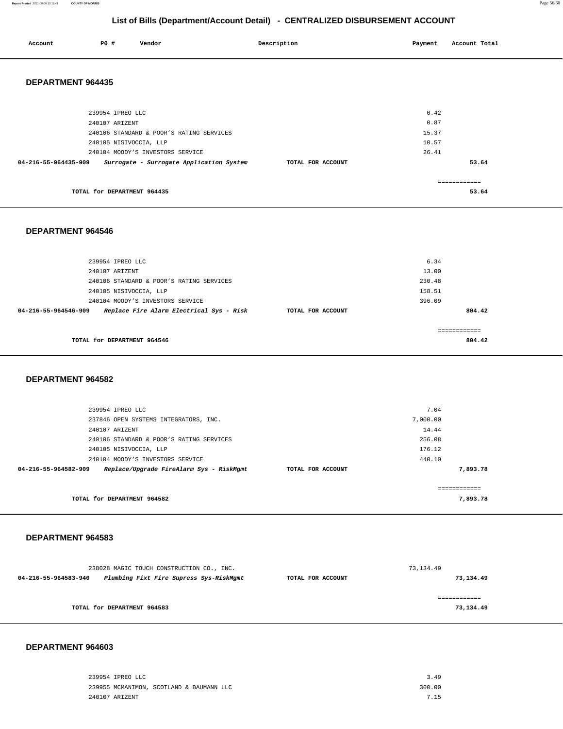## List of Bills (Department/Account Detail) - CENTRALIZED DISBURSEMENT ACCOUNT

| Account | PO # | Vendor | Description | Payment | Account Total |
|---|---|---|---|---|---|

### DEPARTMENT 964435

| Account | PO # | Vendor | Description | Payment | Account Total |
|---|---|---|---|---|---|
| | 239954 | IPREO LLC | | 0.42 | |
| | 240107 | ARIZENT | | 0.87 | |
| | 240106 | STANDARD & POOR'S RATING SERVICES | | 15.37 | |
| | 240105 | NISIVOCCIA, LLP | | 10.57 | |
| | 240104 | MOODY'S INVESTORS SERVICE | | 26.41 | |
| **04-216-55-964435-909** | | ***Surrogate - Surrogate Application System*** | **TOTAL FOR ACCOUNT** | | **53.64** |

**TOTAL for DEPARTMENT 964435** ============ **53.64**

### DEPARTMENT 964546

| Account | PO # | Vendor | Description | Payment | Account Total |
|---|---|---|---|---|---|
| | 239954 | IPREO LLC | | 6.34 | |
| | 240107 | ARIZENT | | 13.00 | |
| | 240106 | STANDARD & POOR'S RATING SERVICES | | 230.48 | |
| | 240105 | NISIVOCCIA, LLP | | 158.51 | |
| | 240104 | MOODY'S INVESTORS SERVICE | | 396.09 | |
| **04-216-55-964546-909** | | ***Replace Fire Alarm Electrical Sys - Risk*** | **TOTAL FOR ACCOUNT** | | **804.42** |

**TOTAL for DEPARTMENT 964546** ============ **804.42**

### DEPARTMENT 964582

| Account | PO # | Vendor | Description | Payment | Account Total |
|---|---|---|---|---|---|
| | 239954 | IPREO LLC | | 7.04 | |
| | 237846 | OPEN SYSTEMS INTEGRATORS, INC. | | 7,000.00 | |
| | 240107 | ARIZENT | | 14.44 | |
| | 240106 | STANDARD & POOR'S RATING SERVICES | | 256.08 | |
| | 240105 | NISIVOCCIA, LLP | | 176.12 | |
| | 240104 | MOODY'S INVESTORS SERVICE | | 440.10 | |
| **04-216-55-964582-909** | | ***Replace/Upgrade FireAlarm Sys - RiskMgmt*** | **TOTAL FOR ACCOUNT** | | **7,893.78** |

**TOTAL for DEPARTMENT 964582** ============ **7,893.78**

### DEPARTMENT 964583

| Account | PO # | Vendor | Description | Payment | Account Total |
|---|---|---|---|---|---|
| | 238028 | MAGIC TOUCH CONSTRUCTION CO., INC. | | 73,134.49 | |
| **04-216-55-964583-940** | | ***Plumbing Fixt Fire Supress Sys-RiskMgmt*** | **TOTAL FOR ACCOUNT** | | **73,134.49** |

**TOTAL for DEPARTMENT 964583** ============ **73,134.49**

### DEPARTMENT 964603

| Account | PO # | Vendor | Description | Payment | Account Total |
|---|---|---|---|---|---|
| | 239954 | IPREO LLC | | 3.49 | |
| | 239955 | MCMANIMON, SCOTLAND & BAUMANN LLC | | 300.00 | |
| | 240107 | ARIZENT | | 7.15 | |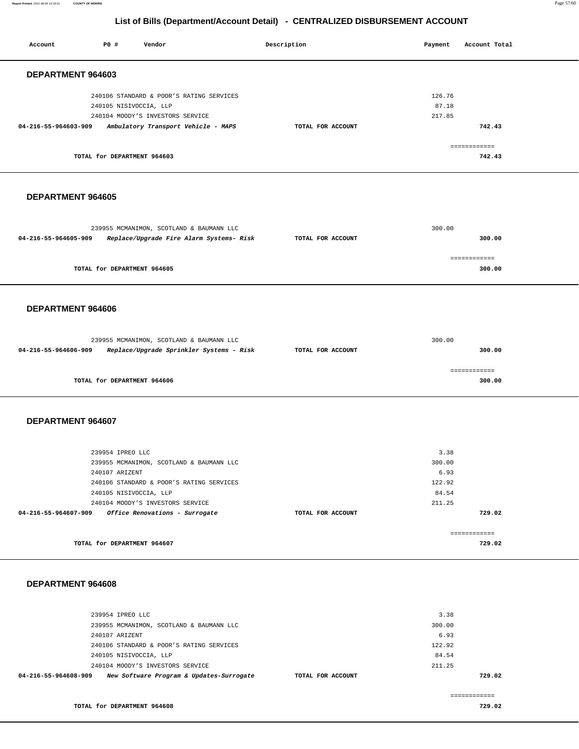## List of Bills (Department/Account Detail) - CENTRALIZED DISBURSEMENT ACCOUNT

| Account | P0 # | Vendor | Description | Payment | Account Total |
|---|---|---|---|---|---|

### DEPARTMENT 964603

| Account | P0 # | Vendor | Description | Payment | Account Total |
|---|---|---|---|---|---|
| | 240106 | STANDARD & POOR'S RATING SERVICES | | 126.76 | |
| | 240105 | NISIVOCCIA, LLP | | 87.18 | |
| | 240104 | MOODY'S INVESTORS SERVICE | | 217.85 | |
| **04-216-55-964603-909** | | ***Ambulatory Transport Vehicle - MAPS*** | **TOTAL FOR ACCOUNT** | | **742.43** |
| | | | | | ============ |
| | | **TOTAL for DEPARTMENT 964603** | | | **742.43** |

### DEPARTMENT 964605

| Account | P0 # | Vendor | Description | Payment | Account Total |
|---|---|---|---|---|---|
| | 239955 | MCMANIMON, SCOTLAND & BAUMANN LLC | | 300.00 | |
| **04-216-55-964605-909** | | ***Replace/Upgrade Fire Alarm Systems- Risk*** | **TOTAL FOR ACCOUNT** | | **300.00** |
| | | | | | ============ |
| | | **TOTAL for DEPARTMENT 964605** | | | **300.00** |

### DEPARTMENT 964606

| Account | P0 # | Vendor | Description | Payment | Account Total |
|---|---|---|---|---|---|
| | 239955 | MCMANIMON, SCOTLAND & BAUMANN LLC | | 300.00 | |
| **04-216-55-964606-909** | | ***Replace/Upgrade Sprinkler Systems - Risk*** | **TOTAL FOR ACCOUNT** | | **300.00** |
| | | | | | ============ |
| | | **TOTAL for DEPARTMENT 964606** | | | **300.00** |

### DEPARTMENT 964607

| Account | P0 # | Vendor | Description | Payment | Account Total |
|---|---|---|---|---|---|
| | 239954 | IPREO LLC | | 3.38 | |
| | 239955 | MCMANIMON, SCOTLAND & BAUMANN LLC | | 300.00 | |
| | 240107 | ARIZENT | | 6.93 | |
| | 240106 | STANDARD & POOR'S RATING SERVICES | | 122.92 | |
| | 240105 | NISIVOCCIA, LLP | | 84.54 | |
| | 240104 | MOODY'S INVESTORS SERVICE | | 211.25 | |
| **04-216-55-964607-909** | | ***Office Renovations - Surrogate*** | **TOTAL FOR ACCOUNT** | | **729.02** |
| | | | | | ============ |
| | | **TOTAL for DEPARTMENT 964607** | | | **729.02** |

### DEPARTMENT 964608

| Account | P0 # | Vendor | Description | Payment | Account Total |
|---|---|---|---|---|---|
| | 239954 | IPREO LLC | | 3.38 | |
| | 239955 | MCMANIMON, SCOTLAND & BAUMANN LLC | | 300.00 | |
| | 240107 | ARIZENT | | 6.93 | |
| | 240106 | STANDARD & POOR'S RATING SERVICES | | 122.92 | |
| | 240105 | NISIVOCCIA, LLP | | 84.54 | |
| | 240104 | MOODY'S INVESTORS SERVICE | | 211.25 | |
| **04-216-55-964608-909** | | ***New Software Program & Updates-Surrogate*** | **TOTAL FOR ACCOUNT** | | **729.02** |
| | | | | | ============ |
| | | **TOTAL for DEPARTMENT 964608** | | | **729.02** |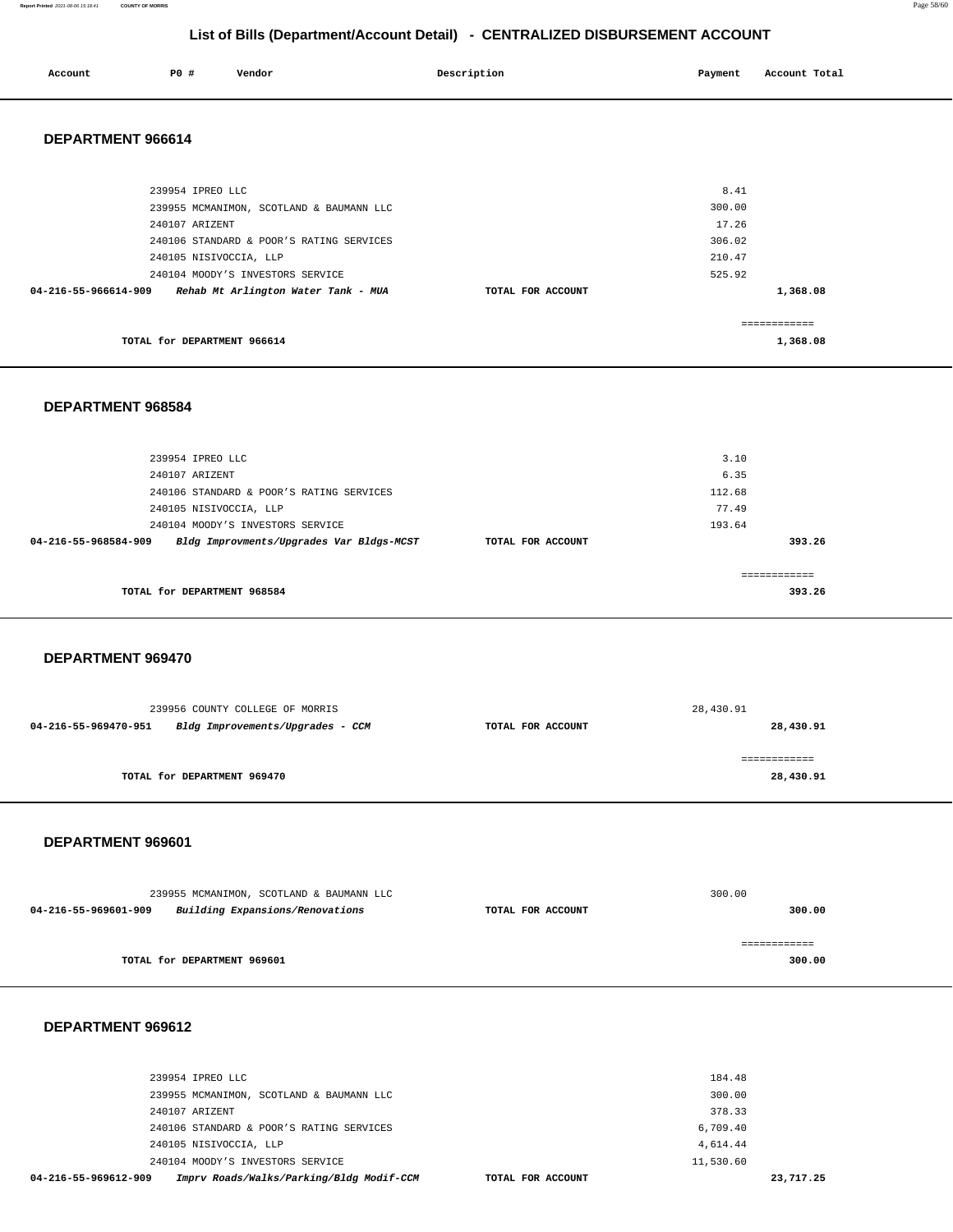## List of Bills (Department/Account Detail) - CENTRALIZED DISBURSEMENT ACCOUNT

| Account | PO # | Vendor | Description | Payment | Account Total |
|---|---|---|---|---|---|

### DEPARTMENT 966614

| Account | PO # | Vendor | Description | Payment | Account Total |
|---|---|---|---|---|---|
| | 239954 | IPREO LLC | | 8.41 | |
| | 239955 | MCMANIMON, SCOTLAND & BAUMANN LLC | | 300.00 | |
| | 240107 | ARIZENT | | 17.26 | |
| | 240106 | STANDARD & POOR'S RATING SERVICES | | 306.02 | |
| | 240105 | NISIVOCCIA, LLP | | 210.47 | |
| | 240104 | MOODY'S INVESTORS SERVICE | | 525.92 | |
| **04-216-55-966614-909** | | ***Rehab Mt Arlington Water Tank - MUA*** | **TOTAL FOR ACCOUNT** | | **1,368.08** |

**TOTAL for DEPARTMENT 966614** — **1,368.08**

### DEPARTMENT 968584

| Account | PO # | Vendor | Description | Payment | Account Total |
|---|---|---|---|---|---|
| | 239954 | IPREO LLC | | 3.10 | |
| | 240107 | ARIZENT | | 6.35 | |
| | 240106 | STANDARD & POOR'S RATING SERVICES | | 112.68 | |
| | 240105 | NISIVOCCIA, LLP | | 77.49 | |
| | 240104 | MOODY'S INVESTORS SERVICE | | 193.64 | |
| **04-216-55-968584-909** | | ***Bldg Improvments/Upgrades Var Bldgs-MCST*** | **TOTAL FOR ACCOUNT** | | **393.26** |

**TOTAL for DEPARTMENT 968584** — **393.26**

### DEPARTMENT 969470

| Account | PO # | Vendor | Description | Payment | Account Total |
|---|---|---|---|---|---|
| | 239956 | COUNTY COLLEGE OF MORRIS | | 28,430.91 | |
| **04-216-55-969470-951** | | ***Bldg Improvements/Upgrades - CCM*** | **TOTAL FOR ACCOUNT** | | **28,430.91** |

**TOTAL for DEPARTMENT 969470** — **28,430.91**

### DEPARTMENT 969601

| Account | PO # | Vendor | Description | Payment | Account Total |
|---|---|---|---|---|---|
| | 239955 | MCMANIMON, SCOTLAND & BAUMANN LLC | | 300.00 | |
| **04-216-55-969601-909** | | ***Building Expansions/Renovations*** | **TOTAL FOR ACCOUNT** | | **300.00** |

**TOTAL for DEPARTMENT 969601** — **300.00**

### DEPARTMENT 969612

| Account | PO # | Vendor | Description | Payment | Account Total |
|---|---|---|---|---|---|
| | 239954 | IPREO LLC | | 184.48 | |
| | 239955 | MCMANIMON, SCOTLAND & BAUMANN LLC | | 300.00 | |
| | 240107 | ARIZENT | | 378.33 | |
| | 240106 | STANDARD & POOR'S RATING SERVICES | | 6,709.40 | |
| | 240105 | NISIVOCCIA, LLP | | 4,614.44 | |
| | 240104 | MOODY'S INVESTORS SERVICE | | 11,530.60 | |
| **04-216-55-969612-909** | | ***Imprv Roads/Walks/Parking/Bldg Modif-CCM*** | **TOTAL FOR ACCOUNT** | | **23,717.25** |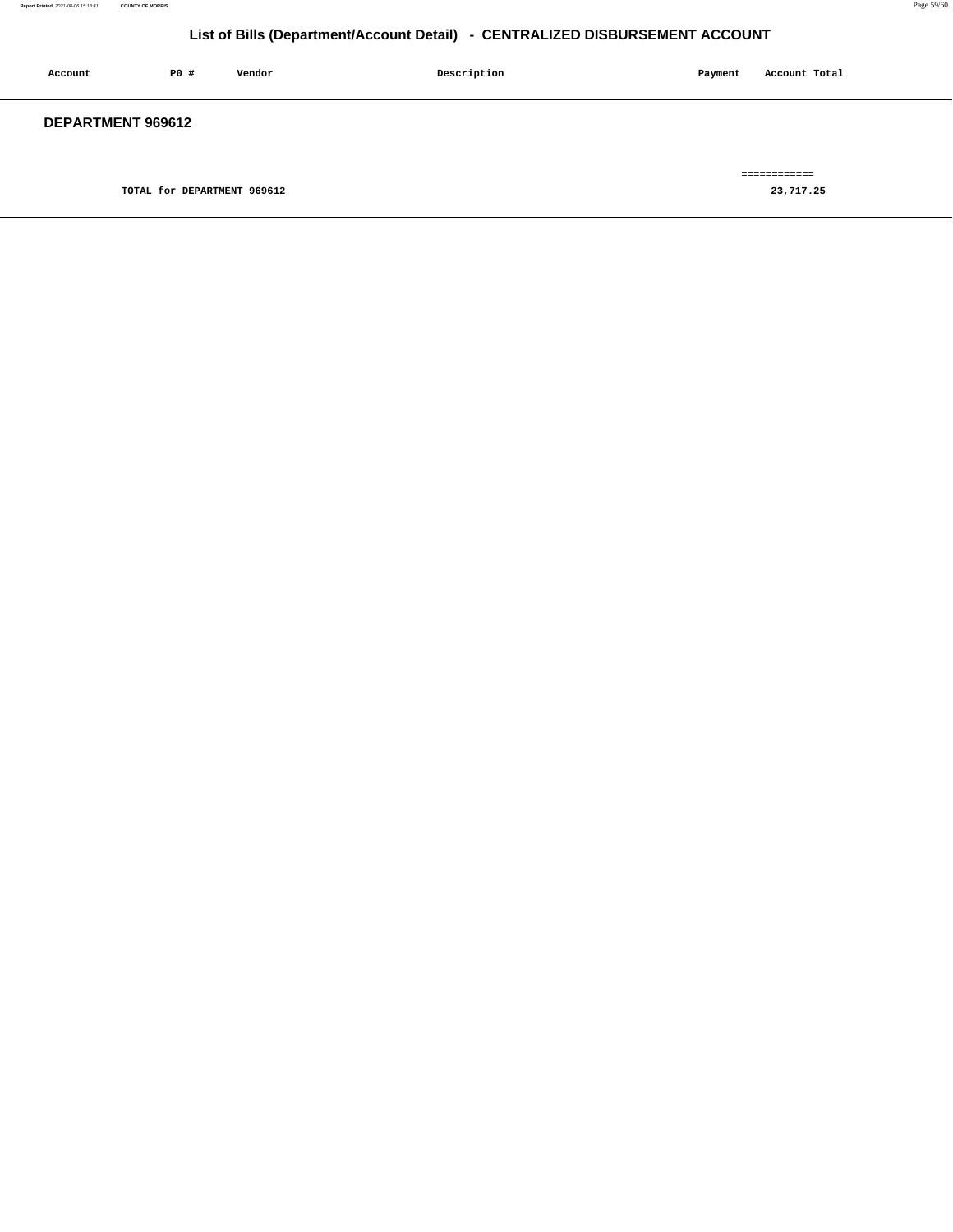# List of Bills (Department/Account Detail) - CENTRALIZED DISBURSEMENT ACCOUNT

| Account | PO # | Vendor | Description | Payment | Account Total |
|---|---|---|---|---|---|

## DEPARTMENT 969612

| | | | | | |
|---|---|---|---|---|---|
| TOTAL for DEPARTMENT 969612 | | | | | ============ 23,717.25 |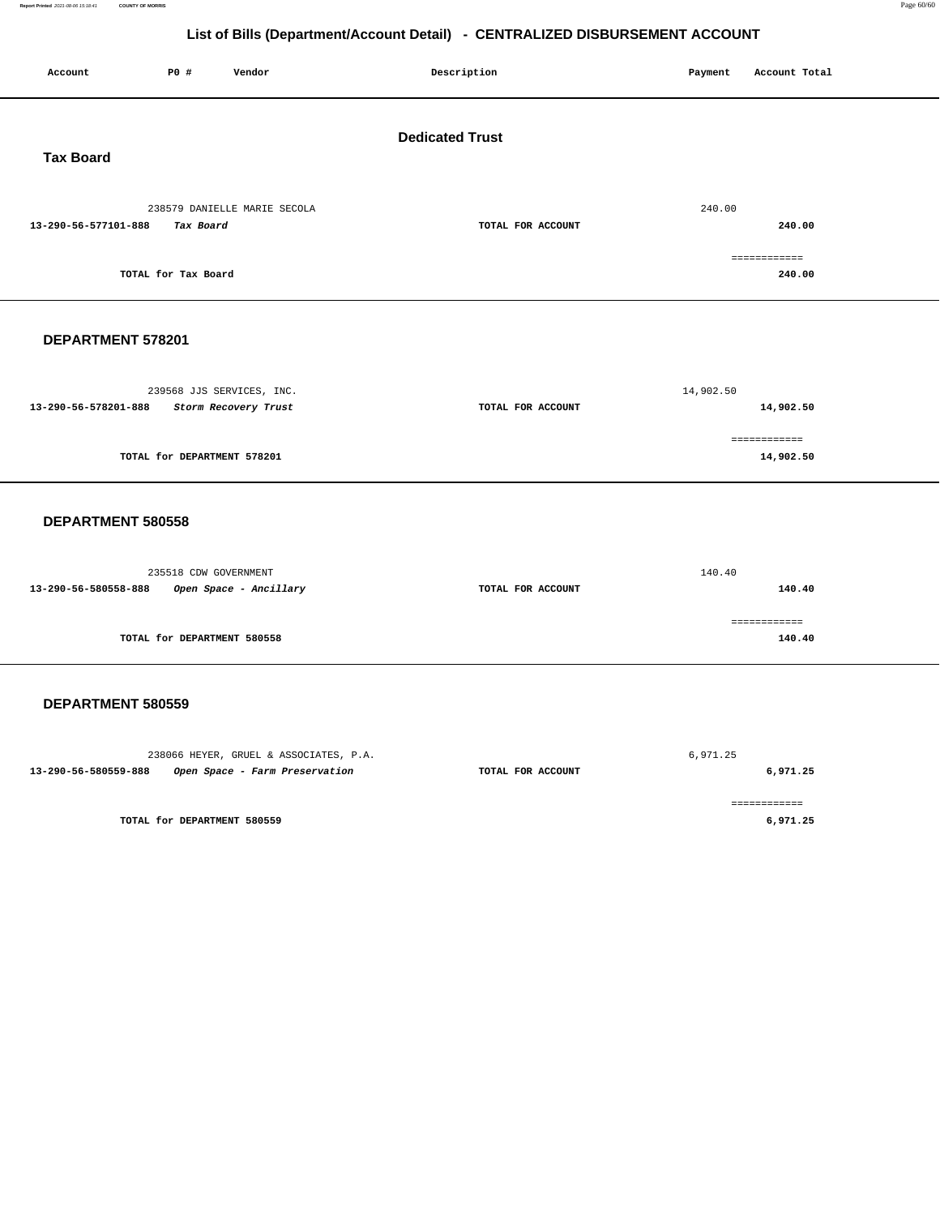# List of Bills (Department/Account Detail) - CENTRALIZED DISBURSEMENT ACCOUNT

| Account | PO # | Vendor | Description | Payment | Account Total |
|---|---|---|---|---|---|

## Dedicated Trust

### Tax Board

| Account | PO # | Vendor | Description | Payment | Account Total |
|---|---|---|---|---|---|
| | 238579 | DANIELLE MARIE SECOLA | | 240.00 | |
| 13-290-56-577101-888 | | *Tax Board* | TOTAL FOR ACCOUNT | | 240.00 |
| | | | | | ============ |
| | | TOTAL for Tax Board | | | 240.00 |

### DEPARTMENT 578201

| Account | PO # | Vendor | Description | Payment | Account Total |
|---|---|---|---|---|---|
| | 239568 | JJS SERVICES, INC. | | 14,902.50 | |
| 13-290-56-578201-888 | | *Storm Recovery Trust* | TOTAL FOR ACCOUNT | | 14,902.50 |
| | | | | | ============ |
| | | TOTAL for DEPARTMENT 578201 | | | 14,902.50 |

### DEPARTMENT 580558

| Account | PO # | Vendor | Description | Payment | Account Total |
|---|---|---|---|---|---|
| | 235518 | CDW GOVERNMENT | | 140.40 | |
| 13-290-56-580558-888 | | *Open Space - Ancillary* | TOTAL FOR ACCOUNT | | 140.40 |
| | | | | | ============ |
| | | TOTAL for DEPARTMENT 580558 | | | 140.40 |

### DEPARTMENT 580559

| Account | PO # | Vendor | Description | Payment | Account Total |
|---|---|---|---|---|---|
| | 238066 | HEYER, GRUEL & ASSOCIATES, P.A. | | 6,971.25 | |
| 13-290-56-580559-888 | | *Open Space - Farm Preservation* | TOTAL FOR ACCOUNT | | 6,971.25 |
| | | | | | ============ |
| | | TOTAL for DEPARTMENT 580559 | | | 6,971.25 |